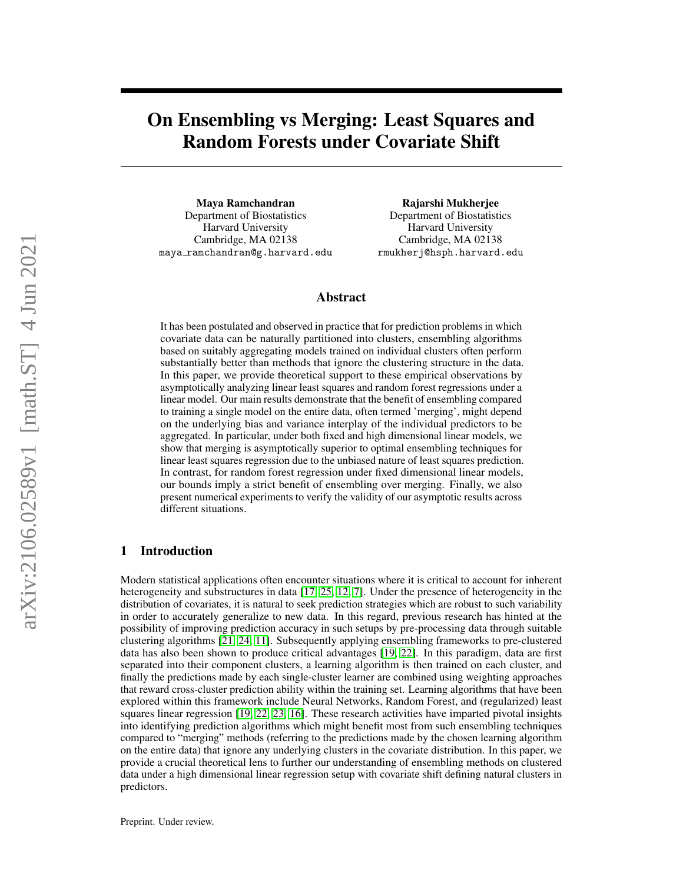# On Ensembling vs Merging: Least Squares and Random Forests under Covariate Shift

**Maya Ramchandran**
Department of Biostatistics
Harvard University
Cambridge, MA 02138
maya_ramchandran@g.harvard.edu

**Rajarshi Mukherjee**
Department of Biostatistics
Harvard University
Cambridge, MA 02138
rmukherj@hsph.harvard.edu

## Abstract

It has been postulated and observed in practice that for prediction problems in which covariate data can be naturally partitioned into clusters, ensembling algorithms based on suitably aggregating models trained on individual clusters often perform substantially better than methods that ignore the clustering structure in the data. In this paper, we provide theoretical support to these empirical observations by asymptotically analyzing linear least squares and random forest regressions under a linear model. Our main results demonstrate that the benefit of ensembling compared to training a single model on the entire data, often termed 'merging', might depend on the underlying bias and variance interplay of the individual predictors to be aggregated. In particular, under both fixed and high dimensional linear models, we show that merging is asymptotically superior to optimal ensembling techniques for linear least squares regression due to the unbiased nature of least squares prediction. In contrast, for random forest regression under fixed dimensional linear models, our bounds imply a strict benefit of ensembling over merging. Finally, we also present numerical experiments to verify the validity of our asymptotic results across different situations.

## 1 Introduction

Modern statistical applications often encounter situations where it is critical to account for inherent heterogeneity and substructures in data [17, 25, 12, 7]. Under the presence of heterogeneity in the distribution of covariates, it is natural to seek prediction strategies which are robust to such variability in order to accurately generalize to new data. In this regard, previous research has hinted at the possibility of improving prediction accuracy in such setups by pre-processing data through suitable clustering algorithms [21, 24, 11]. Subsequently applying ensembling frameworks to pre-clustered data has also been shown to produce critical advantages [19, 22]. In this paradigm, data are first separated into their component clusters, a learning algorithm is then trained on each cluster, and finally the predictions made by each single-cluster learner are combined using weighting approaches that reward cross-cluster prediction ability within the training set. Learning algorithms that have been explored within this framework include Neural Networks, Random Forest, and (regularized) least squares linear regression [19, 22, 23, 16]. These research activities have imparted pivotal insights into identifying prediction algorithms which might benefit most from such ensembling techniques compared to "merging" methods (referring to the predictions made by the chosen learning algorithm on the entire data) that ignore any underlying clusters in the covariate distribution. In this paper, we provide a crucial theoretical lens to further our understanding of ensembling methods on clustered data under a high dimensional linear regression setup with covariate shift defining natural clusters in predictors.

Preprint. Under review.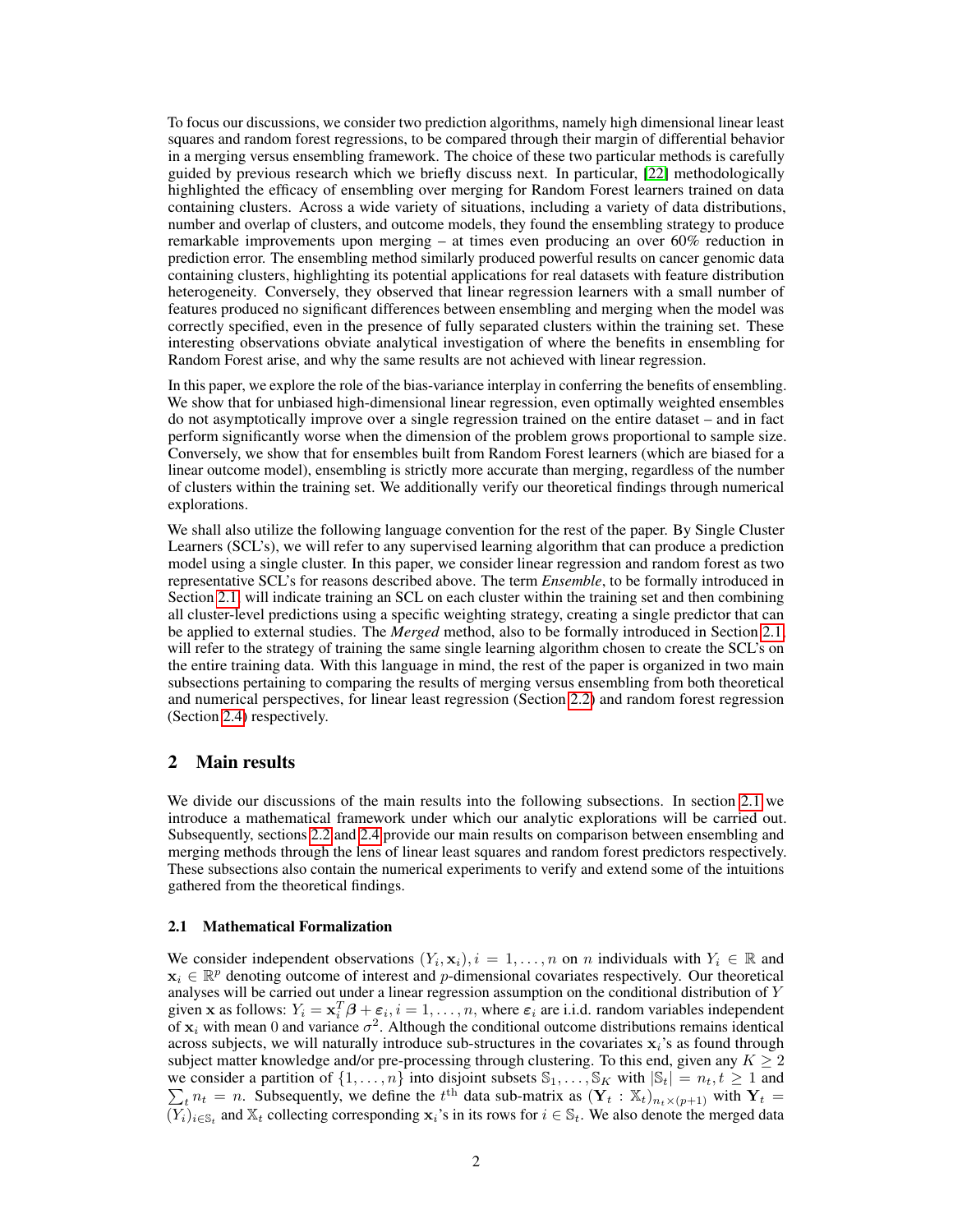To focus our discussions, we consider two prediction algorithms, namely high dimensional linear least squares and random forest regressions, to be compared through their margin of differential behavior in a merging versus ensembling framework. The choice of these two particular methods is carefully guided by previous research which we briefly discuss next. In particular, [22] methodologically highlighted the efficacy of ensembling over merging for Random Forest learners trained on data containing clusters. Across a wide variety of situations, including a variety of data distributions, number and overlap of clusters, and outcome models, they found the ensembling strategy to produce remarkable improvements upon merging – at times even producing an over 60% reduction in prediction error. The ensembling method similarly produced powerful results on cancer genomic data containing clusters, highlighting its potential applications for real datasets with feature distribution heterogeneity. Conversely, they observed that linear regression learners with a small number of features produced no significant differences between ensembling and merging when the model was correctly specified, even in the presence of fully separated clusters within the training set. These interesting observations obviate analytical investigation of where the benefits in ensembling for Random Forest arise, and why the same results are not achieved with linear regression.

In this paper, we explore the role of the bias-variance interplay in conferring the benefits of ensembling. We show that for unbiased high-dimensional linear regression, even optimally weighted ensembles do not asymptotically improve over a single regression trained on the entire dataset – and in fact perform significantly worse when the dimension of the problem grows proportional to sample size. Conversely, we show that for ensembles built from Random Forest learners (which are biased for a linear outcome model), ensembling is strictly more accurate than merging, regardless of the number of clusters within the training set. We additionally verify our theoretical findings through numerical explorations.

We shall also utilize the following language convention for the rest of the paper. By Single Cluster Learners (SCL's), we will refer to any supervised learning algorithm that can produce a prediction model using a single cluster. In this paper, we consider linear regression and random forest as two representative SCL's for reasons described above. The term *Ensemble*, to be formally introduced in Section 2.1, will indicate training an SCL on each cluster within the training set and then combining all cluster-level predictions using a specific weighting strategy, creating a single predictor that can be applied to external studies. The *Merged* method, also to be formally introduced in Section 2.1, will refer to the strategy of training the same single learning algorithm chosen to create the SCL's on the entire training data. With this language in mind, the rest of the paper is organized in two main subsections pertaining to comparing the results of merging versus ensembling from both theoretical and numerical perspectives, for linear least regression (Section 2.2) and random forest regression (Section 2.4) respectively.

## 2 Main results

We divide our discussions of the main results into the following subsections. In section 2.1 we introduce a mathematical framework under which our analytic explorations will be carried out. Subsequently, sections 2.2 and 2.4 provide our main results on comparison between ensembling and merging methods through the lens of linear least squares and random forest predictors respectively. These subsections also contain the numerical experiments to verify and extend some of the intuitions gathered from the theoretical findings.

### 2.1 Mathematical Formalization

We consider independent observations $(Y_i, \mathbf{x}_i), i = 1, \ldots, n$ on $n$ individuals with $Y_i \in \mathbb{R}$ and $\mathbf{x}_i \in \mathbb{R}^p$ denoting outcome of interest and $p$-dimensional covariates respectively. Our theoretical analyses will be carried out under a linear regression assumption on the conditional distribution of $Y$ given $\mathbf{x}$ as follows: $Y_i = \mathbf{x}_i^T \boldsymbol{\beta} + \varepsilon_i, i = 1, \ldots, n$, where $\varepsilon_i$ are i.i.d. random variables independent of $\mathbf{x}_i$ with mean 0 and variance $\sigma^2$. Although the conditional outcome distributions remains identical across subjects, we will naturally introduce sub-structures in the covariates $\mathbf{x}_i$'s as found through subject matter knowledge and/or pre-processing through clustering. To this end, given any $K \geq 2$ we consider a partition of $\{1, \ldots, n\}$ into disjoint subsets $\mathbb{S}_1, \ldots, \mathbb{S}_K$ with $|\mathbb{S}_t| = n_t, t \geq 1$ and $\sum_t n_t = n$. Subsequently, we define the $t^{\text{th}}$ data sub-matrix as $(\mathbf{Y}_t : \mathbb{X}_t)_{n_t \times (p+1)}$ with $\mathbf{Y}_t = (Y_i)_{i \in \mathbb{S}_t}$ and $\mathbb{X}_t$ collecting corresponding $\mathbf{x}_i$'s in its rows for $i \in \mathbb{S}_t$. We also denote the merged data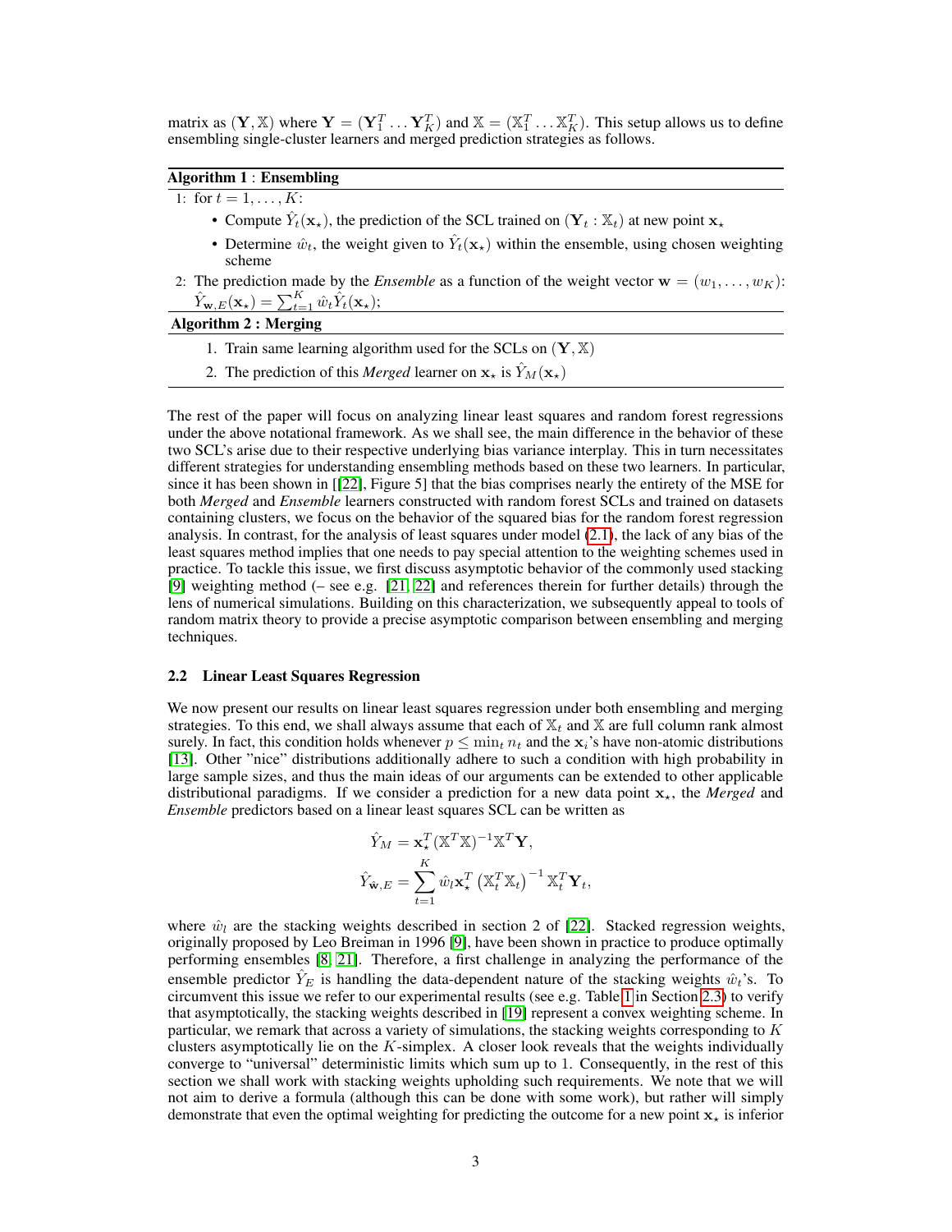matrix as $(\mathbf{Y}, \mathbb{X})$ where $\mathbf{Y} = (\mathbf{Y}_1^T \dots \mathbf{Y}_K^T)$ and $\mathbb{X} = (\mathbb{X}_1^T \dots \mathbb{X}_K^T)$. This setup allows us to define ensembling single-cluster learners and merged prediction strategies as follows.

**Algorithm 1 : Ensembling**

1: for $t = 1, \dots, K$:

- Compute $\hat{Y}_t(\mathbf{x}_\star)$, the prediction of the SCL trained on $(\mathbf{Y}_t : \mathbb{X}_t)$ at new point $\mathbf{x}_\star$
- Determine $\hat{w}_t$, the weight given to $\hat{Y}_t(\mathbf{x}_\star)$ within the ensemble, using chosen weighting scheme

2: The prediction made by the *Ensemble* as a function of the weight vector $\mathbf{w} = (w_1, \dots, w_K)$: $\hat{Y}_{\mathbf{w},E}(\mathbf{x}_\star) = \sum_{t=1}^K \hat{w}_t \hat{Y}_t(\mathbf{x}_\star)$;

**Algorithm 2 : Merging**

1. Train same learning algorithm used for the SCLs on $(\mathbf{Y}, \mathbb{X})$
2. The prediction of this *Merged* learner on $\mathbf{x}_\star$ is $\hat{Y}_M(\mathbf{x}_\star)$

The rest of the paper will focus on analyzing linear least squares and random forest regressions under the above notational framework. As we shall see, the main difference in the behavior of these two SCL's arise due to their respective underlying bias variance interplay. This in turn necessitates different strategies for understanding ensembling methods based on these two learners. In particular, since it has been shown in [[22], Figure 5] that the bias comprises nearly the entirety of the MSE for both *Merged* and *Ensemble* learners constructed with random forest SCLs and trained on datasets containing clusters, we focus on the behavior of the squared bias for the random forest regression analysis. In contrast, for the analysis of least squares under model (2.1), the lack of any bias of the least squares method implies that one needs to pay special attention to the weighting schemes used in practice. To tackle this issue, we first discuss asymptotic behavior of the commonly used stacking [9] weighting method (– see e.g. [21, 22] and references therein for further details) through the lens of numerical simulations. Building on this characterization, we subsequently appeal to tools of random matrix theory to provide a precise asymptotic comparison between ensembling and merging techniques.

### 2.2 Linear Least Squares Regression

We now present our results on linear least squares regression under both ensembling and merging strategies. To this end, we shall always assume that each of $\mathbb{X}_t$ and $\mathbb{X}$ are full column rank almost surely. In fact, this condition holds whenever $p \leq \min_t n_t$ and the $\mathbf{x}_i$'s have non-atomic distributions [13]. Other "nice" distributions additionally adhere to such a condition with high probability in large sample sizes, and thus the main ideas of our arguments can be extended to other applicable distributional paradigms. If we consider a prediction for a new data point $\mathbf{x}_\star$, the *Merged* and *Ensemble* predictors based on a linear least squares SCL can be written as

$$\hat{Y}_M = \mathbf{x}_\star^T (\mathbb{X}^T \mathbb{X})^{-1} \mathbb{X}^T \mathbf{Y},$$

$$\hat{Y}_{\hat{\mathbf{w}},E} = \sum_{t=1}^K \hat{w}_l \mathbf{x}_\star^T \left(\mathbb{X}_t^T \mathbb{X}_t\right)^{-1} \mathbb{X}_t^T \mathbf{Y}_t,$$

where $\hat{w}_l$ are the stacking weights described in section 2 of [22]. Stacked regression weights, originally proposed by Leo Breiman in 1996 [9], have been shown in practice to produce optimally performing ensembles [8, 21]. Therefore, a first challenge in analyzing the performance of the ensemble predictor $\hat{Y}_E$ is handling the data-dependent nature of the stacking weights $\hat{w}_t$'s. To circumvent this issue we refer to our experimental results (see e.g. Table 1 in Section 2.3) to verify that asymptotically, the stacking weights described in [19] represent a convex weighting scheme. In particular, we remark that across a variety of simulations, the stacking weights corresponding to $K$ clusters asymptotically lie on the $K$-simplex. A closer look reveals that the weights individually converge to "universal" deterministic limits which sum up to 1. Consequently, in the rest of this section we shall work with stacking weights upholding such requirements. We note that we will not aim to derive a formula (although this can be done with some work), but rather will simply demonstrate that even the optimal weighting for predicting the outcome for a new point $\mathbf{x}_\star$ is inferior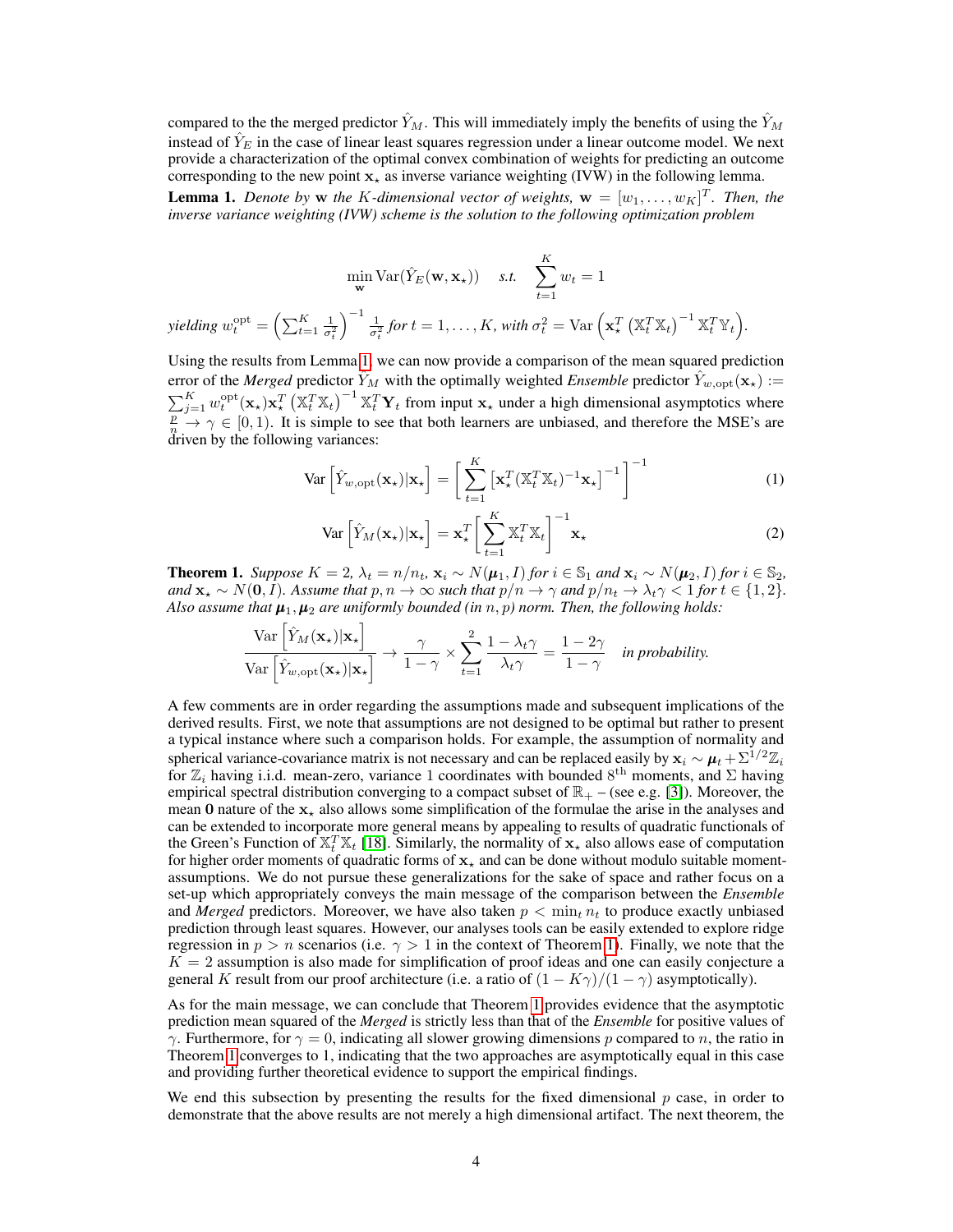compared to the the merged predictor $\hat{Y}_M$. This will immediately imply the benefits of using the $\hat{Y}_M$ instead of $\hat{Y}_E$ in the case of linear least squares regression under a linear outcome model. We next provide a characterization of the optimal convex combination of weights for predicting an outcome corresponding to the new point $\mathbf{x}_\star$ as inverse variance weighting (IVW) in the following lemma.

**Lemma 1.** *Denote by* $\mathbf{w}$ *the* $K$*-dimensional vector of weights,* $\mathbf{w} = [w_1, \ldots, w_K]^T$*. Then, the inverse variance weighting (IVW) scheme is the solution to the following optimization problem*

$$\min_{\mathbf{w}} \operatorname{Var}(\hat{Y}_E(\mathbf{w}, \mathbf{x}_\star)) \quad \text{s.t.} \quad \sum_{t=1}^{K} w_t = 1$$

*yielding* $w_t^{\text{opt}} = \left(\sum_{t=1}^{K} \frac{1}{\sigma_t^2}\right)^{-1} \frac{1}{\sigma_t^2}$ *for* $t = 1, \ldots, K$*, with* $\sigma_t^2 = \operatorname{Var}\left(\mathbf{x}_\star^T \left(\mathbb{X}_t^T \mathbb{X}_t\right)^{-1} \mathbb{X}_t^T \mathbb{Y}_t\right)$.

Using the results from Lemma 1, we can now provide a comparison of the mean squared prediction error of the *Merged* predictor $\hat{Y}_M$ with the optimally weighted *Ensemble* predictor $\hat{Y}_{w,\text{opt}}(\mathbf{x}_\star) := \sum_{j=1}^{K} w_t^{\text{opt}}(\mathbf{x}_\star)\mathbf{x}_\star^T \left(\mathbb{X}_t^T \mathbb{X}_t\right)^{-1} \mathbb{X}_t^T \mathbf{Y}_t$ from input $\mathbf{x}_\star$ under a high dimensional asymptotics where $\frac{p}{n} \to \gamma \in [0, 1)$. It is simple to see that both learners are unbiased, and therefore the MSE's are driven by the following variances:

$$\operatorname{Var}\left[\hat{Y}_{w,\text{opt}}(\mathbf{x}_\star)|\mathbf{x}_\star\right] = \left[\sum_{t=1}^{K} \left[\mathbf{x}_\star^T (\mathbb{X}_t^T \mathbb{X}_t)^{-1} \mathbf{x}_\star\right]^{-1}\right]^{-1} \tag{1}$$

$$\operatorname{Var}\left[\hat{Y}_M(\mathbf{x}_\star)|\mathbf{x}_\star\right] = \mathbf{x}_\star^T \left[\sum_{t=1}^{K} \mathbb{X}_t^T \mathbb{X}_t\right]^{-1} \mathbf{x}_\star \tag{2}$$

**Theorem 1.** *Suppose* $K = 2$*,* $\lambda_t = n/n_t$*,* $\mathbf{x}_i \sim N(\boldsymbol{\mu}_1, I)$ *for* $i \in \mathbb{S}_1$ *and* $\mathbf{x}_i \sim N(\boldsymbol{\mu}_2, I)$ *for* $i \in \mathbb{S}_2$*, and* $\mathbf{x}_\star \sim N(\mathbf{0}, I)$*. Assume that* $p, n \to \infty$ *such that* $p/n \to \gamma$ *and* $p/n_t \to \lambda_t \gamma < 1$ *for* $t \in \{1, 2\}$*. Also assume that* $\boldsymbol{\mu}_1, \boldsymbol{\mu}_2$ *are uniformly bounded (in* $n, p$*) norm. Then, the following holds:*

$$\frac{\operatorname{Var}\left[\hat{Y}_M(\mathbf{x}_\star)|\mathbf{x}_\star\right]}{\operatorname{Var}\left[\hat{Y}_{w,\text{opt}}(\mathbf{x}_\star)|\mathbf{x}_\star\right]} \to \frac{\gamma}{1-\gamma} \times \sum_{t=1}^{2} \frac{1-\lambda_t\gamma}{\lambda_t\gamma} = \frac{1-2\gamma}{1-\gamma} \quad \textit{in probability.}$$

A few comments are in order regarding the assumptions made and subsequent implications of the derived results. First, we note that assumptions are not designed to be optimal but rather to present a typical instance where such a comparison holds. For example, the assumption of normality and spherical variance-covariance matrix is not necessary and can be replaced easily by $\mathbf{x}_i \sim \boldsymbol{\mu}_t + \Sigma^{1/2}\mathbb{Z}_i$ for $\mathbb{Z}_i$ having i.i.d. mean-zero, variance 1 coordinates with bounded $8^{\text{th}}$ moments, and $\Sigma$ having empirical spectral distribution converging to a compact subset of $\mathbb{R}_+$ – (see e.g. [3]). Moreover, the mean $\mathbf{0}$ nature of the $\mathbf{x}_\star$ also allows some simplification of the formulae the arise in the analyses and can be extended to incorporate more general means by appealing to results of quadratic functionals of the Green's Function of $\mathbb{X}_t^T \mathbb{X}_t$ [18]. Similarly, the normality of $\mathbf{x}_\star$ also allows ease of computation for higher order moments of quadratic forms of $\mathbf{x}_\star$ and can be done without modulo suitable moment-assumptions. We do not pursue these generalizations for the sake of space and rather focus on a set-up which appropriately conveys the main message of the comparison between the *Ensemble* and *Merged* predictors. Moreover, we have also taken $p < \min_t n_t$ to produce exactly unbiased prediction through least squares. However, our analyses tools can be easily extended to explore ridge regression in $p > n$ scenarios (i.e. $\gamma > 1$ in the context of Theorem 1). Finally, we note that the $K = 2$ assumption is also made for simplification of proof ideas and one can easily conjecture a general $K$ result from our proof architecture (i.e. a ratio of $(1 - K\gamma)/(1 - \gamma)$ asymptotically).

As for the main message, we can conclude that Theorem 1 provides evidence that the asymptotic prediction mean squared of the *Merged* is strictly less than that of the *Ensemble* for positive values of $\gamma$. Furthermore, for $\gamma = 0$, indicating all slower growing dimensions $p$ compared to $n$, the ratio in Theorem 1 converges to 1, indicating that the two approaches are asymptotically equal in this case and providing further theoretical evidence to support the empirical findings.

We end this subsection by presenting the results for the fixed dimensional $p$ case, in order to demonstrate that the above results are not merely a high dimensional artifact. The next theorem, the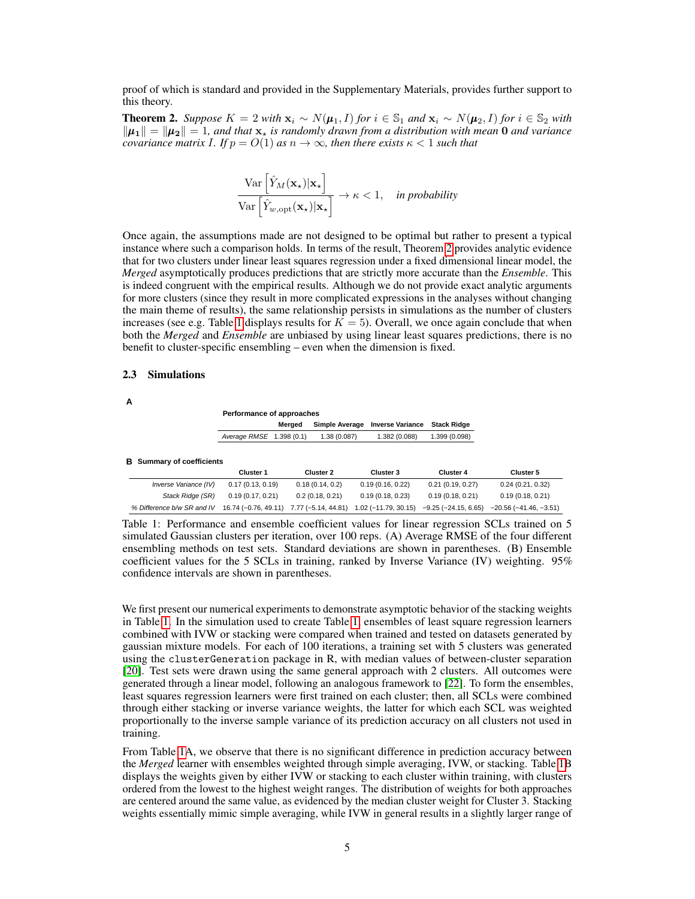proof of which is standard and provided in the Supplementary Materials, provides further support to this theory.

**Theorem 2.** *Suppose $K = 2$ with $\mathbf{x}_i \sim N(\boldsymbol{\mu}_1, I)$ for $i \in \mathbb{S}_1$ and $\mathbf{x}_i \sim N(\boldsymbol{\mu}_2, I)$ for $i \in \mathbb{S}_2$ with $\|\boldsymbol{\mu}_1\| = \|\boldsymbol{\mu}_2\| = 1$, and that $\mathbf{x}_\star$ is randomly drawn from a distribution with mean $\mathbf{0}$ and variance covariance matrix $I$. If $p = O(1)$ as $n \to \infty$, then there exists $\kappa < 1$ such that*

$$\frac{\operatorname{Var}\left[\hat{Y}_M(\mathbf{x}_\star)|\mathbf{x}_\star\right]}{\operatorname{Var}\left[\hat{Y}_{w,\text{opt}}(\mathbf{x}_\star)|\mathbf{x}_\star\right]} \to \kappa < 1, \quad \textit{in probability}$$

Once again, the assumptions made are not designed to be optimal but rather to present a typical instance where such a comparison holds. In terms of the result, Theorem 2 provides analytic evidence that for two clusters under linear least squares regression under a fixed dimensional linear model, the *Merged* asymptotically produces predictions that are strictly more accurate than the *Ensemble*. This is indeed congruent with the empirical results. Although we do not provide exact analytic arguments for more clusters (since they result in more complicated expressions in the analyses without changing the main theme of results), the same relationship persists in simulations as the number of clusters increases (see e.g. Table 1 displays results for $K = 5$). Overall, we once again conclude that when both the *Merged* and *Ensemble* are unbiased by using linear least squares predictions, there is no benefit to cluster-specific ensembling – even when the dimension is fixed.

### 2.3 Simulations

**A**

**Performance of approaches**

| | Merged | Simple Average | Inverse Variance | Stack Ridge |
|---|---|---|---|---|
| *Average RMSE* | 1.398 (0.1) | 1.38 (0.087) | 1.382 (0.088) | 1.399 (0.098) |

**B Summary of coefficients**

| | Cluster 1 | Cluster 2 | Cluster 3 | Cluster 4 | Cluster 5 |
|---|---|---|---|---|---|
| *Inverse Variance (IV)* | 0.17 (0.13, 0.19) | 0.18 (0.14, 0.2) | 0.19 (0.16, 0.22) | 0.21 (0.19, 0.27) | 0.24 (0.21, 0.32) |
| *Stack Ridge (SR)* | 0.19 (0.17, 0.21) | 0.2 (0.18, 0.21) | 0.19 (0.18, 0.23) | 0.19 (0.18, 0.21) | 0.19 (0.18, 0.21) |
| *% Difference b/w SR and IV* | 16.74 (−0.76, 49.11) | 7.77 (−5.14, 44.81) | 1.02 (−11.79, 30.15) | −9.25 (−24.15, 6.65) | −20.56 (−41.46, −3.51) |

Table 1: Performance and ensemble coefficient values for linear regression SCLs trained on 5 simulated Gaussian clusters per iteration, over 100 reps. (A) Average RMSE of the four different ensembling methods on test sets. Standard deviations are shown in parentheses. (B) Ensemble coefficient values for the 5 SCLs in training, ranked by Inverse Variance (IV) weighting. 95% confidence intervals are shown in parentheses.

We first present our numerical experiments to demonstrate asymptotic behavior of the stacking weights in Table 1. In the simulation used to create Table 1, ensembles of least square regression learners combined with IVW or stacking were compared when trained and tested on datasets generated by gaussian mixture models. For each of 100 iterations, a training set with 5 clusters was generated using the `clusterGeneration` package in R, with median values of between-cluster separation [20]. Test sets were drawn using the same general approach with 2 clusters. All outcomes were generated through a linear model, following an analogous framework to [22]. To form the ensembles, least squares regression learners were first trained on each cluster; then, all SCLs were combined through either stacking or inverse variance weights, the latter for which each SCL was weighted proportionally to the inverse sample variance of its prediction accuracy on all clusters not used in training.

From Table 1A, we observe that there is no significant difference in prediction accuracy between the *Merged* learner with ensembles weighted through simple averaging, IVW, or stacking. Table 1B displays the weights given by either IVW or stacking to each cluster within training, with clusters ordered from the lowest to the highest weight ranges. The distribution of weights for both approaches are centered around the same value, as evidenced by the median cluster weight for Cluster 3. Stacking weights essentially mimic simple averaging, while IVW in general results in a slightly larger range of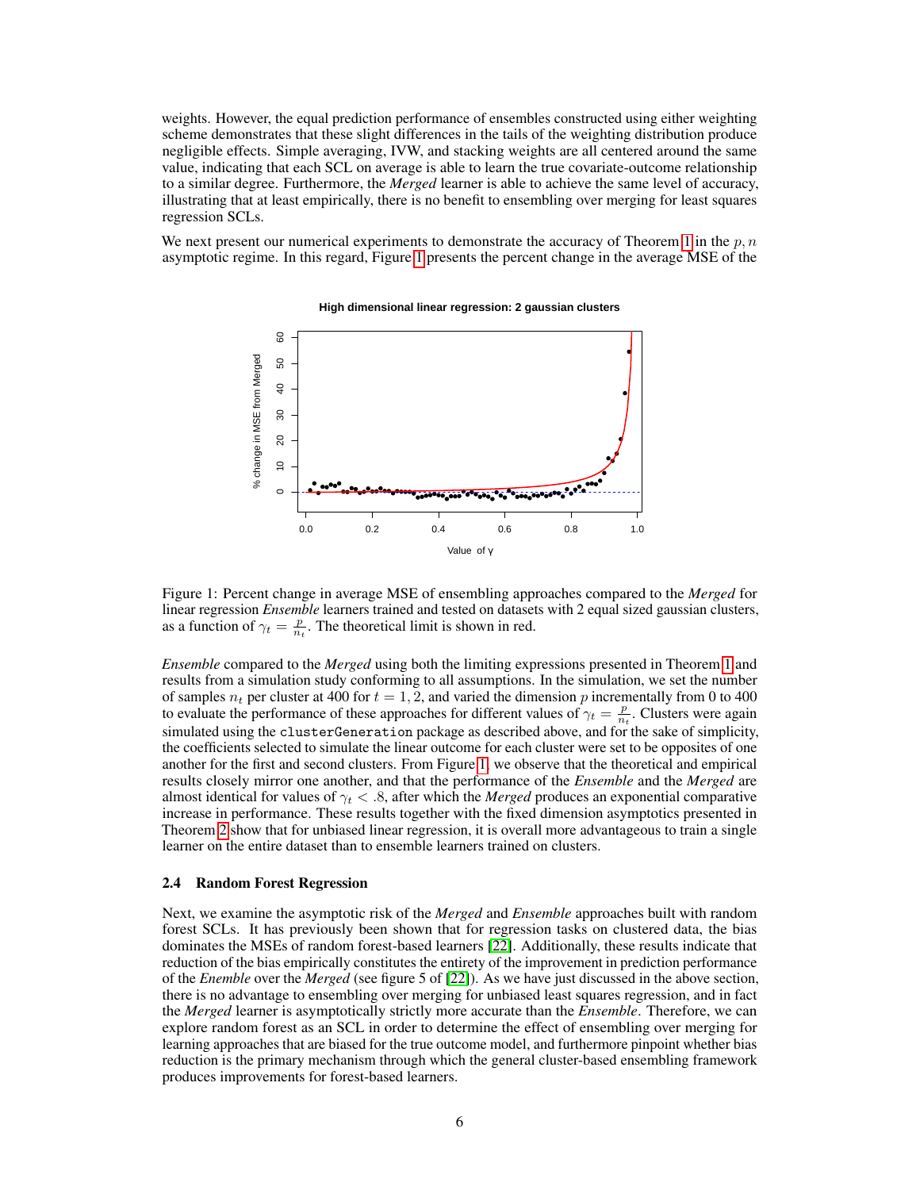weights. However, the equal prediction performance of ensembles constructed using either weighting scheme demonstrates that these slight differences in the tails of the weighting distribution produce negligible effects. Simple averaging, IVW, and stacking weights are all centered around the same value, indicating that each SCL on average is able to learn the true covariate-outcome relationship to a similar degree. Furthermore, the *Merged* learner is able to achieve the same level of accuracy, illustrating that at least empirically, there is no benefit to ensembling over merging for least squares regression SCLs.

We next present our numerical experiments to demonstrate the accuracy of Theorem 1 in the $p, n$ asymptotic regime. In this regard, Figure 1 presents the percent change in the average MSE of the

Figure 1: Percent change in average MSE of ensembling approaches compared to the *Merged* for linear regression *Ensemble* learners trained and tested on datasets with 2 equal sized gaussian clusters, as a function of $\gamma_t = \frac{p}{n_t}$. The theoretical limit is shown in red.

*Ensemble* compared to the *Merged* using both the limiting expressions presented in Theorem 1 and results from a simulation study conforming to all assumptions. In the simulation, we set the number of samples $n_t$ per cluster at 400 for $t = 1, 2$, and varied the dimension $p$ incrementally from 0 to 400 to evaluate the performance of these approaches for different values of $\gamma_t = \frac{p}{n_t}$. Clusters were again simulated using the `clusterGeneration` package as described above, and for the sake of simplicity, the coefficients selected to simulate the linear outcome for each cluster were set to be opposites of one another for the first and second clusters. From Figure 1, we observe that the theoretical and empirical results closely mirror one another, and that the performance of the *Ensemble* and the *Merged* are almost identical for values of $\gamma_t < .8$, after which the *Merged* produces an exponential comparative increase in performance. These results together with the fixed dimension asymptotics presented in Theorem 2 show that for unbiased linear regression, it is overall more advantageous to train a single learner on the entire dataset than to ensemble learners trained on clusters.

### 2.4 Random Forest Regression

Next, we examine the asymptotic risk of the *Merged* and *Ensemble* approaches built with random forest SCLs. It has previously been shown that for regression tasks on clustered data, the bias dominates the MSEs of random forest-based learners [22]. Additionally, these results indicate that reduction of the bias empirically constitutes the entirety of the improvement in prediction performance of the *Enemble* over the *Merged* (see figure 5 of [22]). As we have just discussed in the above section, there is no advantage to ensembling over merging for unbiased least squares regression, and in fact the *Merged* learner is asymptotically strictly more accurate than the *Ensemble*. Therefore, we can explore random forest as an SCL in order to determine the effect of ensembling over merging for learning approaches that are biased for the true outcome model, and furthermore pinpoint whether bias reduction is the primary mechanism through which the general cluster-based ensembling framework produces improvements for forest-based learners.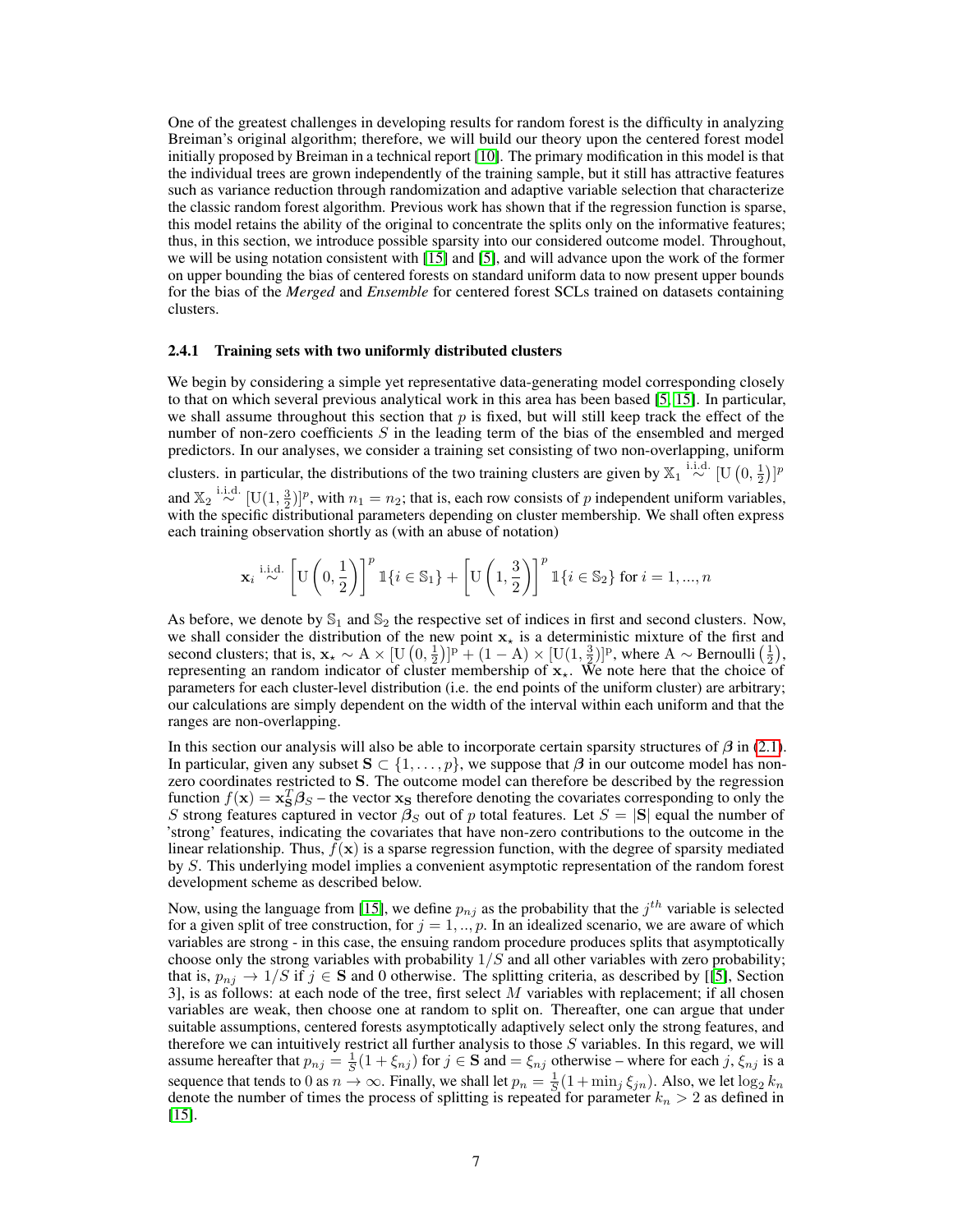One of the greatest challenges in developing results for random forest is the difficulty in analyzing Breiman's original algorithm; therefore, we will build our theory upon the centered forest model initially proposed by Breiman in a technical report [10]. The primary modification in this model is that the individual trees are grown independently of the training sample, but it still has attractive features such as variance reduction through randomization and adaptive variable selection that characterize the classic random forest algorithm. Previous work has shown that if the regression function is sparse, this model retains the ability of the original to concentrate the splits only on the informative features; thus, in this section, we introduce possible sparsity into our considered outcome model. Throughout, we will be using notation consistent with [15] and [5], and will advance upon the work of the former on upper bounding the bias of centered forests on standard uniform data to now present upper bounds for the bias of the *Merged* and *Ensemble* for centered forest SCLs trained on datasets containing clusters.

### 2.4.1 Training sets with two uniformly distributed clusters

We begin by considering a simple yet representative data-generating model corresponding closely to that on which several previous analytical work in this area has been based [5, 15]. In particular, we shall assume throughout this section that $p$ is fixed, but will still keep track the effect of the number of non-zero coefficients $S$ in the leading term of the bias of the ensembled and merged predictors. In our analyses, we consider a training set consisting of two non-overlapping, uniform clusters. in particular, the distributions of the two training clusters are given by $\mathbb{X}_1 \overset{\text{i.i.d.}}{\sim} [\mathrm{U}\left(0, \frac{1}{2}\right)]^p$ and $\mathbb{X}_2 \overset{\text{i.i.d.}}{\sim} [\mathrm{U}(1, \frac{3}{2})]^p$, with $n_1 = n_2$; that is, each row consists of $p$ independent uniform variables, with the specific distributional parameters depending on cluster membership. We shall often express each training observation shortly as (with an abuse of notation)

$$
\mathbf{x}_i \overset{\text{i.i.d.}}{\sim} \left[\mathrm{U}\left(0, \frac{1}{2}\right)\right]^p \mathbb{1}\{i \in \mathbb{S}_1\} + \left[\mathrm{U}\left(1, \frac{3}{2}\right)\right]^p \mathbb{1}\{i \in \mathbb{S}_2\} \text{ for } i = 1, ..., n
$$

As before, we denote by $\mathbb{S}_1$ and $\mathbb{S}_2$ the respective set of indices in first and second clusters. Now, we shall consider the distribution of the new point $\mathbf{x}_\star$ is a deterministic mixture of the first and second clusters; that is, $\mathbf{x}_\star \sim \mathrm{A} \times [\mathrm{U}\left(0, \frac{1}{2}\right)]^{\mathrm{p}} + (1 - \mathrm{A}) \times [\mathrm{U}(1, \frac{3}{2})]^{\mathrm{p}}$, where $\mathrm{A} \sim \text{Bernoulli}\left(\frac{1}{2}\right)$, representing an indicator of cluster membership of $\mathbf{x}_\star$. We note here that the choice of parameters for each cluster-level distribution (i.e. the end points of the uniform cluster) are arbitrary; our calculations are simply dependent on the width of the interval within each uniform and that the ranges are non-overlapping.

In this section our analysis will also be able to incorporate certain sparsity structures of $\boldsymbol{\beta}$ in (2.1). In particular, given any subset $\mathbf{S} \subset \{1, \ldots, p\}$, we suppose that $\boldsymbol{\beta}$ in our outcome model has non-zero coordinates restricted to $\mathbf{S}$. The outcome model can therefore be described by the regression function $f(\mathbf{x}) = \mathbf{x}_\mathbf{S}^T \boldsymbol{\beta}_S$ – the vector $\mathbf{x}_\mathbf{S}$ therefore denoting the covariates corresponding to only the $S$ strong features captured in vector $\boldsymbol{\beta}_S$ out of $p$ total features. Let $S = |\mathbf{S}|$ equal the number of 'strong' features, indicating the covariates that have non-zero contributions to the outcome in the linear relationship. Thus, $f(\mathbf{x})$ is a sparse regression function, with the degree of sparsity mediated by $S$. This underlying model implies a convenient asymptotic representation of the random forest development scheme as described below.

Now, using the language from [15], we define $p_{nj}$ as the probability that the $j^{th}$ variable is selected for a given split of tree construction, for $j = 1, .., p$. In an idealized scenario, we are aware of which variables are strong - in this case, the ensuing random procedure produces splits that asymptotically choose only the strong variables with probability $1/S$ and all other variables with zero probability; that is, $p_{nj} \to 1/S$ if $j \in \mathbf{S}$ and 0 otherwise. The splitting criteria, as described by [[5], Section 3], is as follows: at each node of the tree, first select $M$ variables with replacement; if all chosen variables are weak, then choose one at random to split on. Thereafter, one can argue that under suitable assumptions, centered forests asymptotically adaptively select only the strong features, and therefore we can intuitively restrict all further analysis to those $S$ variables. In this regard, we will assume hereafter that $p_{nj} = \frac{1}{S}(1 + \xi_{nj})$ for $j \in \mathbf{S}$ and $= \xi_{nj}$ otherwise – where for each $j$, $\xi_{nj}$ is a sequence that tends to 0 as $n \to \infty$. Finally, we shall let $p_n = \frac{1}{S}(1 + \min_j \xi_{jn})$. Also, we let $\log_2 k_n$ denote the number of times the process of splitting is repeated for parameter $k_n > 2$ as defined in [15].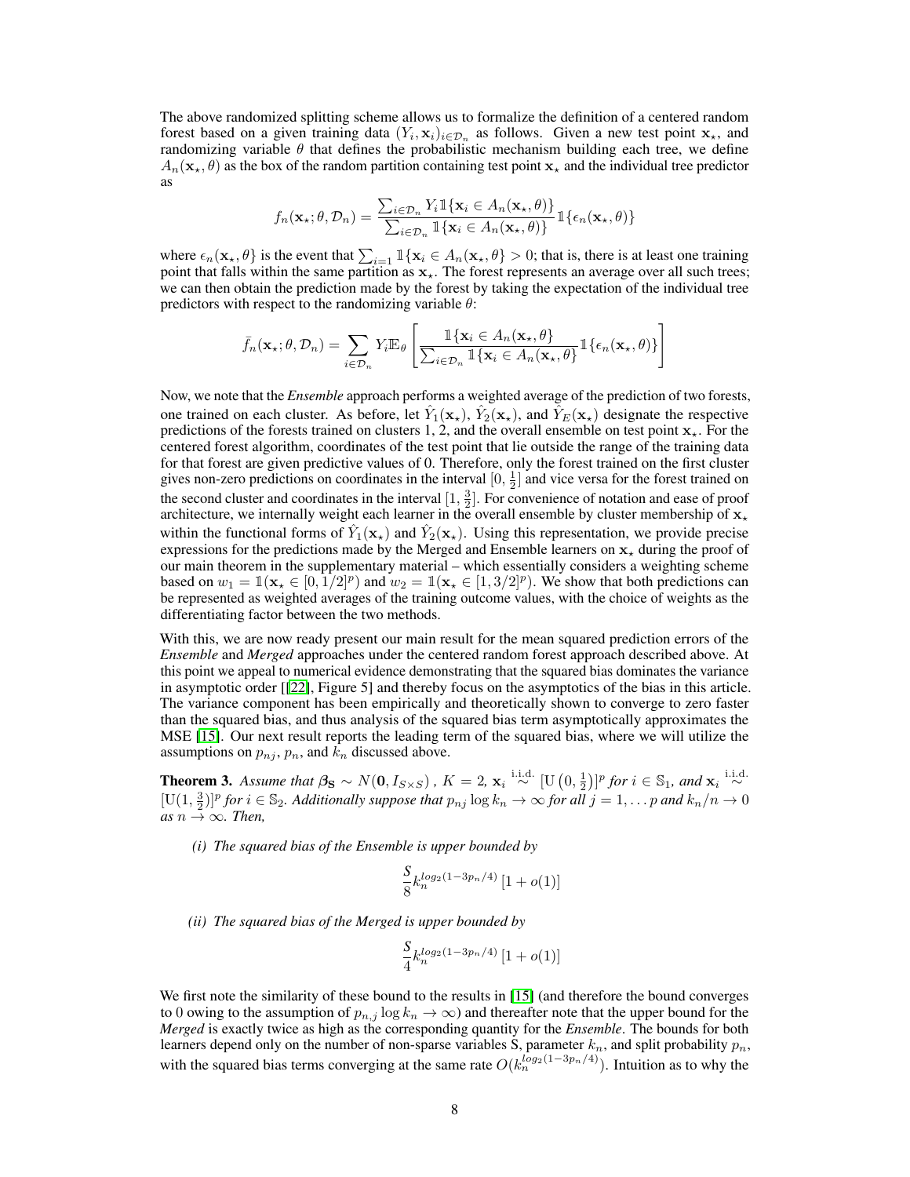The above randomized splitting scheme allows us to formalize the definition of a centered random forest based on a given training data $(Y_i, \mathbf{x}_i)_{i\in\mathcal{D}_n}$ as follows. Given a new test point $\mathbf{x}_\star$, and randomizing variable $\theta$ that defines the probabilistic mechanism building each tree, we define $A_n(\mathbf{x}_\star, \theta)$ as the box of the random partition containing test point $\mathbf{x}_\star$ and the individual tree predictor as

$$f_n(\mathbf{x}_\star; \theta, \mathcal{D}_n) = \frac{\sum_{i\in\mathcal{D}_n} Y_i \mathbb{1}\{\mathbf{x}_i \in A_n(\mathbf{x}_\star, \theta)\}}{\sum_{i\in\mathcal{D}_n} \mathbb{1}\{\mathbf{x}_i \in A_n(\mathbf{x}_\star, \theta)\}} \mathbb{1}\{\epsilon_n(\mathbf{x}_\star, \theta)\}$$

where $\epsilon_n(\mathbf{x}_\star, \theta\}$ is the event that $\sum_{i=1} \mathbb{1}\{\mathbf{x}_i \in A_n(\mathbf{x}_\star, \theta\} > 0$; that is, there is at least one training point that falls within the same partition as $\mathbf{x}_\star$. The forest represents an average over all such trees; we can then obtain the prediction made by the forest by taking the expectation of the individual tree predictors with respect to the randomizing variable $\theta$:

$$\bar{f}_n(\mathbf{x}_\star; \theta, \mathcal{D}_n) = \sum_{i\in\mathcal{D}_n} Y_i \mathbb{E}_\theta \left[ \frac{\mathbb{1}\{\mathbf{x}_i \in A_n(\mathbf{x}_\star, \theta\}}{\sum_{i\in\mathcal{D}_n} \mathbb{1}\{\mathbf{x}_i \in A_n(\mathbf{x}_\star, \theta\}} \mathbb{1}\{\epsilon_n(\mathbf{x}_\star, \theta)\} \right]$$

Now, we note that the *Ensemble* approach performs a weighted average of the prediction of two forests, one trained on each cluster. As before, let $\hat{Y}_1(\mathbf{x}_\star)$, $\hat{Y}_2(\mathbf{x}_\star)$, and $\hat{Y}_E(\mathbf{x}_\star)$ designate the respective predictions of the forests trained on clusters 1, 2, and the overall ensemble on test point $\mathbf{x}_\star$. For the centered forest algorithm, coordinates of the test point that lie outside the range of the training data for that forest are given predictive values of 0. Therefore, only the forest trained on the first cluster gives non-zero predictions on coordinates in the interval $[0, \frac{1}{2}]$ and vice versa for the forest trained on the second cluster and coordinates in the interval $[1, \frac{3}{2}]$. For convenience of notation and ease of proof architecture, we internally weight each learner in the overall ensemble by cluster membership of $\mathbf{x}_\star$ within the functional forms of $\hat{Y}_1(\mathbf{x}_\star)$ and $\hat{Y}_2(\mathbf{x}_\star)$. Using this representation, we provide precise expressions for the predictions made by the Merged and Ensemble learners on $\mathbf{x}_\star$ during the proof of our main theorem in the supplementary material – which essentially considers a weighting scheme based on $w_1 = \mathbb{1}(\mathbf{x}_\star \in [0, 1/2]^p)$ and $w_2 = \mathbb{1}(\mathbf{x}_\star \in [1, 3/2]^p)$. We show that both predictions can be represented as weighted averages of the training outcome values, with the choice of weights as the differentiating factor between the two methods.

With this, we are now ready present our main result for the mean squared prediction errors of the *Ensemble* and *Merged* approaches under the centered random forest approach described above. At this point we appeal to numerical evidence demonstrating that the squared bias dominates the variance in asymptotic order [[22], Figure 5] and thereby focus on the asymptotics of the bias in this article. The variance component has been empirically and theoretically shown to converge to zero faster than the squared bias, and thus analysis of the squared bias term asymptotically approximates the MSE [15]. Our next result reports the leading term of the squared bias, where we will utilize the assumptions on $p_{nj}$, $p_n$, and $k_n$ discussed above.

**Theorem 3.** *Assume that $\boldsymbol{\beta}_\mathbf{S} \sim N(\mathbf{0}, I_{S\times S})$ , $K = 2$, $\mathbf{x}_i \overset{\text{i.i.d.}}{\sim} [\text{U}(0, \frac{1}{2})]^p$ for $i \in \mathbb{S}_1$, and $\mathbf{x}_i \overset{\text{i.i.d.}}{\sim} [\text{U}(1, \frac{3}{2})]^p$ for $i \in \mathbb{S}_2$. Additionally suppose that $p_{nj} \log k_n \to \infty$ for all $j = 1, \ldots p$ and $k_n/n \to 0$ as $n \to \infty$. Then,*

*(i) The squared bias of the Ensemble is upper bounded by*

$$\frac{S}{8} k_n^{log_2(1-3p_n/4)} [1 + o(1)]$$

*(ii) The squared bias of the Merged is upper bounded by*

$$\frac{S}{4} k_n^{log_2(1-3p_n/4)} [1 + o(1)]$$

We first note the similarity of these bound to the results in [15] (and therefore the bound converges to 0 owing to the assumption of $p_{n,j} \log k_n \to \infty$) and thereafter note that the upper bound for the *Merged* is exactly twice as high as the corresponding quantity for the *Ensemble*. The bounds for both learners depend only on the number of non-sparse variables S, parameter $k_n$, and split probability $p_n$, with the squared bias terms converging at the same rate $O(k_n^{log_2(1-3p_n/4)})$. Intuition as to why the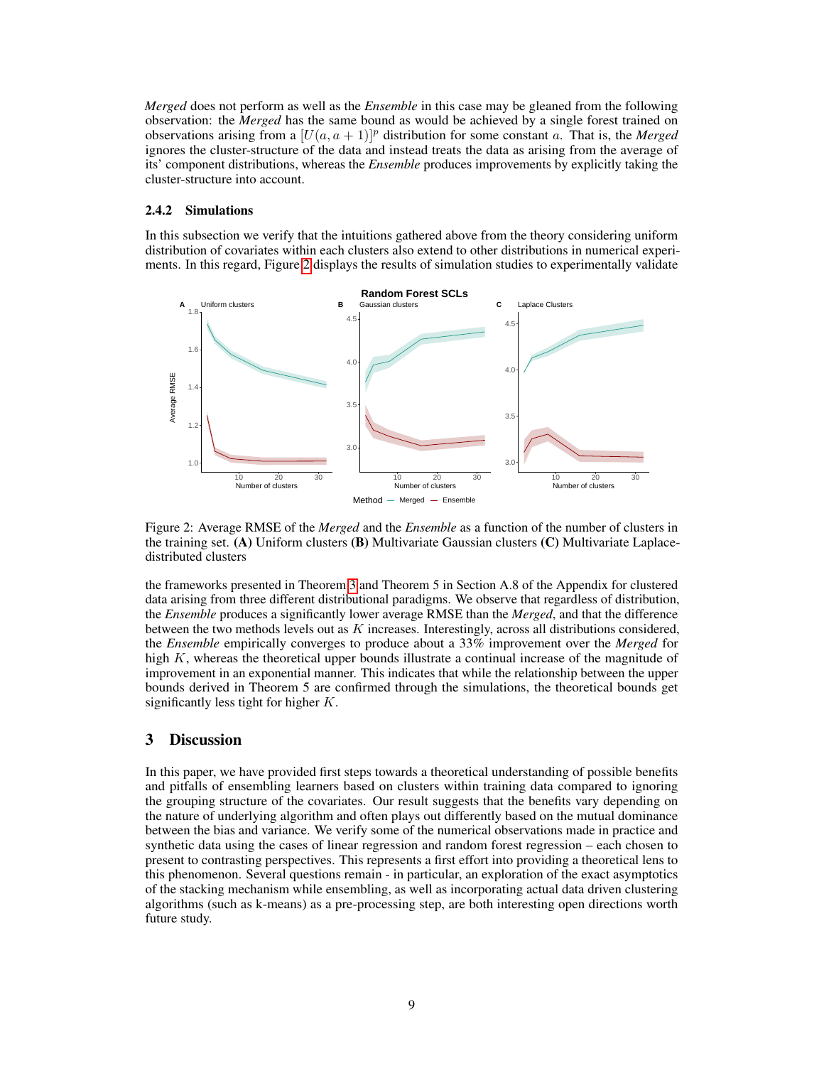*Merged* does not perform as well as the *Ensemble* in this case may be gleaned from the following observation: the *Merged* has the same bound as would be achieved by a single forest trained on observations arising from a $[U(a, a+1)]^p$ distribution for some constant $a$. That is, the *Merged* ignores the cluster-structure of the data and instead treats the data as arising from the average of its' component distributions, whereas the *Ensemble* produces improvements by explicitly taking the cluster-structure into account.

### 2.4.2 Simulations

In this subsection we verify that the intuitions gathered above from the theory considering uniform distribution of covariates within each clusters also extend to other distributions in numerical experiments. In this regard, Figure 2 displays the results of simulation studies to experimentally validate

Figure 2: Average RMSE of the *Merged* and the *Ensemble* as a function of the number of clusters in the training set. **(A)** Uniform clusters **(B)** Multivariate Gaussian clusters **(C)** Multivariate Laplace-distributed clusters

the frameworks presented in Theorem 3 and Theorem 5 in Section A.8 of the Appendix for clustered data arising from three different distributional paradigms. We observe that regardless of distribution, the *Ensemble* produces a significantly lower average RMSE than the *Merged*, and that the difference between the two methods levels out as $K$ increases. Interestingly, across all distributions considered, the *Ensemble* empirically converges to produce about a 33% improvement over the *Merged* for high $K$, whereas the theoretical upper bounds illustrate a continual increase of the magnitude of improvement in an exponential manner. This indicates that while the relationship between the upper bounds derived in Theorem 5 are confirmed through the simulations, the theoretical bounds get significantly less tight for higher $K$.

## 3 Discussion

In this paper, we have provided first steps towards a theoretical understanding of possible benefits and pitfalls of ensembling learners based on clusters within training data compared to ignoring the grouping structure of the covariates. Our result suggests that the benefits vary depending on the nature of underlying algorithm and often plays out differently based on the mutual dominance between the bias and variance. We verify some of the numerical observations made in practice and synthetic data using the cases of linear regression and random forest regression – each chosen to present to contrasting perspectives. This represents a first effort into providing a theoretical lens to this phenomenon. Several questions remain - in particular, an exploration of the exact asymptotics of the stacking mechanism while ensembling, as well as incorporating actual data driven clustering algorithms (such as k-means) as a pre-processing step, are both interesting open directions worth future study.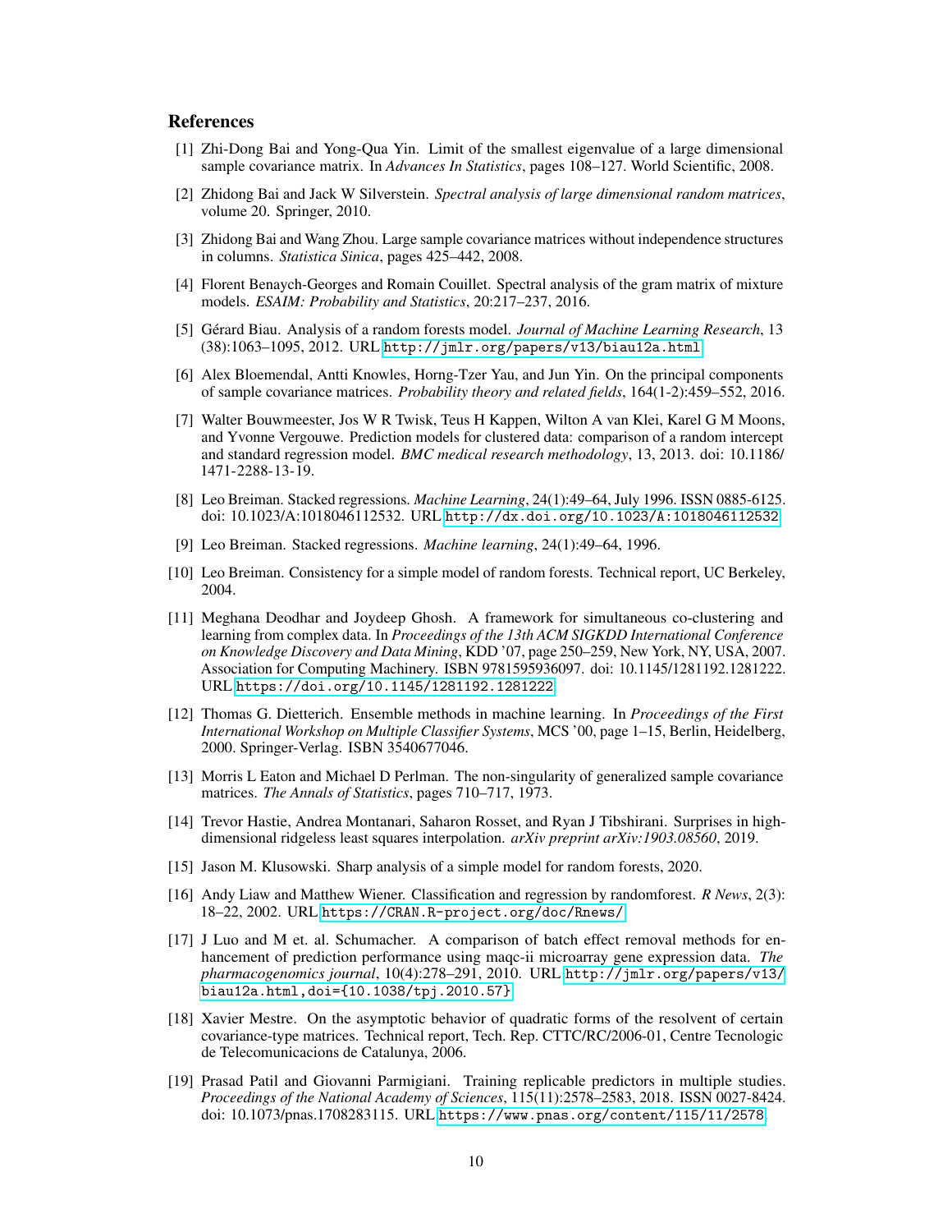## References

[1] Zhi-Dong Bai and Yong-Qua Yin. Limit of the smallest eigenvalue of a large dimensional sample covariance matrix. In *Advances In Statistics*, pages 108–127. World Scientific, 2008.

[2] Zhidong Bai and Jack W Silverstein. *Spectral analysis of large dimensional random matrices*, volume 20. Springer, 2010.

[3] Zhidong Bai and Wang Zhou. Large sample covariance matrices without independence structures in columns. *Statistica Sinica*, pages 425–442, 2008.

[4] Florent Benaych-Georges and Romain Couillet. Spectral analysis of the gram matrix of mixture models. *ESAIM: Probability and Statistics*, 20:217–237, 2016.

[5] Gérard Biau. Analysis of a random forests model. *Journal of Machine Learning Research*, 13 (38):1063–1095, 2012. URL http://jmlr.org/papers/v13/biau12a.html.

[6] Alex Bloemendal, Antti Knowles, Horng-Tzer Yau, and Jun Yin. On the principal components of sample covariance matrices. *Probability theory and related fields*, 164(1-2):459–552, 2016.

[7] Walter Bouwmeester, Jos W R Twisk, Teus H Kappen, Wilton A van Klei, Karel G M Moons, and Yvonne Vergouwe. Prediction models for clustered data: comparison of a random intercept and standard regression model. *BMC medical research methodology*, 13, 2013. doi: 10.1186/1471-2288-13-19.

[8] Leo Breiman. Stacked regressions. *Machine Learning*, 24(1):49–64, July 1996. ISSN 0885-6125. doi: 10.1023/A:1018046112532. URL http://dx.doi.org/10.1023/A:1018046112532.

[9] Leo Breiman. Stacked regressions. *Machine learning*, 24(1):49–64, 1996.

[10] Leo Breiman. Consistency for a simple model of random forests. Technical report, UC Berkeley, 2004.

[11] Meghana Deodhar and Joydeep Ghosh. A framework for simultaneous co-clustering and learning from complex data. In *Proceedings of the 13th ACM SIGKDD International Conference on Knowledge Discovery and Data Mining*, KDD '07, page 250–259, New York, NY, USA, 2007. Association for Computing Machinery. ISBN 9781595936097. doi: 10.1145/1281192.1281222. URL https://doi.org/10.1145/1281192.1281222.

[12] Thomas G. Dietterich. Ensemble methods in machine learning. In *Proceedings of the First International Workshop on Multiple Classifier Systems*, MCS '00, page 1–15, Berlin, Heidelberg, 2000. Springer-Verlag. ISBN 3540677046.

[13] Morris L Eaton and Michael D Perlman. The non-singularity of generalized sample covariance matrices. *The Annals of Statistics*, pages 710–717, 1973.

[14] Trevor Hastie, Andrea Montanari, Saharon Rosset, and Ryan J Tibshirani. Surprises in high-dimensional ridgeless least squares interpolation. *arXiv preprint arXiv:1903.08560*, 2019.

[15] Jason M. Klusowski. Sharp analysis of a simple model for random forests, 2020.

[16] Andy Liaw and Matthew Wiener. Classification and regression by randomforest. *R News*, 2(3): 18–22, 2002. URL https://CRAN.R-project.org/doc/Rnews/.

[17] J Luo and M et. al. Schumacher. A comparison of batch effect removal methods for enhancement of prediction performance using maqc-ii microarray gene expression data. *The pharmacogenomics journal*, 10(4):278–291, 2010. URL http://jmlr.org/papers/v13/biau12a.html,doi={10.1038/tpj.2010.57}.

[18] Xavier Mestre. On the asymptotic behavior of quadratic forms of the resolvent of certain covariance-type matrices. Technical report, Tech. Rep. CTTC/RC/2006-01, Centre Tecnologic de Telecomunicacions de Catalunya, 2006.

[19] Prasad Patil and Giovanni Parmigiani. Training replicable predictors in multiple studies. *Proceedings of the National Academy of Sciences*, 115(11):2578–2583, 2018. ISSN 0027-8424. doi: 10.1073/pnas.1708283115. URL https://www.pnas.org/content/115/11/2578.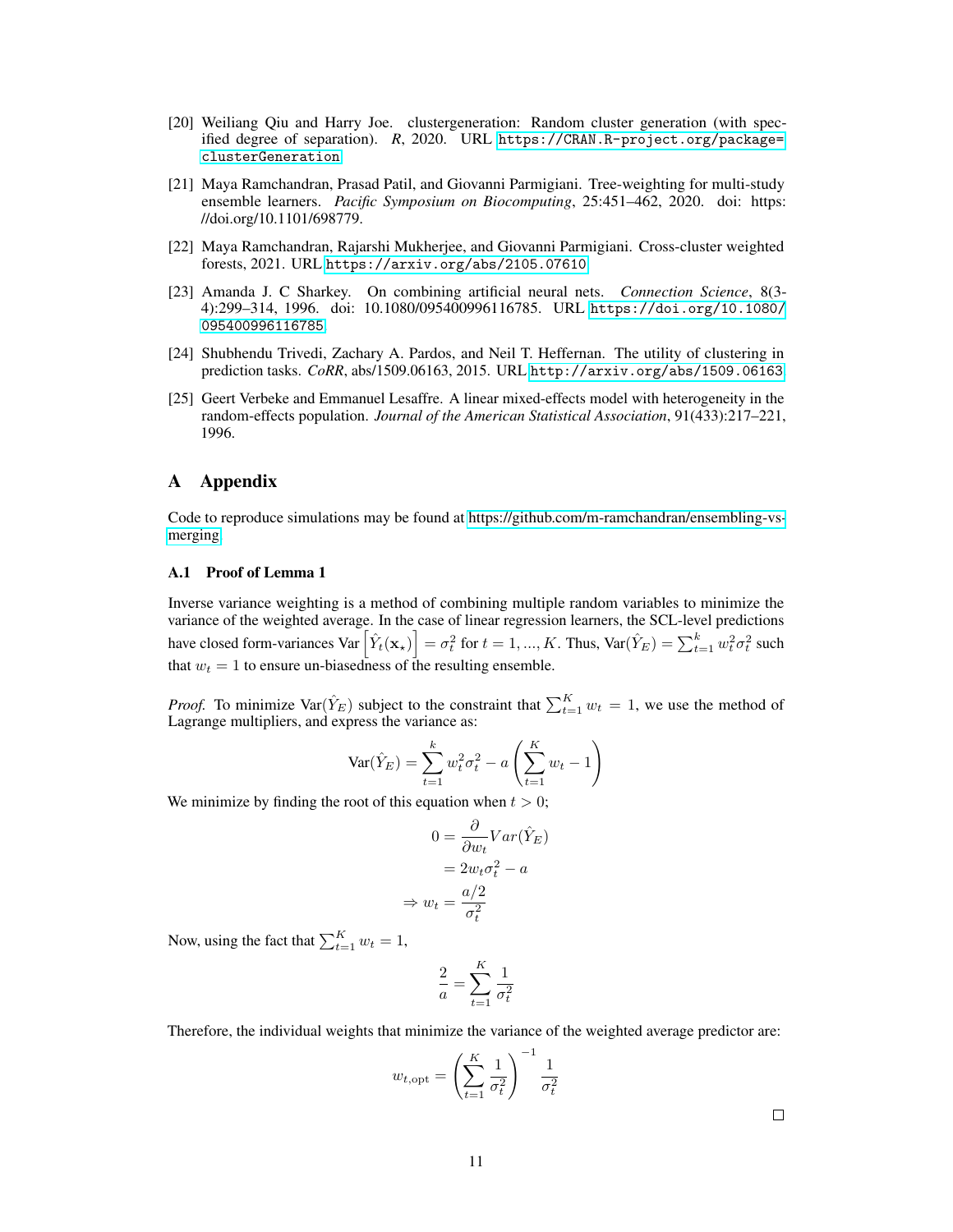[20] Weiliang Qiu and Harry Joe. clustergeneration: Random cluster generation (with specified degree of separation). *R*, 2020. URL https://CRAN.R-project.org/package=clusterGeneration.

[21] Maya Ramchandran, Prasad Patil, and Giovanni Parmigiani. Tree-weighting for multi-study ensemble learners. *Pacific Symposium on Biocomputing*, 25:451–462, 2020. doi: https://doi.org/10.1101/698779.

[22] Maya Ramchandran, Rajarshi Mukherjee, and Giovanni Parmigiani. Cross-cluster weighted forests, 2021. URL https://arxiv.org/abs/2105.07610.

[23] Amanda J. C Sharkey. On combining artificial neural nets. *Connection Science*, 8(3-4):299–314, 1996. doi: 10.1080/095400996116785. URL https://doi.org/10.1080/095400996116785.

[24] Shubhendu Trivedi, Zachary A. Pardos, and Neil T. Heffernan. The utility of clustering in prediction tasks. *CoRR*, abs/1509.06163, 2015. URL http://arxiv.org/abs/1509.06163.

[25] Geert Verbeke and Emmanuel Lesaffre. A linear mixed-effects model with heterogeneity in the random-effects population. *Journal of the American Statistical Association*, 91(433):217–221, 1996.

# A Appendix

Code to reproduce simulations may be found at https://github.com/m-ramchandran/ensembling-vs-merging.

## A.1 Proof of Lemma 1

Inverse variance weighting is a method of combining multiple random variables to minimize the variance of the weighted average. In the case of linear regression learners, the SCL-level predictions have closed form-variances $\text{Var}\left[\hat{Y}_t(\mathbf{x}_\star)\right] = \sigma_t^2$ for $t = 1, ..., K$. Thus, $\text{Var}(\hat{Y}_E) = \sum_{t=1}^{k} w_t^2 \sigma_t^2$ such that $w_t = 1$ to ensure un-biasedness of the resulting ensemble.

*Proof.* To minimize $\text{Var}(\hat{Y}_E)$ subject to the constraint that $\sum_{t=1}^{K} w_t = 1$, we use the method of Lagrange multipliers, and express the variance as:

$$\text{Var}(\hat{Y}_E) = \sum_{t=1}^{k} w_t^2 \sigma_t^2 - a\left(\sum_{t=1}^{K} w_t - 1\right)$$

We minimize by finding the root of this equation when $t > 0$;

$$\begin{aligned} 0 &= \frac{\partial}{\partial w_t} Var(\hat{Y}_E) \\ &= 2 w_t \sigma_t^2 - a \\ \Rightarrow w_t &= \frac{a/2}{\sigma_t^2} \end{aligned}$$

Now, using the fact that $\sum_{t=1}^{K} w_t = 1$,

$$\frac{2}{a} = \sum_{t=1}^{K} \frac{1}{\sigma_t^2}$$

Therefore, the individual weights that minimize the variance of the weighted average predictor are:

$$w_{t,\text{opt}} = \left(\sum_{t=1}^{K} \frac{1}{\sigma_t^2}\right)^{-1} \frac{1}{\sigma_t^2}$$

□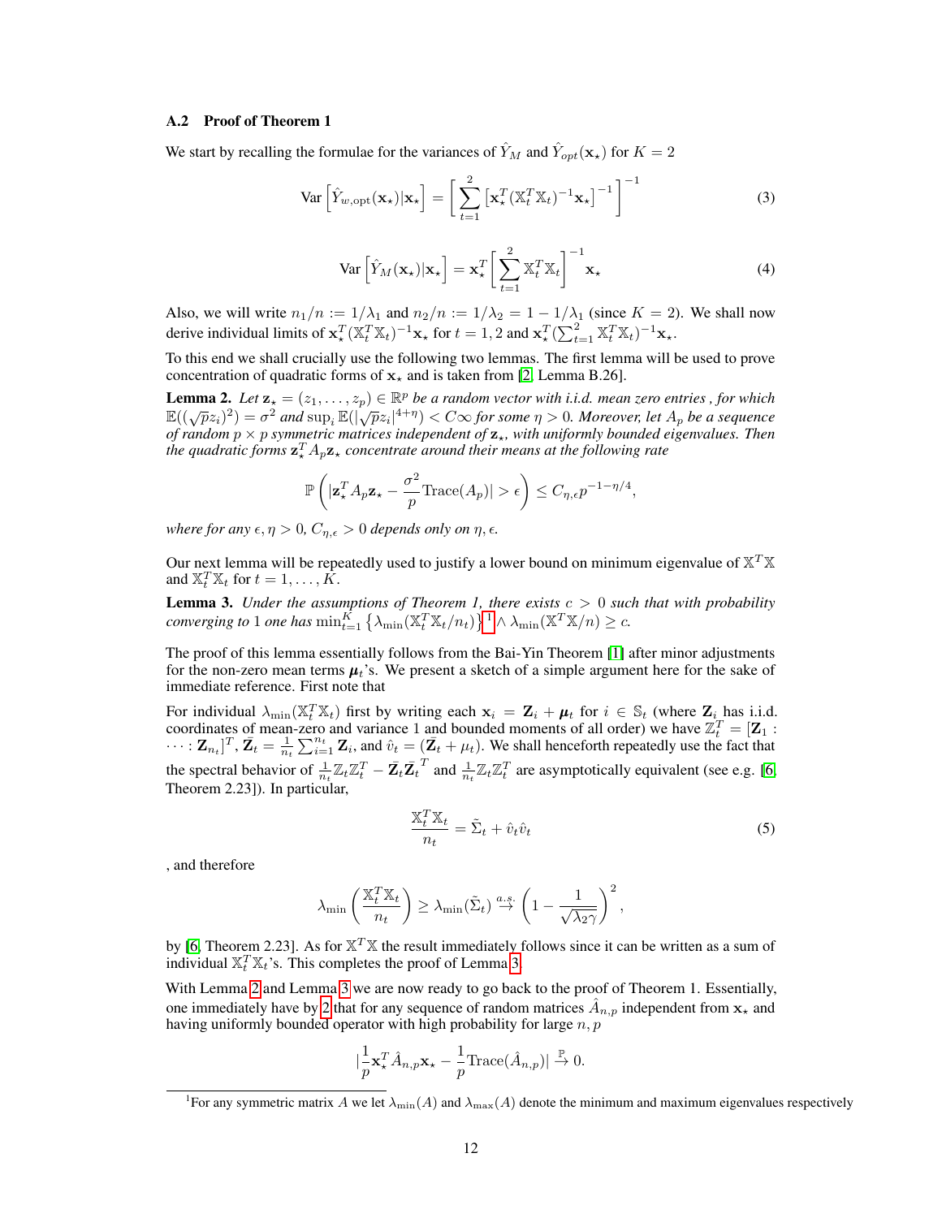### A.2 Proof of Theorem 1

We start by recalling the formulae for the variances of $\hat{Y}_M$ and $\hat{Y}_{opt}(\mathbf{x}_\star)$ for $K = 2$

$$\text{Var}\left[\hat{Y}_{w,\text{opt}}(\mathbf{x}_\star)|\mathbf{x}_\star\right] = \left[\sum_{t=1}^{2}\left[\mathbf{x}_\star^T(\mathbb{X}_t^T\mathbb{X}_t)^{-1}\mathbf{x}_\star\right]^{-1}\right]^{-1} \tag{3}$$

$$\text{Var}\left[\hat{Y}_M(\mathbf{x}_\star)|\mathbf{x}_\star\right] = \mathbf{x}_\star^T\left[\sum_{t=1}^{2}\mathbb{X}_t^T\mathbb{X}_t\right]^{-1}\mathbf{x}_\star \tag{4}$$

Also, we will write $n_1/n := 1/\lambda_1$ and $n_2/n := 1/\lambda_2 = 1 - 1/\lambda_1$ (since $K = 2$). We shall now derive individual limits of $\mathbf{x}_\star^T(\mathbb{X}_t^T\mathbb{X}_t)^{-1}\mathbf{x}_\star$ for $t = 1, 2$ and $\mathbf{x}_\star^T(\sum_{t=1}^{2}\mathbb{X}_t^T\mathbb{X}_t)^{-1}\mathbf{x}_\star$.

To this end we shall crucially use the following two lemmas. The first lemma will be used to prove concentration of quadratic forms of $\mathbf{x}_\star$ and is taken from [2, Lemma B.26].

**Lemma 2.** *Let $\mathbf{z}_\star = (z_1, \ldots, z_p) \in \mathbb{R}^p$ be a random vector with i.i.d. mean zero entries , for which $\mathbb{E}((\sqrt{p}z_i)^2) = \sigma^2$ and $\sup_i \mathbb{E}(|\sqrt{p}z_i|^{4+\eta}) < C\infty$ for some $\eta > 0$. Moreover, let $A_p$ be a sequence of random $p \times p$ symmetric matrices independent of $\mathbf{z}_\star$, with uniformly bounded eigenvalues. Then the quadratic forms $\mathbf{z}_\star^T A_p \mathbf{z}_\star$ concentrate around their means at the following rate*

$$\mathbb{P}\left(|\mathbf{z}_\star^T A_p \mathbf{z}_\star - \frac{\sigma^2}{p}\text{Trace}(A_p)| > \epsilon\right) \leq C_{\eta,\epsilon} p^{-1-\eta/4},$$

*where for any $\epsilon, \eta > 0$, $C_{\eta,\epsilon} > 0$ depends only on $\eta, \epsilon$.*

Our next lemma will be repeatedly used to justify a lower bound on minimum eigenvalue of $\mathbb{X}^T\mathbb{X}$ and $\mathbb{X}_t^T\mathbb{X}_t$ for $t = 1, \ldots, K$.

**Lemma 3.** *Under the assumptions of Theorem 1, there exists $c > 0$ such that with probability converging to 1 one has $\min_{t=1}^{K}\left\{\lambda_{\min}(\mathbb{X}_t^T\mathbb{X}_t/n_t)\right\}$[1] $\wedge\, \lambda_{\min}(\mathbb{X}^T\mathbb{X}/n) \geq c$.*

The proof of this lemma essentially follows from the Bai-Yin Theorem [1] after minor adjustments for the non-zero mean terms $\boldsymbol{\mu}_t$'s. We present a sketch of a simple argument here for the sake of immediate reference. First note that

For individual $\lambda_{\min}(\mathbb{X}_t^T\mathbb{X}_t)$ first by writing each $\mathbf{x}_i = \mathbf{Z}_i + \boldsymbol{\mu}_t$ for $i \in \mathbb{S}_t$ (where $\mathbf{Z}_i$ has i.i.d. coordinates of mean-zero and variance 1 and bounded moments of all order) we have $\mathbb{Z}_t^T = [\mathbf{Z}_1 : \cdots : \mathbf{Z}_{n_t}]^T$, $\bar{\mathbf{Z}}_t = \frac{1}{n_t}\sum_{i=1}^{n_t}\mathbf{Z}_i$, and $\hat{v}_t = (\bar{\mathbf{Z}}_t + \mu_t)$. We shall henceforth repeatedly use the fact that the spectral behavior of $\frac{1}{n_t}\mathbb{Z}_t\mathbb{Z}_t^T - \bar{\mathbf{Z}}_t\bar{\mathbf{Z}}_t^T$ and $\frac{1}{n_t}\mathbb{Z}_t\mathbb{Z}_t^T$ are asymptotically equivalent (see e.g. [6, Theorem 2.23]). In particular,

$$\frac{\mathbb{X}_t^T\mathbb{X}_t}{n_t} = \tilde{\Sigma}_t + \hat{v}_t\hat{v}_t \tag{5}$$

, and therefore

$$\lambda_{\min}\left(\frac{\mathbb{X}_t^T\mathbb{X}_t}{n_t}\right) \geq \lambda_{\min}(\tilde{\Sigma}_t) \overset{a.s.}{\to} \left(1 - \frac{1}{\sqrt{\lambda_2\gamma}}\right)^2,$$

by [6, Theorem 2.23]. As for $\mathbb{X}^T\mathbb{X}$ the result immediately follows since it can be written as a sum of individual $\mathbb{X}_t^T\mathbb{X}_t$'s. This completes the proof of Lemma 3.

With Lemma 2 and Lemma 3 we are now ready to go back to the proof of Theorem 1. Essentially, one immediately have by 2 that for any sequence of random matrices $\hat{A}_{n,p}$ independent from $\mathbf{x}_\star$ and having uniformly bounded operator with high probability for large $n, p$

$$|\frac{1}{p}\mathbf{x}_\star^T\hat{A}_{n,p}\mathbf{x}_\star - \frac{1}{p}\text{Trace}(\hat{A}_{n,p})| \overset{\mathbb{P}}{\to} 0.$$

[1] For any symmetric matrix $A$ we let $\lambda_{\min}(A)$ and $\lambda_{\max}(A)$ denote the minimum and maximum eigenvalues respectively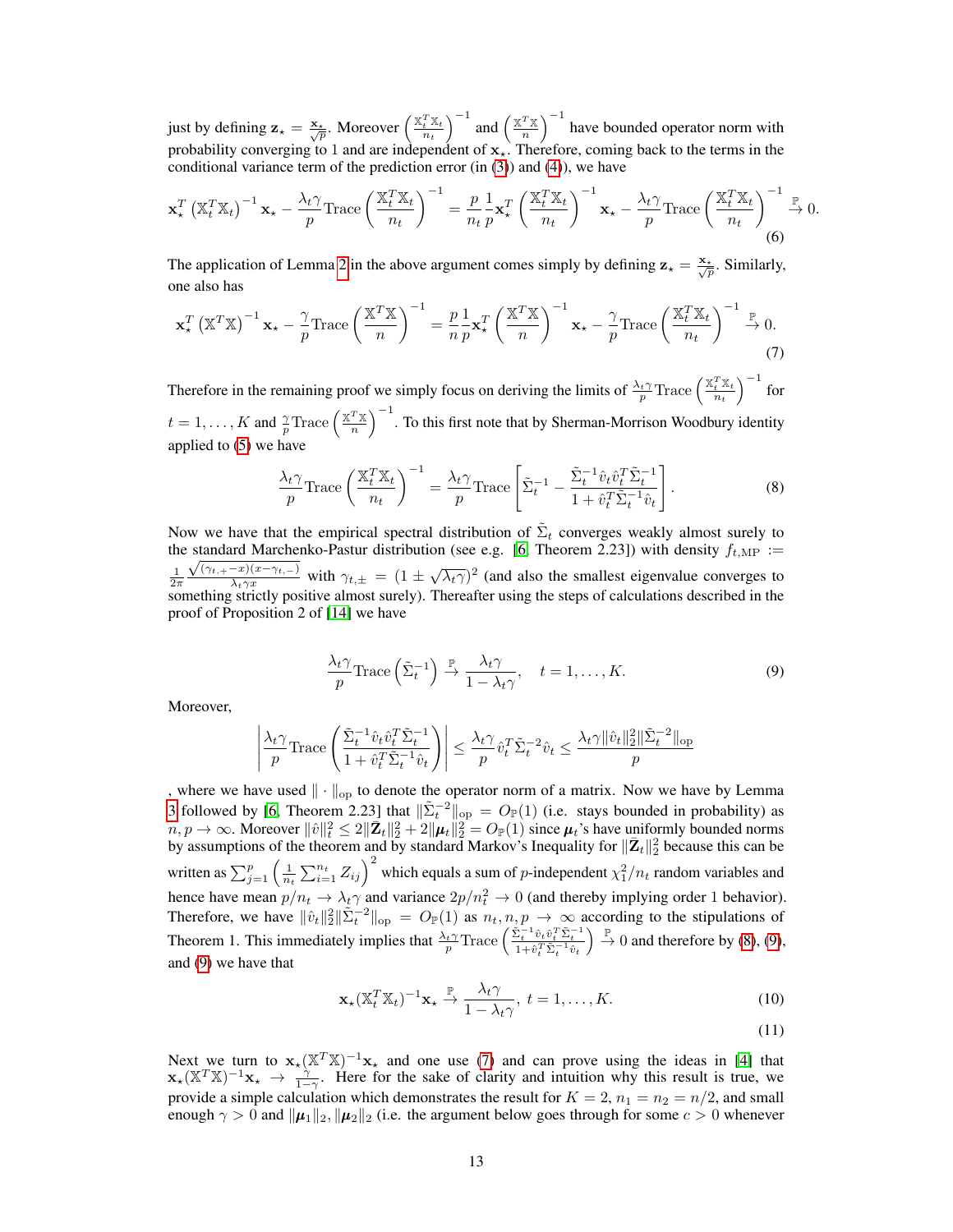just by defining $\mathbf{z}_\star = \frac{\mathbf{x}_\star}{\sqrt{p}}$. Moreover $\left(\frac{\mathbb{X}_t^T\mathbb{X}_t}{n_t}\right)^{-1}$ and $\left(\frac{\mathbb{X}^T\mathbb{X}}{n}\right)^{-1}$ have bounded operator norm with probability converging to 1 and are independent of $\mathbf{x}_\star$. Therefore, coming back to the terms in the conditional variance term of the prediction error (in (3)) and (4)), we have

$$\mathbf{x}_\star^T\left(\mathbb{X}_t^T\mathbb{X}_t\right)^{-1}\mathbf{x}_\star - \frac{\lambda_t\gamma}{p}\text{Trace}\left(\frac{\mathbb{X}_t^T\mathbb{X}_t}{n_t}\right)^{-1} = \frac{p}{n_t}\frac{1}{p}\mathbf{x}_\star^T\left(\frac{\mathbb{X}_t^T\mathbb{X}_t}{n_t}\right)^{-1}\mathbf{x}_\star - \frac{\lambda_t\gamma}{p}\text{Trace}\left(\frac{\mathbb{X}_t^T\mathbb{X}_t}{n_t}\right)^{-1}\xrightarrow{\mathbb{P}} 0. \tag{6}$$

The application of Lemma 2 in the above argument comes simply by defining $\mathbf{z}_\star = \frac{\mathbf{x}_\star}{\sqrt{p}}$. Similarly, one also has

$$\mathbf{x}_\star^T\left(\mathbb{X}^T\mathbb{X}\right)^{-1}\mathbf{x}_\star - \frac{\gamma}{p}\text{Trace}\left(\frac{\mathbb{X}^T\mathbb{X}}{n}\right)^{-1} = \frac{p}{n}\frac{1}{p}\mathbf{x}_\star^T\left(\frac{\mathbb{X}^T\mathbb{X}}{n}\right)^{-1}\mathbf{x}_\star - \frac{\gamma}{p}\text{Trace}\left(\frac{\mathbb{X}_t^T\mathbb{X}_t}{n_t}\right)^{-1}\xrightarrow{\mathbb{P}} 0. \tag{7}$$

Therefore in the remaining proof we simply focus on deriving the limits of $\frac{\lambda_t\gamma}{p}\text{Trace}\left(\frac{\mathbb{X}_t^T\mathbb{X}_t}{n_t}\right)^{-1}$ for $t = 1,\ldots,K$ and $\frac{\gamma}{p}\text{Trace}\left(\frac{\mathbb{X}^T\mathbb{X}}{n}\right)^{-1}$. To this first note that by Sherman-Morrison Woodbury identity applied to (5) we have

$$\frac{\lambda_t\gamma}{p}\text{Trace}\left(\frac{\mathbb{X}_t^T\mathbb{X}_t}{n_t}\right)^{-1} = \frac{\lambda_t\gamma}{p}\text{Trace}\left[\tilde{\Sigma}_t^{-1} - \frac{\tilde{\Sigma}_t^{-1}\hat{v}_t\hat{v}_t^T\tilde{\Sigma}_t^{-1}}{1+\hat{v}_t^T\tilde{\Sigma}_t^{-1}\hat{v}_t}\right]. \tag{8}$$

Now we have that the empirical spectral distribution of $\tilde{\Sigma}_t$ converges weakly almost surely to the standard Marchenko-Pastur distribution (see e.g. [6, Theorem 2.23]) with density $f_{t,\text{MP}} := \frac{1}{2\pi}\frac{\sqrt{(\gamma_{t,+}-x)(x-\gamma_{t,-})}}{\lambda_t\gamma x}$ with $\gamma_{t,\pm} = (1\pm\sqrt{\lambda_t\gamma})^2$ (and also the smallest eigenvalue converges to something strictly positive almost surely). Thereafter using the steps of calculations described in the proof of Proposition 2 of [14] we have

$$\frac{\lambda_t\gamma}{p}\text{Trace}\left(\tilde{\Sigma}_t^{-1}\right)\xrightarrow{\mathbb{P}}\frac{\lambda_t\gamma}{1-\lambda_t\gamma},\quad t = 1,\ldots,K. \tag{9}$$

Moreover,

$$\left|\frac{\lambda_t\gamma}{p}\text{Trace}\left(\frac{\tilde{\Sigma}_t^{-1}\hat{v}_t\hat{v}_t^T\tilde{\Sigma}_t^{-1}}{1+\hat{v}_t^T\tilde{\Sigma}_t^{-1}\hat{v}_t}\right)\right| \leq \frac{\lambda_t\gamma}{p}\hat{v}_t^T\tilde{\Sigma}_t^{-2}\hat{v}_t \leq \frac{\lambda_t\gamma\|\hat{v}_t\|_2^2\|\tilde{\Sigma}_t^{-2}\|_{\text{op}}}{p}$$

, where we have used $\|\cdot\|_{\text{op}}$ to denote the operator norm of a matrix. Now we have by Lemma 3 followed by [6, Theorem 2.23] that $\|\tilde{\Sigma}_t^{-2}\|_{\text{op}} = O_{\mathbb{P}}(1)$ (i.e. stays bounded in probability) as $n,p\to\infty$. Moreover $\|\hat{v}\|_t^2 \leq 2\|\bar{\mathbf{Z}}_t\|_2^2 + 2\|\boldsymbol{\mu}_t\|_2^2 = O_{\mathbb{P}}(1)$ since $\boldsymbol{\mu}_t$'s have uniformly bounded norms by assumptions of the theorem and by standard Markov's Inequality for $\|\bar{\mathbf{Z}}_t\|_2^2$ because this can be written as $\sum_{j=1}^p\left(\frac{1}{n_t}\sum_{i=1}^{n_t}Z_{ij}\right)^2$ which equals a sum of $p$-independent $\chi_1^2/n_t$ random variables and hence have mean $p/n_t \to \lambda_t\gamma$ and variance $2p/n_t^2 \to 0$ (and thereby implying order 1 behavior). Therefore, we have $\|\hat{v}_t\|_2^2\|\tilde{\Sigma}_t^{-2}\|_{\text{op}} = O_{\mathbb{P}}(1)$ as $n_t, n, p\to\infty$ according to the stipulations of Theorem 1. This immediately implies that $\frac{\lambda_t\gamma}{p}\text{Trace}\left(\frac{\tilde{\Sigma}_t^{-1}\hat{v}_t\hat{v}_t^T\tilde{\Sigma}_t^{-1}}{1+\hat{v}_t^T\tilde{\Sigma}_t^{-1}\hat{v}_t}\right)\xrightarrow{\mathbb{P}} 0$ and therefore by (8), (9), and (9) we have that

$$\mathbf{x}_\star(\mathbb{X}_t^T\mathbb{X}_t)^{-1}\mathbf{x}_\star \xrightarrow{\mathbb{P}} \frac{\lambda_t\gamma}{1-\lambda_t\gamma},\ t = 1,\ldots,K. \tag{10}$$

$$\tag{11}$$

Next we turn to $\mathbf{x}_\star(\mathbb{X}^T\mathbb{X})^{-1}\mathbf{x}_\star$ and one use (7) and can prove using the ideas in [4] that $\mathbf{x}_\star(\mathbb{X}^T\mathbb{X})^{-1}\mathbf{x}_\star \to \frac{\gamma}{1-\gamma}$. Here for the sake of clarity and intuition why this result is true, we provide a simple calculation which demonstrates the result for $K = 2$, $n_1 = n_2 = n/2$, and small enough $\gamma > 0$ and $\|\boldsymbol{\mu}_1\|_2, \|\boldsymbol{\mu}_2\|_2$ (i.e. the argument below goes through for some $c > 0$ whenever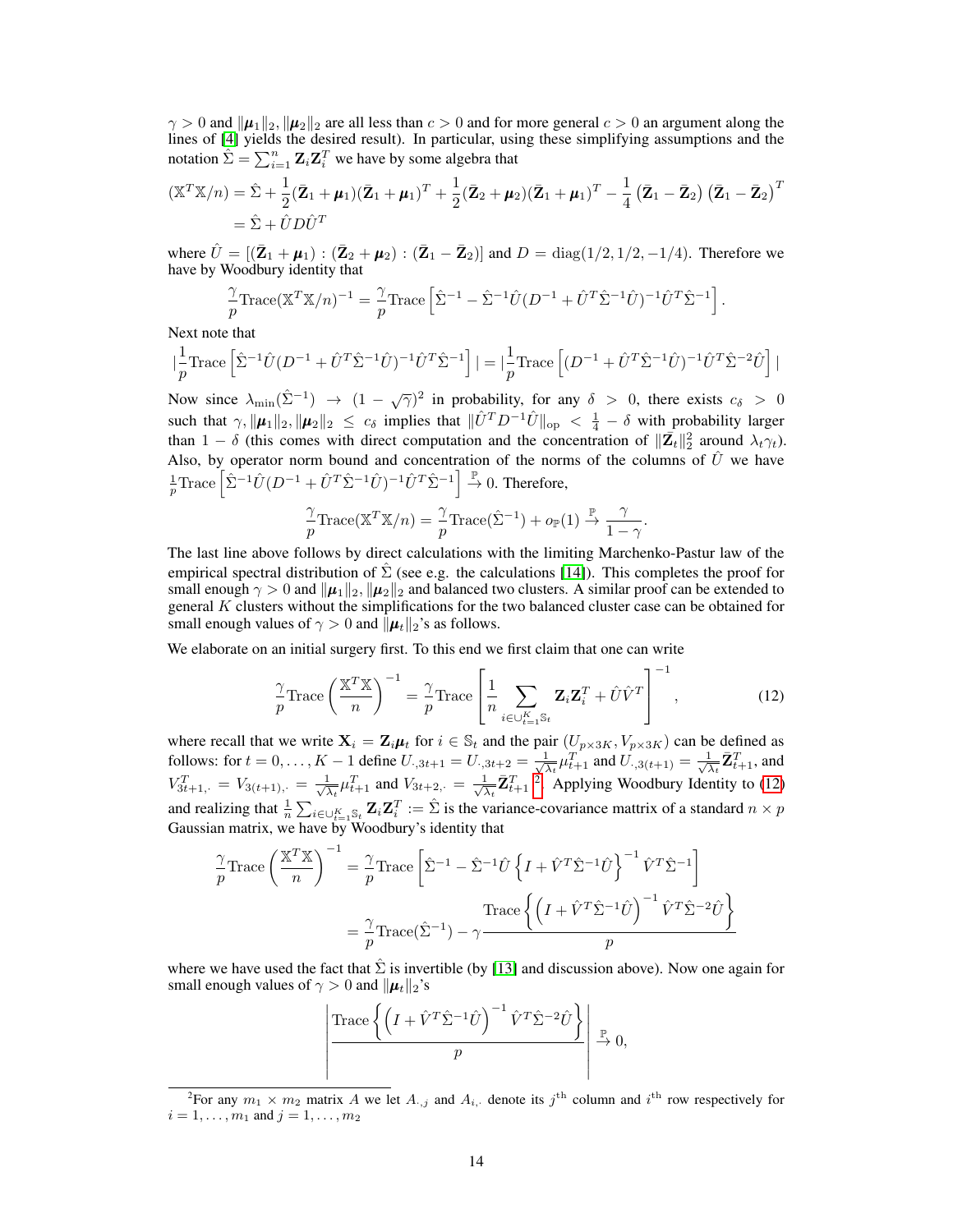$\gamma > 0$ and $\|\boldsymbol{\mu}_1\|_2, \|\boldsymbol{\mu}_2\|_2$ are all less than $c > 0$ and for more general $c > 0$ an argument along the lines of [4] yields the desired result). In particular, using these simplifying assumptions and the notation $\hat{\Sigma} = \sum_{i=1}^n \mathbf{Z}_i \mathbf{Z}_i^T$ we have by some algebra that

$$
\begin{aligned}
(\mathbb{X}^T\mathbb{X}/n) &= \hat{\Sigma} + \frac{1}{2}(\bar{\mathbf{Z}}_1 + \boldsymbol{\mu}_1)(\bar{\mathbf{Z}}_1 + \boldsymbol{\mu}_1)^T + \frac{1}{2}(\bar{\mathbf{Z}}_2 + \boldsymbol{\mu}_2)(\bar{\mathbf{Z}}_1 + \boldsymbol{\mu}_1)^T - \frac{1}{4}\left(\bar{\mathbf{Z}}_1 - \bar{\mathbf{Z}}_2\right)\left(\bar{\mathbf{Z}}_1 - \bar{\mathbf{Z}}_2\right)^T \\
&= \hat{\Sigma} + \hat{U} D \hat{U}^T
\end{aligned}
$$

where $\hat{U} = [(\bar{\mathbf{Z}}_1 + \boldsymbol{\mu}_1) : (\bar{\mathbf{Z}}_2 + \boldsymbol{\mu}_2) : (\bar{\mathbf{Z}}_1 - \bar{\mathbf{Z}}_2)]$ and $D = \mathrm{diag}(1/2, 1/2, -1/4)$. Therefore we have by Woodbury identity that

$$
\frac{\gamma}{p}\mathrm{Trace}(\mathbb{X}^T\mathbb{X}/n)^{-1} = \frac{\gamma}{p}\mathrm{Trace}\left[\hat{\Sigma}^{-1} - \hat{\Sigma}^{-1}\hat{U}(D^{-1} + \hat{U}^T\hat{\Sigma}^{-1}\hat{U})^{-1}\hat{U}^T\hat{\Sigma}^{-1}\right].
$$

Next note that

$$
\left|\frac{1}{p}\mathrm{Trace}\left[\hat{\Sigma}^{-1}\hat{U}(D^{-1} + \hat{U}^T\hat{\Sigma}^{-1}\hat{U})^{-1}\hat{U}^T\hat{\Sigma}^{-1}\right]\right| = \left|\frac{1}{p}\mathrm{Trace}\left[(D^{-1} + \hat{U}^T\hat{\Sigma}^{-1}\hat{U})^{-1}\hat{U}^T\hat{\Sigma}^{-2}\hat{U}\right]\right|
$$

Now since $\lambda_{\min}(\hat{\Sigma}^{-1}) \to (1-\sqrt{\gamma})^2$ in probability, for any $\delta > 0$, there exists $c_\delta > 0$ such that $\gamma, \|\boldsymbol{\mu}_1\|_2, \|\boldsymbol{\mu}_2\|_2 \leq c_\delta$ implies that $\|\hat{U}^T D^{-1} \hat{U}\|_{\mathrm{op}} < \frac{1}{4} - \delta$ with probability larger than $1 - \delta$ (this comes with direct computation and the concentration of $\|\bar{\mathbf{Z}}_t\|_2^2$ around $\lambda_t \gamma_t$). Also, by operator norm bound and concentration of the norms of the columns of $\hat{U}$ we have $\frac{1}{p}\mathrm{Trace}\left[\hat{\Sigma}^{-1}\hat{U}(D^{-1} + \hat{U}^T\hat{\Sigma}^{-1}\hat{U})^{-1}\hat{U}^T\hat{\Sigma}^{-1}\right] \xrightarrow{\mathbb{P}} 0$. Therefore,

$$
\frac{\gamma}{p}\mathrm{Trace}(\mathbb{X}^T\mathbb{X}/n) = \frac{\gamma}{p}\mathrm{Trace}(\hat{\Sigma}^{-1}) + o_{\mathbb{P}}(1) \xrightarrow{\mathbb{P}} \frac{\gamma}{1-\gamma}.
$$

The last line above follows by direct calculations with the limiting Marchenko-Pastur law of the empirical spectral distribution of $\hat{\Sigma}$ (see e.g. the calculations [14]). This completes the proof for small enough $\gamma > 0$ and $\|\boldsymbol{\mu}_1\|_2, \|\boldsymbol{\mu}_2\|_2$ and balanced two clusters. A similar proof can be extended to general $K$ clusters without the simplifications for the two balanced cluster case can be obtained for small enough values of $\gamma > 0$ and $\|\boldsymbol{\mu}_t\|_2$'s as follows.

We elaborate on an initial surgery first. To this end we first claim that one can write

$$
\frac{\gamma}{p}\mathrm{Trace}\left(\frac{\mathbb{X}^T\mathbb{X}}{n}\right)^{-1} = \frac{\gamma}{p}\mathrm{Trace}\left[\frac{1}{n}\sum_{i \in \cup_{t=1}^K \mathbb{S}_t} \mathbf{Z}_i\mathbf{Z}_i^T + \hat{U}\hat{V}^T\right]^{-1}, \tag{12}
$$

where recall that we write $\mathbf{X}_i = \mathbf{Z}_i \boldsymbol{\mu}_t$ for $i \in \mathbb{S}_t$ and the pair $(U_{p\times 3K}, V_{p \times 3K})$ can be defined as follows: for $t = 0, \ldots, K-1$ define $U_{\cdot,3t+1} = U_{\cdot,3t+2} = \frac{1}{\sqrt{\lambda_t}}\mu_{t+1}^T$ and $U_{\cdot,3(t+1)} = \frac{1}{\sqrt{\lambda_t}}\bar{\mathbf{Z}}_{t+1}^T$, and $V_{3t+1,\cdot}^T = V_{3(t+1),\cdot} = \frac{1}{\sqrt{\lambda_t}}\mu_{t+1}^T$ and $V_{3t+2,\cdot} = \frac{1}{\sqrt{\lambda_t}}\bar{\mathbf{Z}}_{t+1}^T$ [2]. Applying Woodbury Identity to (12) and realizing that $\frac{1}{n}\sum_{i\in\cup_{t=1}^K \mathbb{S}_t} \mathbf{Z}_i\mathbf{Z}_i^T := \hat{\Sigma}$ is the variance-covariance mattrix of a standard $n \times p$ Gaussian matrix, we have by Woodbury's identity that

$$
\begin{aligned}
\frac{\gamma}{p}\mathrm{Trace}\left(\frac{\mathbb{X}^T\mathbb{X}}{n}\right)^{-1} &= \frac{\gamma}{p}\mathrm{Trace}\left[\hat{\Sigma}^{-1} - \hat{\Sigma}^{-1}\hat{U}\left\{I + \hat{V}^T\hat{\Sigma}^{-1}\hat{U}\right\}^{-1}\hat{V}^T\hat{\Sigma}^{-1}\right] \\
&= \frac{\gamma}{p}\mathrm{Trace}(\hat{\Sigma}^{-1}) - \gamma\frac{\mathrm{Trace}\left\{\left(I + \hat{V}^T\hat{\Sigma}^{-1}\hat{U}\right)^{-1}\hat{V}^T\hat{\Sigma}^{-2}\hat{U}\right\}}{p}
\end{aligned}
$$

where we have used the fact that $\hat{\Sigma}$ is invertible (by [13] and discussion above). Now one again for small enough values of $\gamma > 0$ and $\|\boldsymbol{\mu}_t\|_2$'s

$$
\left|\frac{\mathrm{Trace}\left\{\left(I + \hat{V}^T\hat{\Sigma}^{-1}\hat{U}\right)^{-1}\hat{V}^T\hat{\Sigma}^{-2}\hat{U}\right\}}{p}\right| \xrightarrow{\mathbb{P}} 0,
$$

---

[2] For any $m_1 \times m_2$ matrix $A$ we let $A_{\cdot,j}$ and $A_{i,\cdot}$ denote its $j^{\text{th}}$ column and $i^{\text{th}}$ row respectively for $i = 1, \ldots, m_1$ and $j = 1, \ldots, m_2$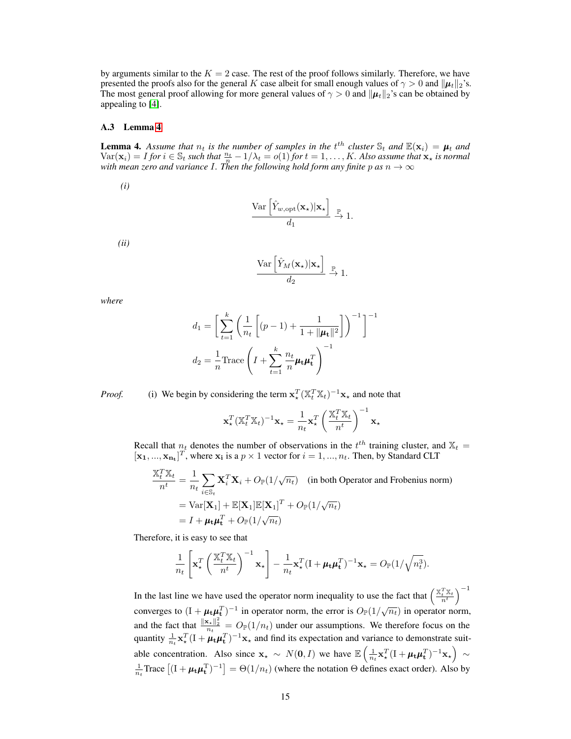by arguments similar to the $K = 2$ case. The rest of the proof follows similarly. Therefore, we have presented the proofs also for the general $K$ case albeit for small enough values of $\gamma > 0$ and $\|\boldsymbol{\mu}_t\|_2$'s. The most general proof allowing for more general values of $\gamma > 0$ and $\|\boldsymbol{\mu}_t\|_2$'s can be obtained by appealing to [4].

### A.3 Lemma 4

**Lemma 4.** *Assume that $n_t$ is the number of samples in the $t^{th}$ cluster $\mathbb{S}_t$ and $\mathbb{E}(\mathbf{x}_i) = \boldsymbol{\mu}_t$ and $\text{Var}(\mathbf{x}_i) = I$ for $i \in \mathbb{S}_t$ such that $\frac{n_t}{n} - 1/\lambda_t = o(1)$ for $t = 1, \ldots, K$. Also assume that $\mathbf{x}_\star$ is normal with mean zero and variance $I$. Then the following hold form any finite $p$ as $n \to \infty$*

*(i)*

$$\frac{\text{Var}\left[\hat{Y}_{w,\text{opt}}(\mathbf{x}_\star)|\mathbf{x}_\star\right]}{d_1} \xrightarrow{\mathbb{P}} 1.$$

*(ii)*

$$\frac{\text{Var}\left[\hat{Y}_M(\mathbf{x}_\star)|\mathbf{x}_\star\right]}{d_2} \xrightarrow{\mathbb{P}} 1.$$

*where*

$$d_1 = \left[\sum_{t=1}^{k}\left(\frac{1}{n_t}\left[(p-1) + \frac{1}{1+\|\boldsymbol{\mu}_\mathbf{t}\|^2}\right]\right)^{-1}\right]^{-1}$$

$$d_2 = \frac{1}{n}\text{Trace}\left(I + \sum_{t=1}^{k}\frac{n_t}{n}\boldsymbol{\mu}_\mathbf{t}\boldsymbol{\mu}_\mathbf{t}^T\right)^{-1}$$

*Proof.* (i) We begin by considering the term $\mathbf{x}_\star^T(\mathbb{X}_t^T\mathbb{X}_t)^{-1}\mathbf{x}_\star$ and note that

$$\mathbf{x}_\star^T(\mathbb{X}_t^T\mathbb{X}_t)^{-1}\mathbf{x}_\star = \frac{1}{n_t}\mathbf{x}_\star^T\left(\frac{\mathbb{X}_t^T\mathbb{X}_t}{n^t}\right)^{-1}\mathbf{x}_\star$$

Recall that $n_t$ denotes the number of observations in the $t^{th}$ training cluster, and $\mathbb{X}_t = [\mathbf{x_1}, ..., \mathbf{x_{n_t}}]^T$, where $\mathbf{x_i}$ is a $p \times 1$ vector for $i = 1, ..., n_t$. Then, by Standard CLT

$$\begin{aligned}
\frac{\mathbb{X}_t^T\mathbb{X}_t}{n^t} &= \frac{1}{n_t}\sum_{i\in\mathbb{S}_t}\mathbf{X}_i^T\mathbf{X}_i + O_{\mathbb{P}}(1/\sqrt{n_t}) \quad \text{(in both Operator and Frobenius norm)} \\
&= \text{Var}[\mathbf{X}_1] + \mathbb{E}[\mathbf{X}_1]\mathbb{E}[\mathbf{X}_1]^T + O_{\mathbb{P}}(1/\sqrt{n_t}) \\
&= I + \boldsymbol{\mu}_\mathbf{t}\boldsymbol{\mu}_\mathbf{t}^T + O_{\mathbb{P}}(1/\sqrt{n_t})
\end{aligned}$$

Therefore, it is easy to see that

$$\frac{1}{n_t}\left[\mathbf{x}_\star^T\left(\frac{\mathbb{X}_t^T\mathbb{X}_t}{n^t}\right)^{-1}\mathbf{x}_\star\right] - \frac{1}{n_t}\mathbf{x}_\star^T(\text{I} + \boldsymbol{\mu}_\mathbf{t}\boldsymbol{\mu}_\mathbf{t}^T)^{-1}\mathbf{x}_\star = O_{\mathbb{P}}(1/\sqrt{n_t^3}).$$

In the last line we have used the operator norm inequality to use the fact that $\left(\frac{\mathbb{X}_t^T\mathbb{X}_t}{n^t}\right)^{-1}$ converges to $(\text{I} + \boldsymbol{\mu}_\mathbf{t}\boldsymbol{\mu}_\mathbf{t}^T)^{-1}$ in operator norm, the error is $O_{\mathbb{P}}(1/\sqrt{n_t})$ in operator norm, and the fact that $\frac{\|\mathbf{x}_\star\|_2^2}{n_t} = O_{\mathbb{P}}(1/n_t)$ under our assumptions. We therefore focus on the quantity $\frac{1}{n_t}\mathbf{x}_\star^T(\text{I} + \boldsymbol{\mu}_\mathbf{t}\boldsymbol{\mu}_\mathbf{t}^T)^{-1}\mathbf{x}_\star$ and find its expectation and variance to demonstrate suitable concentration. Also since $\mathbf{x}_\star \sim N(\mathbf{0}, I)$ we have $\mathbb{E}\left(\frac{1}{n_t}\mathbf{x}_\star^T(\text{I} + \boldsymbol{\mu}_\mathbf{t}\boldsymbol{\mu}_\mathbf{t}^T)^{-1}\mathbf{x}_\star\right) \sim \frac{1}{n_t}\text{Trace}\left[(\text{I} + \boldsymbol{\mu}_\mathbf{t}\boldsymbol{\mu}_\mathbf{t}^\text{T})^{-1}\right] = \Theta(1/n_t)$ (where the notation $\Theta$ defines exact order). Also by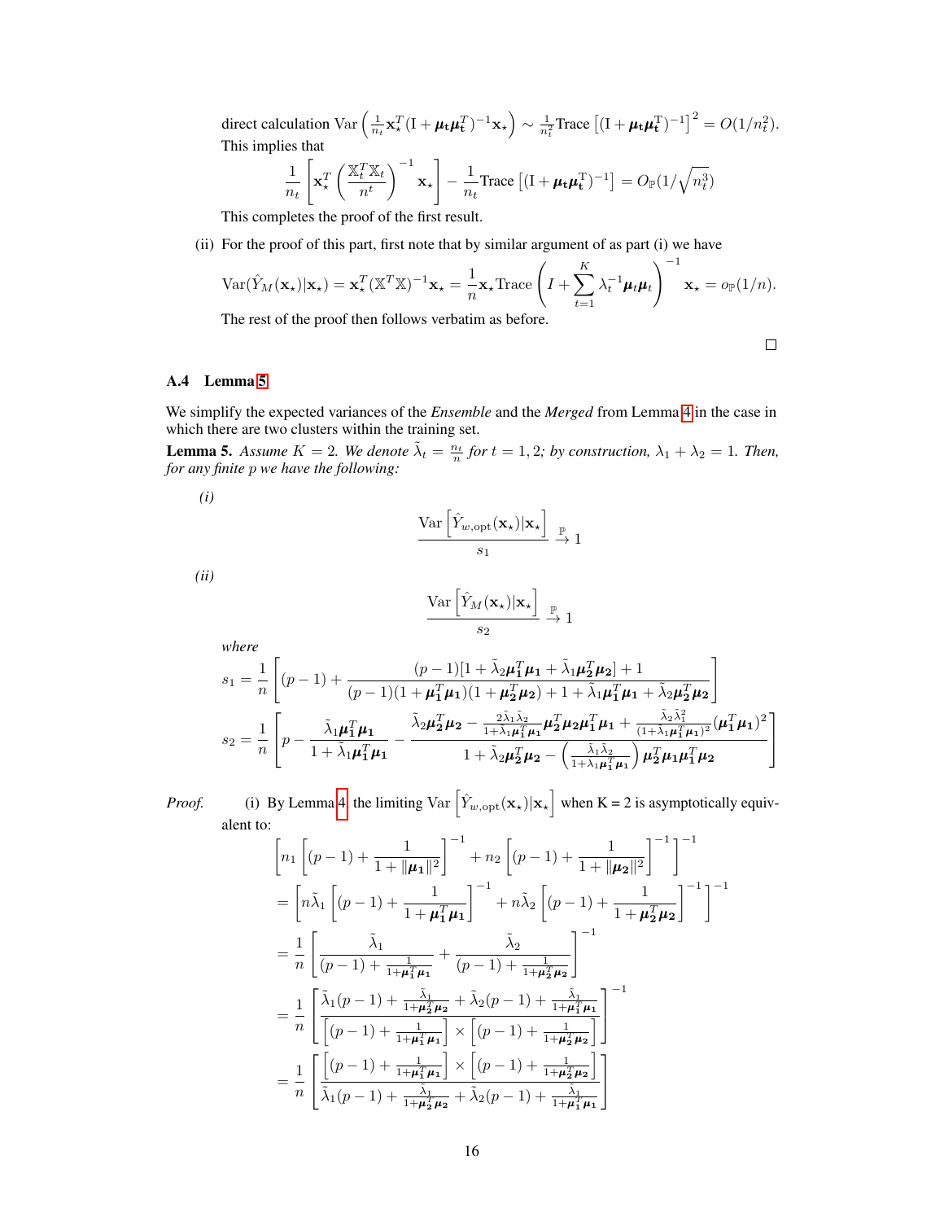direct calculation $\text{Var}\left(\frac{1}{n_t}\mathbf{x}_\star^T(\mathrm{I}+\boldsymbol{\mu}_t\boldsymbol{\mu}_t^T)^{-1}\mathbf{x}_\star\right) \sim \frac{1}{n_t^2}\text{Trace}\left[(\mathrm{I}+\boldsymbol{\mu}_t\boldsymbol{\mu}_t^{\mathrm{T}})^{-1}\right]^2 = O(1/n_t^2)$. This implies that

$$\frac{1}{n_t}\left[\mathbf{x}_\star^T\left(\frac{\mathbb{X}_t^T\mathbb{X}_t}{n^t}\right)^{-1}\mathbf{x}_\star\right] - \frac{1}{n_t}\text{Trace}\left[(\mathrm{I}+\boldsymbol{\mu}_t\boldsymbol{\mu}_t^{\mathrm{T}})^{-1}\right] = O_{\mathbb{P}}(1/\sqrt{n_t^3})$$

This completes the proof of the first result.

(ii) For the proof of this part, first note that by similar argument of as part (i) we have

$$\text{Var}(\hat{Y}_M(\mathbf{x}_\star)|\mathbf{x}_\star) = \mathbf{x}_\star^T(\mathbb{X}^T\mathbb{X})^{-1}\mathbf{x}_\star = \frac{1}{n}\mathbf{x}_\star\text{Trace}\left(I+\sum_{t=1}^K \lambda_t^{-1}\boldsymbol{\mu}_t\boldsymbol{\mu}_t\right)^{-1}\mathbf{x}_\star = o_{\mathbb{P}}(1/n).$$

The rest of the proof then follows verbatim as before.

□

### A.4 Lemma 5

We simplify the expected variances of the *Ensemble* and the *Merged* from Lemma 4 in the case in which there are two clusters within the training set.

**Lemma 5.** *Assume $K=2$. We denote $\tilde{\lambda}_t = \frac{n_t}{n}$ for $t=1,2$; by construction, $\lambda_1+\lambda_2=1$. Then, for any finite p we have the following:*

*(i)*

$$\frac{\text{Var}\left[\hat{Y}_{w,\text{opt}}(\mathbf{x}_\star)|\mathbf{x}_\star\right]}{s_1} \xrightarrow{\mathbb{P}} 1$$

*(ii)*

$$\frac{\text{Var}\left[\hat{Y}_M(\mathbf{x}_\star)|\mathbf{x}_\star\right]}{s_2} \xrightarrow{\mathbb{P}} 1$$

*where*

$$s_1 = \frac{1}{n}\left[(p-1) + \frac{(p-1)[1+\tilde{\lambda}_2\boldsymbol{\mu}_1^T\boldsymbol{\mu}_1 + \tilde{\lambda}_1\boldsymbol{\mu}_2^T\boldsymbol{\mu}_2]+1}{(p-1)(1+\boldsymbol{\mu}_1^T\boldsymbol{\mu}_1)(1+\boldsymbol{\mu}_2^T\boldsymbol{\mu}_2)+1+\tilde{\lambda}_1\boldsymbol{\mu}_1^T\boldsymbol{\mu}_1+\tilde{\lambda}_2\boldsymbol{\mu}_2^T\boldsymbol{\mu}_2}\right]$$

$$s_2 = \frac{1}{n}\left[p - \frac{\tilde{\lambda}_1\boldsymbol{\mu}_1^T\boldsymbol{\mu}_1}{1+\tilde{\lambda}_1\boldsymbol{\mu}_1^T\boldsymbol{\mu}_1} - \frac{\tilde{\lambda}_2\boldsymbol{\mu}_2^T\boldsymbol{\mu}_2 - \frac{2\tilde{\lambda}_1\tilde{\lambda}_2}{1+\tilde{\lambda}_1\boldsymbol{\mu}_1^T\boldsymbol{\mu}_1}\boldsymbol{\mu}_2^T\boldsymbol{\mu}_2\boldsymbol{\mu}_1^T\boldsymbol{\mu}_1 + \frac{\tilde{\lambda}_2\tilde{\lambda}_1^2}{(1+\tilde{\lambda}_1\boldsymbol{\mu}_1^T\boldsymbol{\mu}_1)^2}(\boldsymbol{\mu}_1^T\boldsymbol{\mu}_1)^2}{1+\tilde{\lambda}_2\boldsymbol{\mu}_2^T\boldsymbol{\mu}_2 - \left(\frac{\tilde{\lambda}_1\tilde{\lambda}_2}{1+\tilde{\lambda}_1\boldsymbol{\mu}_1^T\boldsymbol{\mu}_1}\right)\boldsymbol{\mu}_2^T\boldsymbol{\mu}_1\boldsymbol{\mu}_1^T\boldsymbol{\mu}_2}\right]$$

*Proof.* (i) By Lemma 4 the limiting $\text{Var}\left[\hat{Y}_{w,\text{opt}}(\mathbf{x}_\star)|\mathbf{x}_\star\right]$ when K = 2 is asymptotically equivalent to:

$$\begin{aligned}
&\left[n_1\left[(p-1)+\frac{1}{1+\|\boldsymbol{\mu}_1\|^2}\right]^{-1} + n_2\left[(p-1)+\frac{1}{1+\|\boldsymbol{\mu}_2\|^2}\right]^{-1}\right]^{-1} \\
&= \left[n\tilde{\lambda}_1\left[(p-1)+\frac{1}{1+\boldsymbol{\mu}_1^T\boldsymbol{\mu}_1}\right]^{-1} + n\tilde{\lambda}_2\left[(p-1)+\frac{1}{1+\boldsymbol{\mu}_2^T\boldsymbol{\mu}_2}\right]^{-1}\right]^{-1} \\
&= \frac{1}{n}\left[\frac{\tilde{\lambda}_1}{(p-1)+\frac{1}{1+\boldsymbol{\mu}_1^T\boldsymbol{\mu}_1}} + \frac{\tilde{\lambda}_2}{(p-1)+\frac{1}{1+\boldsymbol{\mu}_2^T\boldsymbol{\mu}_2}}\right]^{-1} \\
&= \frac{1}{n}\left[\frac{\tilde{\lambda}_1(p-1)+\frac{\tilde{\lambda}_1}{1+\boldsymbol{\mu}_2^T\boldsymbol{\mu}_2}+\tilde{\lambda}_2(p-1)+\frac{\tilde{\lambda}_1}{1+\boldsymbol{\mu}_1^T\boldsymbol{\mu}_1}}{\left[(p-1)+\frac{1}{1+\boldsymbol{\mu}_1^T\boldsymbol{\mu}_1}\right]\times\left[(p-1)+\frac{1}{1+\boldsymbol{\mu}_2^T\boldsymbol{\mu}_2}\right]}\right]^{-1} \\
&= \frac{1}{n}\left[\frac{\left[(p-1)+\frac{1}{1+\boldsymbol{\mu}_1^T\boldsymbol{\mu}_1}\right]\times\left[(p-1)+\frac{1}{1+\boldsymbol{\mu}_2^T\boldsymbol{\mu}_2}\right]}{\tilde{\lambda}_1(p-1)+\frac{\tilde{\lambda}_1}{1+\boldsymbol{\mu}_2^T\boldsymbol{\mu}_2}+\tilde{\lambda}_2(p-1)+\frac{\tilde{\lambda}_1}{1+\boldsymbol{\mu}_1^T\boldsymbol{\mu}_1}}\right]
\end{aligned}$$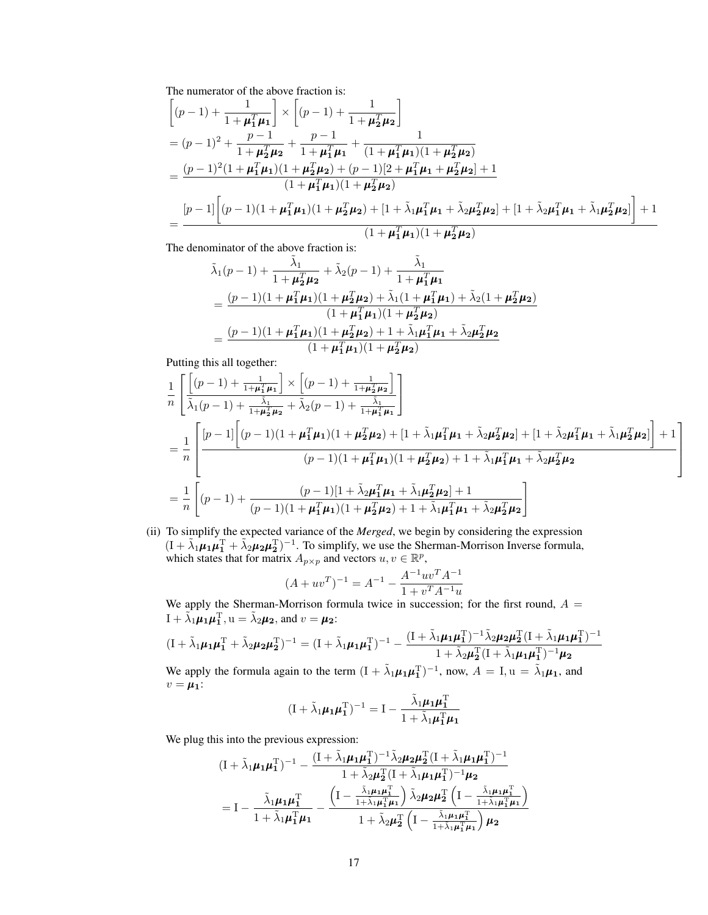The numerator of the above fraction is:

$$
\begin{aligned}
&\left[(p-1) + \frac{1}{1+\boldsymbol{\mu_1}^T\boldsymbol{\mu_1}}\right] \times \left[(p-1) + \frac{1}{1+\boldsymbol{\mu_2}^T\boldsymbol{\mu_2}}\right] \\
&= (p-1)^2 + \frac{p-1}{1+\boldsymbol{\mu_2}^T\boldsymbol{\mu_2}} + \frac{p-1}{1+\boldsymbol{\mu_1}^T\boldsymbol{\mu_1}} + \frac{1}{(1+\boldsymbol{\mu_1}^T\boldsymbol{\mu_1})(1+\boldsymbol{\mu_2}^T\boldsymbol{\mu_2})} \\
&= \frac{(p-1)^2(1+\boldsymbol{\mu_1}^T\boldsymbol{\mu_1})(1+\boldsymbol{\mu_2}^T\boldsymbol{\mu_2}) + (p-1)[2+\boldsymbol{\mu_1}^T\boldsymbol{\mu_1}+\boldsymbol{\mu_2}^T\boldsymbol{\mu_2}] + 1}{(1+\boldsymbol{\mu_1}^T\boldsymbol{\mu_1})(1+\boldsymbol{\mu_2}^T\boldsymbol{\mu_2})} \\
&= \frac{[p-1]\left[(p-1)(1+\boldsymbol{\mu_1}^T\boldsymbol{\mu_1})(1+\boldsymbol{\mu_2}^T\boldsymbol{\mu_2}) + [1+\tilde{\lambda}_1\boldsymbol{\mu_1}^T\boldsymbol{\mu_1}+\tilde{\lambda}_2\boldsymbol{\mu_2}^T\boldsymbol{\mu_2}] + [1+\tilde{\lambda}_2\boldsymbol{\mu_1}^T\boldsymbol{\mu_1}+\tilde{\lambda}_1\boldsymbol{\mu_2}^T\boldsymbol{\mu_2}]\right] + 1}{(1+\boldsymbol{\mu_1}^T\boldsymbol{\mu_1})(1+\boldsymbol{\mu_2}^T\boldsymbol{\mu_2})}
\end{aligned}
$$

The denominator of the above fraction is:

$$
\begin{aligned}
&\tilde{\lambda}_1(p-1) + \frac{\tilde{\lambda}_1}{1+\boldsymbol{\mu_2}^T\boldsymbol{\mu_2}} + \tilde{\lambda}_2(p-1) + \frac{\tilde{\lambda}_1}{1+\boldsymbol{\mu_1}^T\boldsymbol{\mu_1}} \\
&= \frac{(p-1)(1+\boldsymbol{\mu_1}^T\boldsymbol{\mu_1})(1+\boldsymbol{\mu_2}^T\boldsymbol{\mu_2}) + \tilde{\lambda}_1(1+\boldsymbol{\mu_1}^T\boldsymbol{\mu_1}) + \tilde{\lambda}_2(1+\boldsymbol{\mu_2}^T\boldsymbol{\mu_2})}{(1+\boldsymbol{\mu_1}^T\boldsymbol{\mu_1})(1+\boldsymbol{\mu_2}^T\boldsymbol{\mu_2})} \\
&= \frac{(p-1)(1+\boldsymbol{\mu_1}^T\boldsymbol{\mu_1})(1+\boldsymbol{\mu_2}^T\boldsymbol{\mu_2}) + 1 + \tilde{\lambda}_1\boldsymbol{\mu_1}^T\boldsymbol{\mu_1} + \tilde{\lambda}_2\boldsymbol{\mu_2}^T\boldsymbol{\mu_2}}{(1+\boldsymbol{\mu_1}^T\boldsymbol{\mu_1})(1+\boldsymbol{\mu_2}^T\boldsymbol{\mu_2})}
\end{aligned}
$$

Putting this all together:

$$
\begin{aligned}
&\frac{1}{n}\left[\frac{\left[(p-1)+\frac{1}{1+\boldsymbol{\mu_1}^T\boldsymbol{\mu_1}}\right]\times\left[(p-1)+\frac{1}{1+\boldsymbol{\mu_2}^T\boldsymbol{\mu_2}}\right]}{\tilde{\lambda}_1(p-1)+\frac{\tilde{\lambda}_1}{1+\boldsymbol{\mu_2}^T\boldsymbol{\mu_2}}+\tilde{\lambda}_2(p-1)+\frac{\tilde{\lambda}_1}{1+\boldsymbol{\mu_1}^T\boldsymbol{\mu_1}}}\right] \\
&= \frac{1}{n}\left[\frac{[p-1]\left[(p-1)(1+\boldsymbol{\mu_1}^T\boldsymbol{\mu_1})(1+\boldsymbol{\mu_2}^T\boldsymbol{\mu_2}) + [1+\tilde{\lambda}_1\boldsymbol{\mu_1}^T\boldsymbol{\mu_1}+\tilde{\lambda}_2\boldsymbol{\mu_2}^T\boldsymbol{\mu_2}] + [1+\tilde{\lambda}_2\boldsymbol{\mu_1}^T\boldsymbol{\mu_1}+\tilde{\lambda}_1\boldsymbol{\mu_2}^T\boldsymbol{\mu_2}]\right]+1}{(p-1)(1+\boldsymbol{\mu_1}^T\boldsymbol{\mu_1})(1+\boldsymbol{\mu_2}^T\boldsymbol{\mu_2}) + 1 + \tilde{\lambda}_1\boldsymbol{\mu_1}^T\boldsymbol{\mu_1} + \tilde{\lambda}_2\boldsymbol{\mu_2}^T\boldsymbol{\mu_2}}\right] \\
&= \frac{1}{n}\left[(p-1) + \frac{(p-1)[1+\tilde{\lambda}_2\boldsymbol{\mu_1}^T\boldsymbol{\mu_1}+\tilde{\lambda}_1\boldsymbol{\mu_2}^T\boldsymbol{\mu_2}]+1}{(p-1)(1+\boldsymbol{\mu_1}^T\boldsymbol{\mu_1})(1+\boldsymbol{\mu_2}^T\boldsymbol{\mu_2}) + 1 + \tilde{\lambda}_1\boldsymbol{\mu_1}^T\boldsymbol{\mu_1} + \tilde{\lambda}_2\boldsymbol{\mu_2}^T\boldsymbol{\mu_2}}\right]
\end{aligned}
$$

(ii) To simplify the expected variance of the *Merged*, we begin by considering the expression $(\mathrm{I} + \tilde{\lambda}_1\boldsymbol{\mu_1}\boldsymbol{\mu_1}^{\mathrm{T}} + \tilde{\lambda}_2\boldsymbol{\mu_2}\boldsymbol{\mu_2}^{\mathrm{T}})^{-1}$. To simplify, we use the Sherman-Morrison Inverse formula, which states that for matrix $A_{p\times p}$ and vectors $u, v \in \mathbb{R}^p$,

$$
(A + uv^T)^{-1} = A^{-1} - \frac{A^{-1}uv^TA^{-1}}{1+v^TA^{-1}u}
$$

We apply the Sherman-Morrison formula twice in succession; for the first round, $A = \mathrm{I} + \tilde{\lambda}_1\boldsymbol{\mu_1}\boldsymbol{\mu_1}^{\mathrm{T}}$, $\mathrm{u} = \tilde{\lambda}_2\boldsymbol{\mu_2}$, and $v = \boldsymbol{\mu_2}$:

$$
(\mathrm{I} + \tilde{\lambda}_1\boldsymbol{\mu_1}\boldsymbol{\mu_1}^{\mathrm{T}} + \tilde{\lambda}_2\boldsymbol{\mu_2}\boldsymbol{\mu_2}^{\mathrm{T}})^{-1} = (\mathrm{I} + \tilde{\lambda}_1\boldsymbol{\mu_1}\boldsymbol{\mu_1}^{\mathrm{T}})^{-1} - \frac{(\mathrm{I} + \tilde{\lambda}_1\boldsymbol{\mu_1}\boldsymbol{\mu_1}^{\mathrm{T}})^{-1}\tilde{\lambda}_2\boldsymbol{\mu_2}\boldsymbol{\mu_2}^{\mathrm{T}}(\mathrm{I} + \tilde{\lambda}_1\boldsymbol{\mu_1}\boldsymbol{\mu_1}^{\mathrm{T}})^{-1}}{1+\tilde{\lambda}_2\boldsymbol{\mu_2}^{\mathrm{T}}(\mathrm{I} + \tilde{\lambda}_1\boldsymbol{\mu_1}\boldsymbol{\mu_1}^{\mathrm{T}})^{-1}\boldsymbol{\mu_2}}
$$

We apply the formula again to the term $(\mathrm{I} + \tilde{\lambda}_1\boldsymbol{\mu_1}\boldsymbol{\mu_1}^{\mathrm{T}})^{-1}$, now, $A = \mathrm{I}$, $\mathrm{u} = \tilde{\lambda}_1\boldsymbol{\mu_1}$, and $v = \boldsymbol{\mu_1}$:

$$
(\mathrm{I} + \tilde{\lambda}_1\boldsymbol{\mu_1}\boldsymbol{\mu_1}^{\mathrm{T}})^{-1} = \mathrm{I} - \frac{\tilde{\lambda}_1\boldsymbol{\mu_1}\boldsymbol{\mu_1}^{\mathrm{T}}}{1+\tilde{\lambda}_1\boldsymbol{\mu_1}^{\mathrm{T}}\boldsymbol{\mu_1}}
$$

We plug this into the previous expression:

$$
\begin{aligned}
&(\mathrm{I} + \tilde{\lambda}_1\boldsymbol{\mu_1}\boldsymbol{\mu_1}^{\mathrm{T}})^{-1} - \frac{(\mathrm{I} + \tilde{\lambda}_1\boldsymbol{\mu_1}\boldsymbol{\mu_1}^{\mathrm{T}})^{-1}\tilde{\lambda}_2\boldsymbol{\mu_2}\boldsymbol{\mu_2}^{\mathrm{T}}(\mathrm{I} + \tilde{\lambda}_1\boldsymbol{\mu_1}\boldsymbol{\mu_1}^{\mathrm{T}})^{-1}}{1+\tilde{\lambda}_2\boldsymbol{\mu_2}^{\mathrm{T}}(\mathrm{I} + \tilde{\lambda}_1\boldsymbol{\mu_1}\boldsymbol{\mu_1}^{\mathrm{T}})^{-1}\boldsymbol{\mu_2}} \\
&= \mathrm{I} - \frac{\tilde{\lambda}_1\boldsymbol{\mu_1}\boldsymbol{\mu_1}^{\mathrm{T}}}{1+\tilde{\lambda}_1\boldsymbol{\mu_1}^{\mathrm{T}}\boldsymbol{\mu_1}} - \frac{\left(\mathrm{I} - \frac{\tilde{\lambda}_1\boldsymbol{\mu_1}\boldsymbol{\mu_1}^{\mathrm{T}}}{1+\tilde{\lambda}_1\boldsymbol{\mu_1}^{\mathrm{T}}\boldsymbol{\mu_1}}\right)\tilde{\lambda}_2\boldsymbol{\mu_2}\boldsymbol{\mu_2}^{\mathrm{T}}\left(\mathrm{I} - \frac{\tilde{\lambda}_1\boldsymbol{\mu_1}\boldsymbol{\mu_1}^{\mathrm{T}}}{1+\tilde{\lambda}_1\boldsymbol{\mu_1}^{\mathrm{T}}\boldsymbol{\mu_1}}\right)}{1+\tilde{\lambda}_2\boldsymbol{\mu_2}^{\mathrm{T}}\left(\mathrm{I} - \frac{\tilde{\lambda}_1\boldsymbol{\mu_1}\boldsymbol{\mu_1}^{\mathrm{T}}}{1+\tilde{\lambda}_1\boldsymbol{\mu_1}^{\mathrm{T}}\boldsymbol{\mu_1}}\right)\boldsymbol{\mu_2}}
\end{aligned}
$$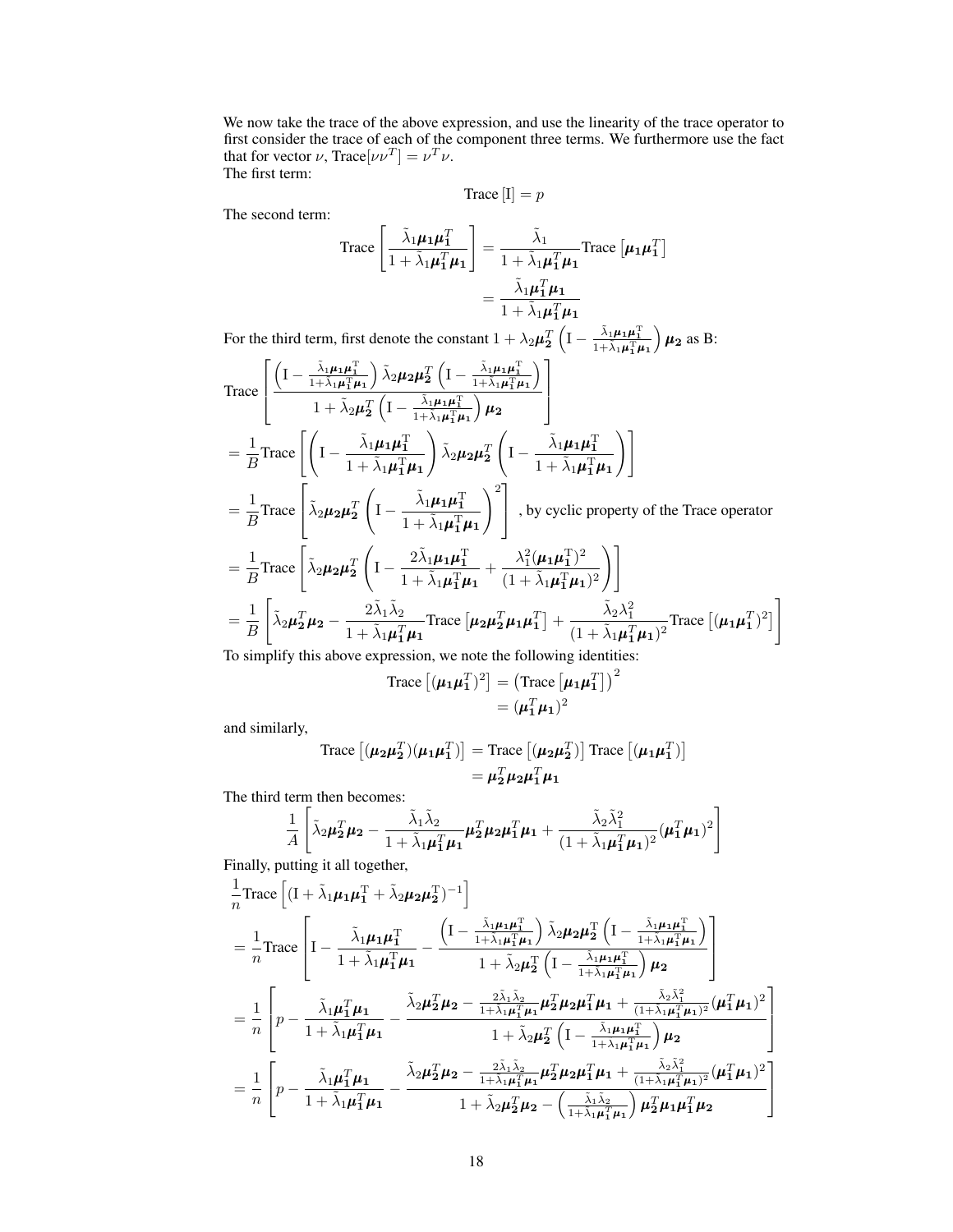We now take the trace of the above expression, and use the linearity of the trace operator to first consider the trace of each of the component three terms. We furthermore use the fact that for vector $\nu$, $\text{Trace}[\nu\nu^T] = \nu^T\nu$.

The first term:

$$\text{Trace}\left[\text{I}\right] = p$$

The second term:

$$\begin{aligned}
\text{Trace}\left[\frac{\tilde{\lambda}_1 \boldsymbol{\mu_1}\boldsymbol{\mu_1}^T}{1+\tilde{\lambda}_1\boldsymbol{\mu_1}^T\boldsymbol{\mu_1}}\right] &= \frac{\tilde{\lambda}_1}{1+\tilde{\lambda}_1\boldsymbol{\mu_1}^T\boldsymbol{\mu_1}}\text{Trace}\left[\boldsymbol{\mu_1}\boldsymbol{\mu_1}^T\right] \\
&= \frac{\tilde{\lambda}_1\boldsymbol{\mu_1}^T\boldsymbol{\mu_1}}{1+\tilde{\lambda}_1\boldsymbol{\mu_1}^T\boldsymbol{\mu_1}}
\end{aligned}$$

For the third term, first denote the constant $1+\lambda_2\boldsymbol{\mu_2}^T\left(\text{I}-\frac{\tilde{\lambda}_1\boldsymbol{\mu_1}\boldsymbol{\mu_1}^\text{T}}{1+\tilde{\lambda}_1\boldsymbol{\mu_1}^\text{T}\boldsymbol{\mu_1}}\right)\boldsymbol{\mu_2}$ as B:

$$\begin{aligned}
&\text{Trace}\left[\frac{\left(\text{I}-\frac{\tilde{\lambda}_1\boldsymbol{\mu_1}\boldsymbol{\mu_1}^\text{T}}{1+\tilde{\lambda}_1\boldsymbol{\mu_1}^\text{T}\boldsymbol{\mu_1}}\right)\tilde{\lambda}_2\boldsymbol{\mu_2}\boldsymbol{\mu_2}^T\left(\text{I}-\frac{\tilde{\lambda}_1\boldsymbol{\mu_1}\boldsymbol{\mu_1}^\text{T}}{1+\tilde{\lambda}_1\boldsymbol{\mu_1}^\text{T}\boldsymbol{\mu_1}}\right)}{1+\tilde{\lambda}_2\boldsymbol{\mu_2}^T\left(\text{I}-\frac{\tilde{\lambda}_1\boldsymbol{\mu_1}\boldsymbol{\mu_1}^\text{T}}{1+\tilde{\lambda}_1\boldsymbol{\mu_1}^\text{T}\boldsymbol{\mu_1}}\right)\boldsymbol{\mu_2}}\right] \\
&= \frac{1}{B}\text{Trace}\left[\left(\text{I}-\frac{\tilde{\lambda}_1\boldsymbol{\mu_1}\boldsymbol{\mu_1}^\text{T}}{1+\tilde{\lambda}_1\boldsymbol{\mu_1}^\text{T}\boldsymbol{\mu_1}}\right)\tilde{\lambda}_2\boldsymbol{\mu_2}\boldsymbol{\mu_2}^T\left(\text{I}-\frac{\tilde{\lambda}_1\boldsymbol{\mu_1}\boldsymbol{\mu_1}^\text{T}}{1+\tilde{\lambda}_1\boldsymbol{\mu_1}^\text{T}\boldsymbol{\mu_1}}\right)\right] \\
&= \frac{1}{B}\text{Trace}\left[\tilde{\lambda}_2\boldsymbol{\mu_2}\boldsymbol{\mu_2}^T\left(\text{I}-\frac{\tilde{\lambda}_1\boldsymbol{\mu_1}\boldsymbol{\mu_1}^\text{T}}{1+\tilde{\lambda}_1\boldsymbol{\mu_1}^\text{T}\boldsymbol{\mu_1}}\right)^2\right] \text{, by cyclic property of the Trace operator} \\
&= \frac{1}{B}\text{Trace}\left[\tilde{\lambda}_2\boldsymbol{\mu_2}\boldsymbol{\mu_2}^T\left(\text{I}-\frac{2\tilde{\lambda}_1\boldsymbol{\mu_1}\boldsymbol{\mu_1}^\text{T}}{1+\tilde{\lambda}_1\boldsymbol{\mu_1}^\text{T}\boldsymbol{\mu_1}}+\frac{\lambda_1^2(\boldsymbol{\mu_1}\boldsymbol{\mu_1}^\text{T})^2}{(1+\tilde{\lambda}_1\boldsymbol{\mu_1}^\text{T}\boldsymbol{\mu_1})^2}\right)\right] \\
&= \frac{1}{B}\left[\tilde{\lambda}_2\boldsymbol{\mu_2}^T\boldsymbol{\mu_2}-\frac{2\tilde{\lambda}_1\tilde{\lambda}_2}{1+\tilde{\lambda}_1\boldsymbol{\mu_1}^T\boldsymbol{\mu_1}}\text{Trace}\left[\boldsymbol{\mu_2}\boldsymbol{\mu_2}^T\boldsymbol{\mu_1}\boldsymbol{\mu_1}^T\right]+\frac{\tilde{\lambda}_2\lambda_1^2}{(1+\tilde{\lambda}_1\boldsymbol{\mu_1}^T\boldsymbol{\mu_1})^2}\text{Trace}\left[(\boldsymbol{\mu_1}\boldsymbol{\mu_1}^T)^2\right]\right]
\end{aligned}$$

To simplify this above expression, we note the following identities:

$$\begin{aligned}
\text{Trace}\left[(\boldsymbol{\mu_1}\boldsymbol{\mu_1}^T)^2\right] &= \left(\text{Trace}\left[\boldsymbol{\mu_1}\boldsymbol{\mu_1}^T\right]\right)^2 \\
&= (\boldsymbol{\mu_1}^T\boldsymbol{\mu_1})^2
\end{aligned}$$

and similarly,

$$\begin{aligned}
\text{Trace}\left[(\boldsymbol{\mu_2}\boldsymbol{\mu_2}^T)(\boldsymbol{\mu_1}\boldsymbol{\mu_1}^T)\right] &= \text{Trace}\left[(\boldsymbol{\mu_2}\boldsymbol{\mu_2}^T)\right]\text{Trace}\left[(\boldsymbol{\mu_1}\boldsymbol{\mu_1}^T)\right] \\
&= \boldsymbol{\mu_2}^T\boldsymbol{\mu_2}\boldsymbol{\mu_1}^T\boldsymbol{\mu_1}
\end{aligned}$$

The third term then becomes:

$$\frac{1}{A}\left[\tilde{\lambda}_2\boldsymbol{\mu_2}^T\boldsymbol{\mu_2}-\frac{\tilde{\lambda}_1\tilde{\lambda}_2}{1+\tilde{\lambda}_1\boldsymbol{\mu_1}^T\boldsymbol{\mu_1}}\boldsymbol{\mu_2}^T\boldsymbol{\mu_2}\boldsymbol{\mu_1}^T\boldsymbol{\mu_1}+\frac{\tilde{\lambda}_2\tilde{\lambda}_1^2}{(1+\tilde{\lambda}_1\boldsymbol{\mu_1}^T\boldsymbol{\mu_1})^2}(\boldsymbol{\mu_1}^T\boldsymbol{\mu_1})^2\right]$$

Finally, putting it all together,

$$\begin{aligned}
&\frac{1}{n}\text{Trace}\left[(\text{I}+\tilde{\lambda}_1\boldsymbol{\mu_1}\boldsymbol{\mu_1}^\text{T}+\tilde{\lambda}_2\boldsymbol{\mu_2}\boldsymbol{\mu_2}^\text{T})^{-1}\right] \\
&= \frac{1}{n}\text{Trace}\left[\text{I}-\frac{\tilde{\lambda}_1\boldsymbol{\mu_1}\boldsymbol{\mu_1}^\text{T}}{1+\tilde{\lambda}_1\boldsymbol{\mu_1}^\text{T}\boldsymbol{\mu_1}}-\frac{\left(\text{I}-\frac{\tilde{\lambda}_1\boldsymbol{\mu_1}\boldsymbol{\mu_1}^\text{T}}{1+\tilde{\lambda}_1\boldsymbol{\mu_1}^\text{T}\boldsymbol{\mu_1}}\right)\tilde{\lambda}_2\boldsymbol{\mu_2}\boldsymbol{\mu_2}^\text{T}\left(\text{I}-\frac{\tilde{\lambda}_1\boldsymbol{\mu_1}\boldsymbol{\mu_1}^\text{T}}{1+\tilde{\lambda}_1\boldsymbol{\mu_1}^\text{T}\boldsymbol{\mu_1}}\right)}{1+\tilde{\lambda}_2\boldsymbol{\mu_2}^\text{T}\left(\text{I}-\frac{\tilde{\lambda}_1\boldsymbol{\mu_1}\boldsymbol{\mu_1}^\text{T}}{1+\tilde{\lambda}_1\boldsymbol{\mu_1}^\text{T}\boldsymbol{\mu_1}}\right)\boldsymbol{\mu_2}}\right] \\
&= \frac{1}{n}\left[p-\frac{\tilde{\lambda}_1\boldsymbol{\mu_1}^T\boldsymbol{\mu_1}}{1+\tilde{\lambda}_1\boldsymbol{\mu_1}^T\boldsymbol{\mu_1}}-\frac{\tilde{\lambda}_2\boldsymbol{\mu_2}^T\boldsymbol{\mu_2}-\frac{2\tilde{\lambda}_1\tilde{\lambda}_2}{1+\tilde{\lambda}_1\boldsymbol{\mu_1}^T\boldsymbol{\mu_1}}\boldsymbol{\mu_2}^T\boldsymbol{\mu_2}\boldsymbol{\mu_1}^T\boldsymbol{\mu_1}+\frac{\tilde{\lambda}_2\tilde{\lambda}_1^2}{(1+\tilde{\lambda}_1\boldsymbol{\mu_1}^T\boldsymbol{\mu_1})^2}(\boldsymbol{\mu_1}^T\boldsymbol{\mu_1})^2}{1+\tilde{\lambda}_2\boldsymbol{\mu_2}^T\left(\text{I}-\frac{\tilde{\lambda}_1\boldsymbol{\mu_1}\boldsymbol{\mu_1}^\text{T}}{1+\lambda_1\boldsymbol{\mu_1}^\text{T}\boldsymbol{\mu_1}}\right)\boldsymbol{\mu_2}}\right] \\
&= \frac{1}{n}\left[p-\frac{\tilde{\lambda}_1\boldsymbol{\mu_1}^T\boldsymbol{\mu_1}}{1+\tilde{\lambda}_1\boldsymbol{\mu_1}^T\boldsymbol{\mu_1}}-\frac{\tilde{\lambda}_2\boldsymbol{\mu_2}^T\boldsymbol{\mu_2}-\frac{2\tilde{\lambda}_1\tilde{\lambda}_2}{1+\tilde{\lambda}_1\boldsymbol{\mu_1}^T\boldsymbol{\mu_1}}\boldsymbol{\mu_2}^T\boldsymbol{\mu_2}\boldsymbol{\mu_1}^T\boldsymbol{\mu_1}+\frac{\tilde{\lambda}_2\tilde{\lambda}_1^2}{(1+\tilde{\lambda}_1\boldsymbol{\mu_1}^T\boldsymbol{\mu_1})^2}(\boldsymbol{\mu_1}^T\boldsymbol{\mu_1})^2}{1+\tilde{\lambda}_2\boldsymbol{\mu_2}^T\boldsymbol{\mu_2}-\left(\frac{\tilde{\lambda}_1\tilde{\lambda}_2}{1+\tilde{\lambda}_1\boldsymbol{\mu_1}^T\boldsymbol{\mu_1}}\right)\boldsymbol{\mu_2}^T\boldsymbol{\mu_1}\boldsymbol{\mu_1}^T\boldsymbol{\mu_2}}\right]
\end{aligned}$$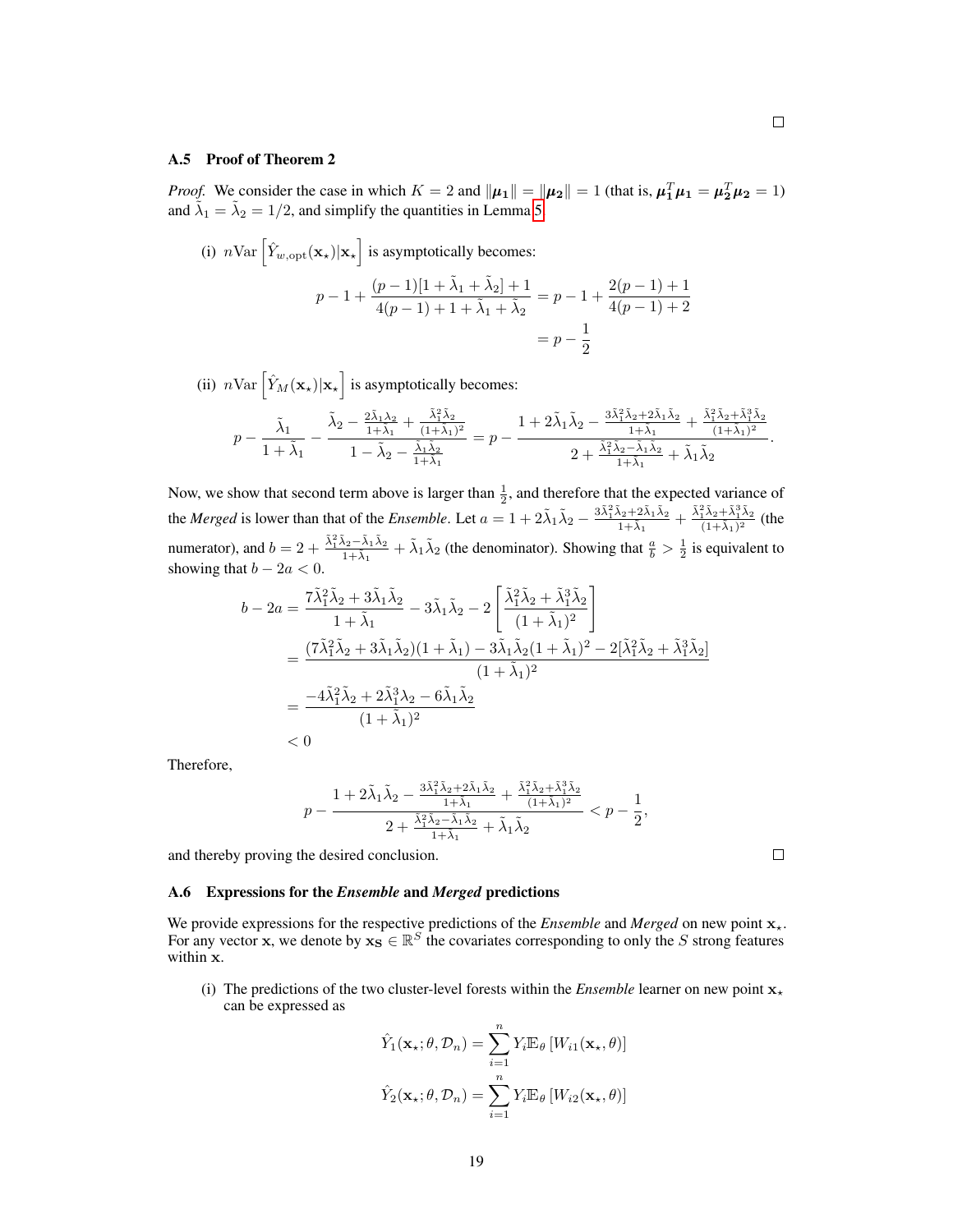□

### A.5 Proof of Theorem 2

*Proof.* We consider the case in which $K = 2$ and $\|\boldsymbol{\mu_1}\| = \|\boldsymbol{\mu_2}\| = 1$ (that is, $\boldsymbol{\mu_1}^T\boldsymbol{\mu_1} = \boldsymbol{\mu_2}^T\boldsymbol{\mu_2} = 1$) and $\tilde{\lambda}_1 = \tilde{\lambda}_2 = 1/2$, and simplify the quantities in Lemma 5.

(i) $n\text{Var}\left[\hat{Y}_{w,\text{opt}}(\mathbf{x}_\star)|\mathbf{x}_\star\right]$ is asymptotically becomes:

$$p - 1 + \frac{(p-1)[1+\tilde{\lambda}_1+\tilde{\lambda}_2]+1}{4(p-1)+1+\tilde{\lambda}_1+\tilde{\lambda}_2} = p - 1 + \frac{2(p-1)+1}{4(p-1)+2}$$
$$= p - \frac{1}{2}$$

(ii) $n\text{Var}\left[\hat{Y}_M(\mathbf{x}_\star)|\mathbf{x}_\star\right]$ is asymptotically becomes:

$$p - \frac{\tilde{\lambda}_1}{1+\tilde{\lambda}_1} - \frac{\tilde{\lambda}_2 - \frac{2\tilde{\lambda}_1\lambda_2}{1+\tilde{\lambda}_1} + \frac{\tilde{\lambda}_1^2\tilde{\lambda}_2}{(1+\tilde{\lambda}_1)^2}}{1 - \tilde{\lambda}_2 - \frac{\tilde{\lambda}_1\tilde{\lambda}_2}{1+\tilde{\lambda}_1}} = p - \frac{1 + 2\tilde{\lambda}_1\tilde{\lambda}_2 - \frac{3\tilde{\lambda}_1^2\tilde{\lambda}_2 + 2\tilde{\lambda}_1\tilde{\lambda}_2}{1+\tilde{\lambda}_1} + \frac{\tilde{\lambda}_1^2\tilde{\lambda}_2 + \tilde{\lambda}_1^3\tilde{\lambda}_2}{(1+\tilde{\lambda}_1)^2}}{2 + \frac{\tilde{\lambda}_1^2\tilde{\lambda}_2 - \tilde{\lambda}_1\tilde{\lambda}_2}{1+\tilde{\lambda}_1} + \tilde{\lambda}_1\tilde{\lambda}_2}.$$

Now, we show that second term above is larger than $\frac{1}{2}$, and therefore that the expected variance of the *Merged* is lower than that of the *Ensemble*. Let $a = 1 + 2\tilde{\lambda}_1\tilde{\lambda}_2 - \frac{3\tilde{\lambda}_1^2\tilde{\lambda}_2 + 2\tilde{\lambda}_1\tilde{\lambda}_2}{1+\tilde{\lambda}_1} + \frac{\tilde{\lambda}_1^2\tilde{\lambda}_2 + \tilde{\lambda}_1^3\tilde{\lambda}_2}{(1+\tilde{\lambda}_1)^2}$ (the numerator), and $b = 2 + \frac{\tilde{\lambda}_1^2\tilde{\lambda}_2 - \tilde{\lambda}_1\tilde{\lambda}_2}{1+\tilde{\lambda}_1} + \tilde{\lambda}_1\tilde{\lambda}_2$ (the denominator). Showing that $\frac{a}{b} > \frac{1}{2}$ is equivalent to showing that $b - 2a < 0$.

$$\begin{aligned}
b - 2a &= \frac{7\tilde{\lambda}_1^2\tilde{\lambda}_2 + 3\tilde{\lambda}_1\tilde{\lambda}_2}{1+\tilde{\lambda}_1} - 3\tilde{\lambda}_1\tilde{\lambda}_2 - 2\left[\frac{\tilde{\lambda}_1^2\tilde{\lambda}_2 + \tilde{\lambda}_1^3\tilde{\lambda}_2}{(1+\tilde{\lambda}_1)^2}\right] \\
&= \frac{(7\tilde{\lambda}_1^2\tilde{\lambda}_2 + 3\tilde{\lambda}_1\tilde{\lambda}_2)(1+\tilde{\lambda}_1) - 3\tilde{\lambda}_1\tilde{\lambda}_2(1+\tilde{\lambda}_1)^2 - 2[\tilde{\lambda}_1^2\tilde{\lambda}_2 + \tilde{\lambda}_1^3\tilde{\lambda}_2]}{(1+\tilde{\lambda}_1)^2} \\
&= \frac{-4\tilde{\lambda}_1^2\tilde{\lambda}_2 + 2\tilde{\lambda}_1^3\lambda_2 - 6\tilde{\lambda}_1\tilde{\lambda}_2}{(1+\tilde{\lambda}_1)^2} \\
&< 0
\end{aligned}$$

Therefore,

$$p - \frac{1 + 2\tilde{\lambda}_1\tilde{\lambda}_2 - \frac{3\tilde{\lambda}_1^2\tilde{\lambda}_2 + 2\tilde{\lambda}_1\tilde{\lambda}_2}{1+\tilde{\lambda}_1} + \frac{\tilde{\lambda}_1^2\tilde{\lambda}_2 + \tilde{\lambda}_1^3\tilde{\lambda}_2}{(1+\tilde{\lambda}_1)^2}}{2 + \frac{\tilde{\lambda}_1^2\tilde{\lambda}_2 - \tilde{\lambda}_1\tilde{\lambda}_2}{1+\tilde{\lambda}_1} + \tilde{\lambda}_1\tilde{\lambda}_2} < p - \frac{1}{2},$$

and thereby proving the desired conclusion. □

### A.6 Expressions for the *Ensemble* and *Merged* predictions

We provide expressions for the respective predictions of the *Ensemble* and *Merged* on new point $\mathbf{x}_\star$. For any vector $\mathbf{x}$, we denote by $\mathbf{x_S} \in \mathbb{R}^S$ the covariates corresponding to only the $S$ strong features within $\mathbf{x}$.

(i) The predictions of the two cluster-level forests within the *Ensemble* learner on new point $\mathbf{x}_\star$ can be expressed as

$$\hat{Y}_1(\mathbf{x}_\star; \theta, \mathcal{D}_n) = \sum_{i=1}^{n} Y_i \mathbb{E}_\theta\left[W_{i1}(\mathbf{x}_\star, \theta)\right]$$
$$\hat{Y}_2(\mathbf{x}_\star; \theta, \mathcal{D}_n) = \sum_{i=1}^{n} Y_i \mathbb{E}_\theta\left[W_{i2}(\mathbf{x}_\star, \theta)\right]$$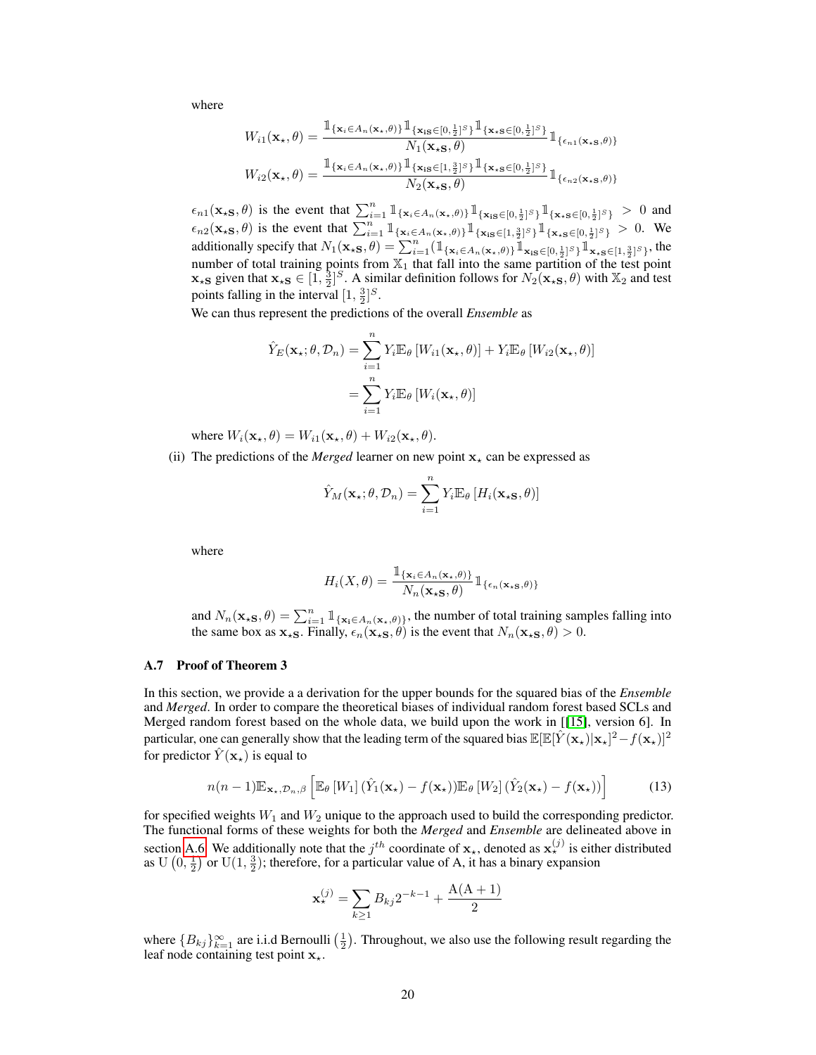where

$$W_{i1}(\mathbf{x}_\star, \theta) = \frac{\mathbb{1}_{\{\mathbf{x}_i \in A_n(\mathbf{x}_\star,\theta)\}} \mathbb{1}_{\{\mathbf{x_{iS}} \in [0,\frac{1}{2}]^S\}} \mathbb{1}_{\{\mathbf{x_{\star S}} \in [0,\frac{1}{2}]^S\}}}{N_1(\mathbf{x_{\star S}}, \theta)} \mathbb{1}_{\{\epsilon_{n1}(\mathbf{x_{\star S}},\theta)\}}$$

$$W_{i2}(\mathbf{x}_\star, \theta) = \frac{\mathbb{1}_{\{\mathbf{x}_i \in A_n(\mathbf{x}_\star,\theta)\}} \mathbb{1}_{\{\mathbf{x_{iS}} \in [1,\frac{3}{2}]^S\}} \mathbb{1}_{\{\mathbf{x_{\star S}} \in [0,\frac{1}{2}]^S\}}}{N_2(\mathbf{x_{\star S}}, \theta)} \mathbb{1}_{\{\epsilon_{n2}(\mathbf{x_{\star S}},\theta)\}}$$

$\epsilon_{n1}(\mathbf{x_{\star S}}, \theta)$ is the event that $\sum_{i=1}^n \mathbb{1}_{\{\mathbf{x}_i \in A_n(\mathbf{x}_\star,\theta)\}} \mathbb{1}_{\{\mathbf{x_{iS}} \in [0,\frac{1}{2}]^S\}} \mathbb{1}_{\{\mathbf{x_{\star S}} \in [0,\frac{1}{2}]^S\}} > 0$ and $\epsilon_{n2}(\mathbf{x_{\star S}}, \theta)$ is the event that $\sum_{i=1}^n \mathbb{1}_{\{\mathbf{x}_i \in A_n(\mathbf{x}_\star,\theta)\}} \mathbb{1}_{\{\mathbf{x_{iS}} \in [1,\frac{3}{2}]^S\}} \mathbb{1}_{\{\mathbf{x_{\star S}} \in [0,\frac{1}{2}]^S\}} > 0$. We additionally specify that $N_1(\mathbf{x_{\star S}}, \theta) = \sum_{i=1}^n (\mathbb{1}_{\{\mathbf{x}_i \in A_n(\mathbf{x}_\star,\theta)\}} \mathbb{1}_{\mathbf{x_{iS}} \in [0,\frac{1}{2}]^S\}} \mathbb{1}_{\mathbf{x_{\star S}} \in [1,\frac{3}{2}]^S\}}$, the number of total training points from $\mathbb{X}_1$ that fall into the same partition of the test point $\mathbf{x_{\star S}}$ given that $\mathbf{x_{\star S}} \in [1, \frac{3}{2}]^S$. A similar definition follows for $N_2(\mathbf{x_{\star S}}, \theta)$ with $\mathbb{X}_2$ and test points falling in the interval $[1, \frac{3}{2}]^S$.

We can thus represent the predictions of the overall *Ensemble* as

$$\begin{aligned}
\hat{Y}_E(\mathbf{x}_\star; \theta, \mathcal{D}_n) &= \sum_{i=1}^n Y_i \mathbb{E}_\theta \left[W_{i1}(\mathbf{x}_\star, \theta)\right] + Y_i \mathbb{E}_\theta \left[W_{i2}(\mathbf{x}_\star, \theta)\right] \\
&= \sum_{i=1}^n Y_i \mathbb{E}_\theta \left[W_i(\mathbf{x}_\star, \theta)\right]
\end{aligned}$$

where $W_i(\mathbf{x}_\star, \theta) = W_{i1}(\mathbf{x}_\star, \theta) + W_{i2}(\mathbf{x}_\star, \theta)$.

(ii) The predictions of the *Merged* learner on new point $\mathbf{x}_\star$ can be expressed as

$$\hat{Y}_M(\mathbf{x}_\star; \theta, \mathcal{D}_n) = \sum_{i=1}^n Y_i \mathbb{E}_\theta \left[H_i(\mathbf{x_{\star S}}, \theta)\right]$$

where

$$H_i(X, \theta) = \frac{\mathbb{1}_{\{\mathbf{x}_i \in A_n(\mathbf{x}_\star,\theta)\}}}{N_n(\mathbf{x_{\star S}}, \theta)} \mathbb{1}_{\{\epsilon_n(\mathbf{x_{\star S}},\theta)\}}$$

and $N_n(\mathbf{x_{\star S}}, \theta) = \sum_{i=1}^n \mathbb{1}_{\{\mathbf{x_i} \in A_n(\mathbf{x}_\star,\theta)\}}$, the number of total training samples falling into the same box as $\mathbf{x_{\star S}}$. Finally, $\epsilon_n(\mathbf{x_{\star S}}, \theta)$ is the event that $N_n(\mathbf{x_{\star S}}, \theta) > 0$.

### A.7 Proof of Theorem 3

In this section, we provide a a derivation for the upper bounds for the squared bias of the *Ensemble* and *Merged*. In order to compare the theoretical biases of individual random forest based SCLs and Merged random forest based on the whole data, we build upon the work in [[15], version 6]. In particular, one can generally show that the leading term of the squared bias $\mathbb{E}[\mathbb{E}[\hat{Y}(\mathbf{x}_\star)|\mathbf{x}_\star]^2 - f(\mathbf{x}_\star)]^2$ for predictor $\hat{Y}(\mathbf{x}_\star)$ is equal to

$$n(n-1)\mathbb{E}_{\mathbf{x}_\star, \mathcal{D}_n, \beta}\left[\mathbb{E}_\theta\left[W_1\right](\hat{Y}_1(\mathbf{x}_\star) - f(\mathbf{x}_\star))\mathbb{E}_\theta\left[W_2\right](\hat{Y}_2(\mathbf{x}_\star) - f(\mathbf{x}_\star))\right] \tag{13}$$

for specified weights $W_1$ and $W_2$ unique to the approach used to build the corresponding predictor. The functional forms of these weights for both the *Merged* and *Ensemble* are delineated above in section A.6. We additionally note that the $j^{th}$ coordinate of $\mathbf{x}_\star$, denoted as $\mathbf{x}_\star^{(j)}$ is either distributed as $\mathrm{U}\left(0, \frac{1}{2}\right)$ or $\mathrm{U}(1, \frac{3}{2})$; therefore, for a particular value of A, it has a binary expansion

$$\mathbf{x}_\star^{(j)} = \sum_{k \geq 1} B_{kj} 2^{-k-1} + \frac{\mathrm{A}(\mathrm{A}+1)}{2}$$

where $\{B_{kj}\}_{k=1}^\infty$ are i.i.d Bernoulli $\left(\frac{1}{2}\right)$. Throughout, we also use the following result regarding the leaf node containing test point $\mathbf{x}_\star$.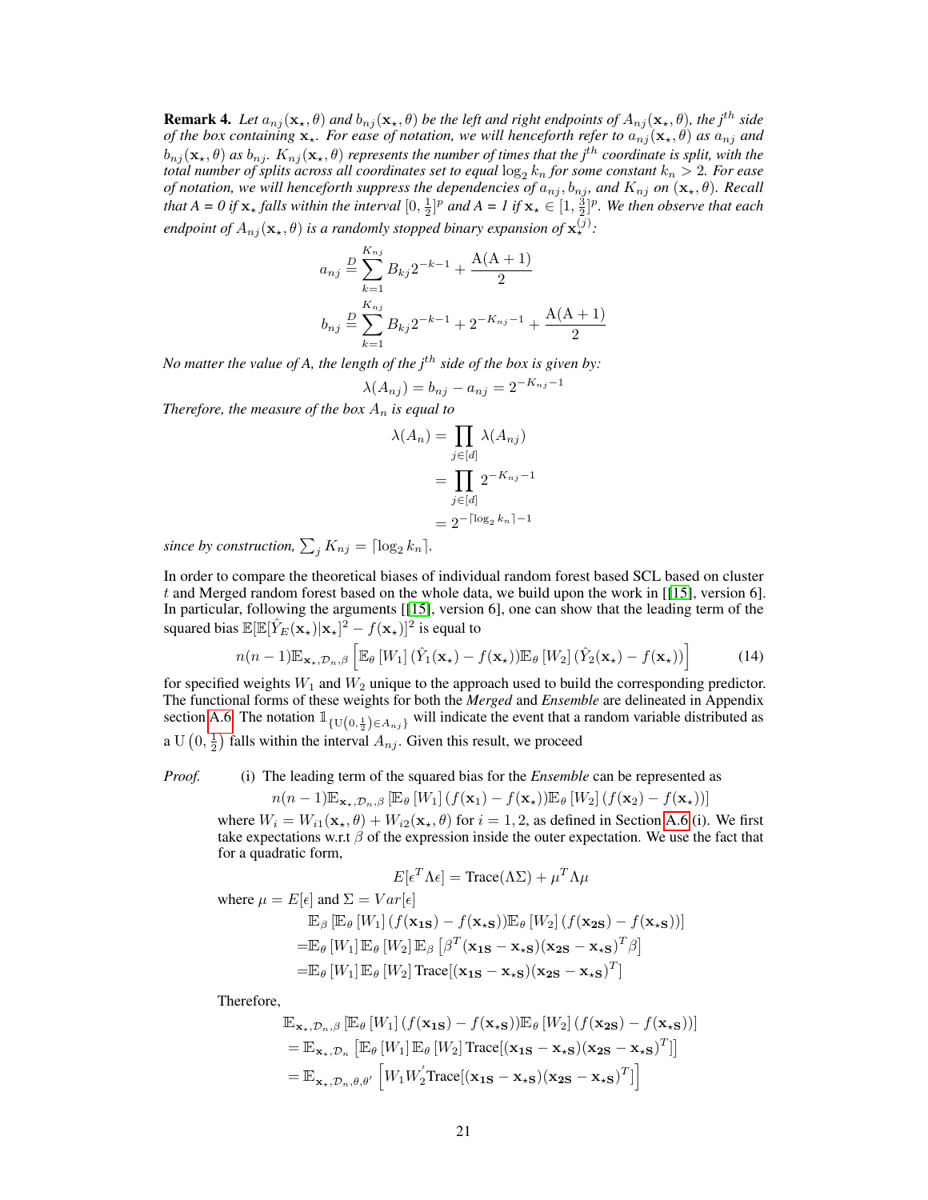**Remark 4.** *Let $a_{nj}(\mathbf{x}_\star, \theta)$ and $b_{nj}(\mathbf{x}_\star, \theta)$ be the left and right endpoints of $A_{nj}(\mathbf{x}_\star, \theta)$, the $j^{th}$ side of the box containing $\mathbf{x}_\star$. For ease of notation, we will henceforth refer to $a_{nj}(\mathbf{x}_\star, \theta)$ as $a_{nj}$ and $b_{nj}(\mathbf{x}_\star, \theta)$ as $b_{nj}$. $K_{nj}(\mathbf{x}_\star, \theta)$ represents the number of times that the $j^{th}$ coordinate is split, with the total number of splits across all coordinates set to equal $\log_2 k_n$ for some constant $k_n > 2$. For ease of notation, we will henceforth suppress the dependencies of $a_{nj}, b_{nj}$, and $K_{nj}$ on $(\mathbf{x}_\star, \theta)$. Recall that A = 0 if $\mathbf{x}_\star$ falls within the interval $[0, \frac{1}{2}]^p$ and A = 1 if $\mathbf{x}_\star \in [1, \frac{3}{2}]^p$. We then observe that each endpoint of $A_{nj}(\mathbf{x}_\star, \theta)$ is a randomly stopped binary expansion of $\mathbf{x}_\star^{(j)}$:*

$$a_{nj} \overset{D}{=} \sum_{k=1}^{K_{nj}} B_{kj} 2^{-k-1} + \frac{\mathrm{A}(\mathrm{A}+1)}{2}$$

$$b_{nj} \overset{D}{=} \sum_{k=1}^{K_{nj}} B_{kj} 2^{-k-1} + 2^{-K_{nj}-1} + \frac{\mathrm{A}(\mathrm{A}+1)}{2}$$

*No matter the value of A, the length of the $j^{th}$ side of the box is given by:*

$$\lambda(A_{nj}) = b_{nj} - a_{nj} = 2^{-K_{nj}-1}$$

*Therefore, the measure of the box $A_n$ is equal to*

$$\begin{aligned}
\lambda(A_n) &= \prod_{j \in [d]} \lambda(A_{nj}) \\
&= \prod_{j \in [d]} 2^{-K_{nj}-1} \\
&= 2^{-\lceil \log_2 k_n \rceil - 1}
\end{aligned}$$

*since by construction, $\sum_j K_{nj} = \lceil \log_2 k_n \rceil$.*

In order to compare the theoretical biases of individual random forest based SCL based on cluster $t$ and Merged random forest based on the whole data, we build upon the work in [[15], version 6]. In particular, following the arguments [[15], version 6], one can show that the leading term of the squared bias $\mathbb{E}[\mathbb{E}[\hat{Y}_E(\mathbf{x}_\star)|\mathbf{x}_\star]^2 - f(\mathbf{x}_\star)]^2$ is equal to

$$n(n-1)\mathbb{E}_{\mathbf{x}_\star, \mathcal{D}_n, \beta}\left[\mathbb{E}_\theta\left[W_1\right](\hat{Y}_1(\mathbf{x}_\star) - f(\mathbf{x}_\star))\mathbb{E}_\theta\left[W_2\right](\hat{Y}_2(\mathbf{x}_\star) - f(\mathbf{x}_\star))\right] \tag{14}$$

for specified weights $W_1$ and $W_2$ unique to the approach used to build the corresponding predictor. The functional forms of these weights for both the *Merged* and *Ensemble* are delineated in Appendix section A.6. The notation $\mathbb{1}_{\{\mathrm{U}(0,\frac{1}{2}) \in A_{nj}\}}$ will indicate the event that a random variable distributed as a $\mathrm{U}\left(0, \frac{1}{2}\right)$ falls within the interval $A_{nj}$. Given this result, we proceed

*Proof.* (i) The leading term of the squared bias for the *Ensemble* can be represented as

$$n(n-1)\mathbb{E}_{\mathbf{x}_\star, \mathcal{D}_n, \beta}\left[\mathbb{E}_\theta\left[W_1\right](f(\mathbf{x}_1) - f(\mathbf{x}_\star))\mathbb{E}_\theta\left[W_2\right](f(\mathbf{x}_2) - f(\mathbf{x}_\star))\right]$$

where $W_i = W_{i1}(\mathbf{x}_\star, \theta) + W_{i2}(\mathbf{x}_\star, \theta)$ for $i = 1, 2$, as defined in Section A.6 (i). We first take expectations w.r.t $\beta$ of the expression inside the outer expectation. We use the fact that for a quadratic form,

$$E[\epsilon^T \Lambda \epsilon] = \mathrm{Trace}(\Lambda \Sigma) + \mu^T \Lambda \mu$$

where $\mu = E[\epsilon]$ and $\Sigma = Var[\epsilon]$

$$\begin{aligned}
&\mathbb{E}_\beta\left[\mathbb{E}_\theta\left[W_1\right](f(\mathbf{x_{1S}}) - f(\mathbf{x_{\star S}}))\mathbb{E}_\theta\left[W_2\right](f(\mathbf{x_{2S}}) - f(\mathbf{x_{\star S}}))\right] \\
=&\mathbb{E}_\theta\left[W_1\right]\mathbb{E}_\theta\left[W_2\right]\mathbb{E}_\beta\left[\beta^T(\mathbf{x_{1S}} - \mathbf{x_{\star S}})(\mathbf{x_{2S}} - \mathbf{x_{\star S}})^T\beta\right] \\
=&\mathbb{E}_\theta\left[W_1\right]\mathbb{E}_\theta\left[W_2\right]\mathrm{Trace}[(\mathbf{x_{1S}} - \mathbf{x_{\star S}})(\mathbf{x_{2S}} - \mathbf{x_{\star S}})^T]
\end{aligned}$$

Therefore,

$$\begin{aligned}
&\mathbb{E}_{\mathbf{x}_\star, \mathcal{D}_n, \beta}\left[\mathbb{E}_\theta\left[W_1\right](f(\mathbf{x_{1S}}) - f(\mathbf{x_{\star S}}))\mathbb{E}_\theta\left[W_2\right](f(\mathbf{x_{2S}}) - f(\mathbf{x_{\star S}}))\right] \\
&= \mathbb{E}_{\mathbf{x}_\star, \mathcal{D}_n}\left[\mathbb{E}_\theta\left[W_1\right]\mathbb{E}_\theta\left[W_2\right]\mathrm{Trace}[(\mathbf{x_{1S}} - \mathbf{x_{\star S}})(\mathbf{x_{2S}} - \mathbf{x_{\star S}})^T]\right] \\
&= \mathbb{E}_{\mathbf{x}_\star, \mathcal{D}_n, \theta, \theta'}\left[W_1 W_2^{'}\mathrm{Trace}[(\mathbf{x_{1S}} - \mathbf{x_{\star S}})(\mathbf{x_{2S}} - \mathbf{x_{\star S}})^T]\right]
\end{aligned}$$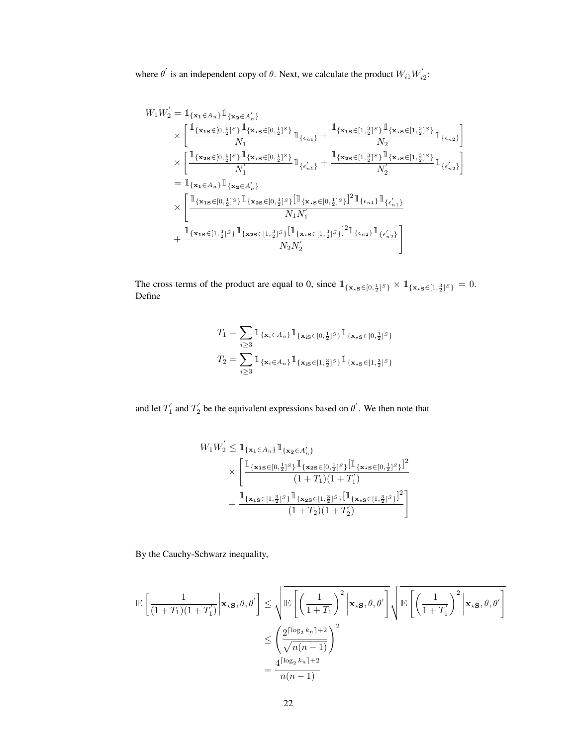where $\theta^{'}$ is an independent copy of $\theta$. Next, we calculate the product $W_{i1}W_{i2}^{'}$:

$$
\begin{aligned}
W_1 W_2^{'} &= \mathbb{1}_{\{\mathbf{x_1} \in A_n\}} \mathbb{1}_{\{\mathbf{x_2} \in A_n^{'}\}} \\
&\times \left[ \frac{\mathbb{1}_{\{\mathbf{x_{1S}} \in [0,\frac{1}{2}]^S\}} \mathbb{1}_{\{\mathbf{x_{\star S}} \in [0,\frac{1}{2}]^S\}}}{N_1} \mathbb{1}_{\{\epsilon_{n1}\}} + \frac{\mathbb{1}_{\{\mathbf{x_{1S}} \in [1,\frac{3}{2}]^S\}} \mathbb{1}_{\{\mathbf{x_{\star S}} \in [1,\frac{3}{2}]^S\}}}{N_2} \mathbb{1}_{\{\epsilon_{n2}\}} \right] \\
&\times \left[ \frac{\mathbb{1}_{\{\mathbf{x_{2S}} \in [0,\frac{1}{2}]^S\}} \mathbb{1}_{\{\mathbf{x_{\star S}} \in [0,\frac{1}{2}]^S\}}}{N_1^{'}} \mathbb{1}_{\{\epsilon_{n1}^{'}\}} + \frac{\mathbb{1}_{\{\mathbf{x_{2S}} \in [1,\frac{3}{2}]^S\}} \mathbb{1}_{\{\mathbf{x_{\star S}} \in [1,\frac{3}{2}]^S\}}}{N_2^{'}} \mathbb{1}_{\{\epsilon_{n2}^{'}\}} \right] \\
&= \mathbb{1}_{\{\mathbf{x_1} \in A_n\}} \mathbb{1}_{\{\mathbf{x_2} \in A_n^{'}\}} \\
&\times \left[ \frac{\mathbb{1}_{\{\mathbf{x_{1S}} \in [0,\frac{1}{2}]^S\}} \mathbb{1}_{\{\mathbf{x_{2S}} \in [0,\frac{1}{2}]^S\}} \left[\mathbb{1}_{\{\mathbf{x_{\star S}} \in [0,\frac{1}{2}]^S\}}\right]^2 \mathbb{1}_{\{\epsilon_{n1}\}} \mathbb{1}_{\{\epsilon_{n1}^{'}\}}}{N_1 N_1^{'}} \right. \\
&\left. + \frac{\mathbb{1}_{\{\mathbf{x_{1S}} \in [1,\frac{3}{2}]^S\}} \mathbb{1}_{\{\mathbf{x_{2S}} \in [1,\frac{3}{2}]^S\}} \left[\mathbb{1}_{\{\mathbf{x_{\star S}} \in [1,\frac{3}{2}]^S\}}\right]^2 \mathbb{1}_{\{\epsilon_{n2}\}} \mathbb{1}_{\{\epsilon_{n2}^{'}\}}}{N_2 N_2^{'}} \right]
\end{aligned}
$$

The cross terms of the product are equal to 0, since $\mathbb{1}_{\{\mathbf{x_{\star S}} \in [0,\frac{1}{2}]^S\}} \times \mathbb{1}_{\{\mathbf{x_{\star S}} \in [1,\frac{3}{2}]^S\}} = 0$. Define

$$
\begin{aligned}
T_1 &= \sum_{i \geq 3} \mathbb{1}_{\{\mathbf{x}_i \in A_n\}} \mathbb{1}_{\{\mathbf{x_{iS}} \in [0,\frac{1}{2}]^S\}} \mathbb{1}_{\{\mathbf{x_{\star S}} \in [0,\frac{1}{2}]^S\}} \\
T_2 &= \sum_{i \geq 3} \mathbb{1}_{\{\mathbf{x}_i \in A_n\}} \mathbb{1}_{\{\mathbf{x_{iS}} \in [1,\frac{3}{2}]^S\}} \mathbb{1}_{\{\mathbf{x_{\star S}} \in [1,\frac{3}{2}]^S\}}
\end{aligned}
$$

and let $T_1^{'}$ and $T_2^{'}$ be the equivalent expressions based on $\theta^{'}$. We then note that

$$
\begin{aligned}
W_1 W_2^{'} \leq \mathbb{1}_{\{\mathbf{x_1} \in A_n\}} \mathbb{1}_{\{\mathbf{x_2} \in A_n^{'}\}} & \\
\times \left[ \frac{\mathbb{1}_{\{\mathbf{x_{1S}} \in [0,\frac{1}{2}]^S\}} \mathbb{1}_{\{\mathbf{x_{2S}} \in [0,\frac{1}{2}]^S\}} \left[\mathbb{1}_{\{\mathbf{x_{\star S}} \in [0,\frac{1}{2}]^S\}}\right]^2}{(1+T_1)(1+T_1^{'})} \right. & \\
\left. + \frac{\mathbb{1}_{\{\mathbf{x_{1S}} \in [1,\frac{3}{2}]^S\}} \mathbb{1}_{\{\mathbf{x_{2S}} \in [1,\frac{3}{2}]^S\}} \left[\mathbb{1}_{\{\mathbf{x_{\star S}} \in [1,\frac{3}{2}]^S\}}\right]^2}{(1+T_2)(1+T_2^{'})} \right] &
\end{aligned}
$$

By the Cauchy-Schwarz inequality,

$$
\begin{aligned}
\mathbb{E}\left[ \frac{1}{(1+T_1)(1+T_1^{'})} \middle| \mathbf{x_{\star S}}, \theta, \theta^{'} \right] &\leq \sqrt{\mathbb{E}\left[ \left( \frac{1}{1+T_1} \right)^2 \middle| \mathbf{x_{\star S}}, \theta, \theta^{'} \right]} \sqrt{\mathbb{E}\left[ \left( \frac{1}{1+T_1^{'}} \right)^2 \middle| \mathbf{x_{\star S}}, \theta, \theta^{'} \right]} \\
&\leq \left( \frac{2^{\lceil \log_2 k_n \rceil + 2}}{\sqrt{n(n-1)}} \right)^2 \\
&= \frac{4^{\lceil \log_2 k_n \rceil + 2}}{n(n-1)}
\end{aligned}
$$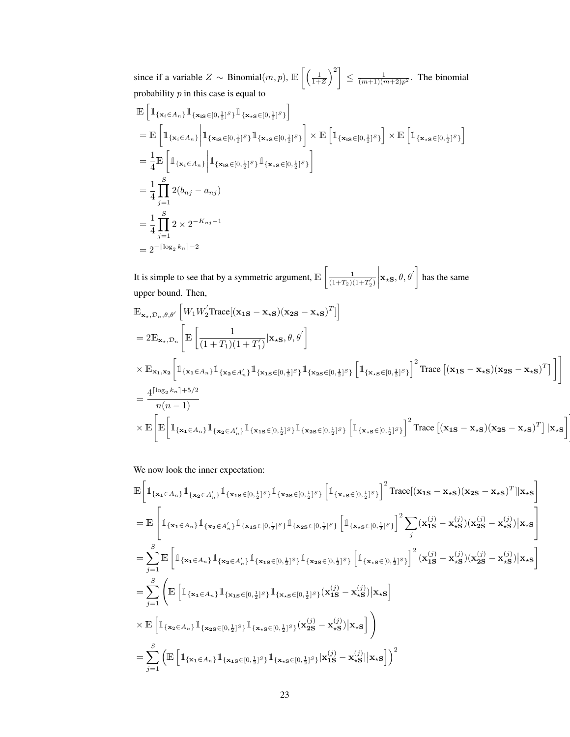since if a variable $Z \sim$ Binomial$(m, p)$, $\mathbb{E}\left[\left(\frac{1}{1+Z}\right)^2\right] \leq \frac{1}{(m+1)(m+2)p^2}$. The binomial probability $p$ in this case is equal to

$$
\begin{aligned}
&\mathbb{E}\left[\mathbb{1}_{\{\mathbf{x}_i \in A_n\}} \mathbb{1}_{\{\mathbf{x_{iS}} \in [0,\frac{1}{2}]^S\}} \mathbb{1}_{\{\mathbf{x_{\star S}} \in [0,\frac{1}{2}]^S\}}\right] \\
&= \mathbb{E}\left[\mathbb{1}_{\{\mathbf{x}_i \in A_n\}} \middle| \mathbb{1}_{\{\mathbf{x_{iS}} \in [0,\frac{1}{2}]^S\}} \mathbb{1}_{\{\mathbf{x_{\star S}} \in [0,\frac{1}{2}]^S\}}\right] \times \mathbb{E}\left[\mathbb{1}_{\{\mathbf{x_{iS}} \in [0,\frac{1}{2}]^S\}}\right] \times \mathbb{E}\left[\mathbb{1}_{\{\mathbf{x_{\star S}} \in [0,\frac{1}{2}]^S\}}\right] \\
&= \frac{1}{4} \mathbb{E}\left[\mathbb{1}_{\{\mathbf{x}_i \in A_n\}} \middle| \mathbb{1}_{\{\mathbf{x_{iS}} \in [0,\frac{1}{2}]^S\}} \mathbb{1}_{\{\mathbf{x_{\star S}} \in [0,\frac{1}{2}]^S\}}\right] \\
&= \frac{1}{4} \prod_{j=1}^{S} 2(b_{nj} - a_{nj}) \\
&= \frac{1}{4} \prod_{j=1}^{S} 2 \times 2^{-K_{nj}-1} \\
&= 2^{-\lceil \log_2 k_n \rceil - 2}
\end{aligned}
$$

It is simple to see that by a symmetric argument, $\mathbb{E}\left[\frac{1}{(1+T_2)(1+T_2')} \middle| \mathbf{x_{\star S}}, \theta, \theta'\right]$ has the same upper bound. Then,

$$
\begin{aligned}
&\mathbb{E}_{\mathbf{x}_\star, \mathcal{D}_n, \theta, \theta'}\left[W_1 W_2' \text{Trace}[(\mathbf{x_{1S}} - \mathbf{x_{\star S}})(\mathbf{x_{2S}} - \mathbf{x_{\star S}})^T]\right] \\
&= 2\mathbb{E}_{\mathbf{x}_\star, \mathcal{D}_n}\Bigg[\mathbb{E}\left[\frac{1}{(1+T_1)(1+T_1')} | \mathbf{x_{\star S}}, \theta, \theta'\right] \\
&\times \mathbb{E}_{\mathbf{x_1}, \mathbf{x_2}}\left[\mathbb{1}_{\{\mathbf{x_1} \in A_n\}} \mathbb{1}_{\{\mathbf{x_2} \in A_n'\}} \mathbb{1}_{\{\mathbf{x_{1S}} \in [0,\frac{1}{2}]^S\}} \mathbb{1}_{\{\mathbf{x_{2S}} \in [0,\frac{1}{2}]^S\}} \left[\mathbb{1}_{\{\mathbf{x_{\star S}} \in [0,\frac{1}{2}]^S\}}\right]^2 \text{Trace}\left[(\mathbf{x_{1S}} - \mathbf{x_{\star S}})(\mathbf{x_{2S}} - \mathbf{x_{\star S}})^T\right]\right]\Bigg] \\
&= \frac{4^{\lceil \log_2 k_n \rceil + 5/2}}{n(n-1)} \\
&\times \mathbb{E}\Bigg[\mathbb{E}\left[\mathbb{1}_{\{\mathbf{x_1} \in A_n\}} \mathbb{1}_{\{\mathbf{x_2} \in A_n'\}} \mathbb{1}_{\{\mathbf{x_{1S}} \in [0,\frac{1}{2}]^S\}} \mathbb{1}_{\{\mathbf{x_{2S}} \in [0,\frac{1}{2}]^S\}} \left[\mathbb{1}_{\{\mathbf{x_{\star S}} \in [0,\frac{1}{2}]^S\}}\right]^2 \text{Trace}\left[(\mathbf{x_{1S}} - \mathbf{x_{\star S}})(\mathbf{x_{2S}} - \mathbf{x_{\star S}})^T\right] | \mathbf{x_{\star S}}\right]\Bigg]
\end{aligned}
$$

We now look the inner expectation:

$$
\begin{aligned}
&\mathbb{E}\Bigg[\mathbb{1}_{\{\mathbf{x_1} \in A_n\}} \mathbb{1}_{\{\mathbf{x_2} \in A_n'\}} \mathbb{1}_{\{\mathbf{x_{1S}} \in [0,\frac{1}{2}]^S\}} \mathbb{1}_{\{\mathbf{x_{2S}} \in [0,\frac{1}{2}]^S\}} \left[\mathbb{1}_{\{\mathbf{x_{\star S}} \in [0,\frac{1}{2}]^S\}}\right]^2 \text{Trace}[(\mathbf{x_{1S}} - \mathbf{x_{\star S}})(\mathbf{x_{2S}} - \mathbf{x_{\star S}})^T] | \mathbf{x_{\star S}}\Bigg] \\
&= \mathbb{E}\left[\mathbb{1}_{\{\mathbf{x_1} \in A_n\}} \mathbb{1}_{\{\mathbf{x_2} \in A_n'\}} \mathbb{1}_{\{\mathbf{x_{1S}} \in [0,\frac{1}{2}]^S\}} \mathbb{1}_{\{\mathbf{x_{2S}} \in [0,\frac{1}{2}]^S\}} \left[\mathbb{1}_{\{\mathbf{x_{\star S}} \in [0,\frac{1}{2}]^S\}}\right]^2 \sum_j (\mathbf{x_{1S}^{(j)}} - \mathbf{x_{\star S}^{(j)}})(\mathbf{x_{2S}^{(j)}} - \mathbf{x_{\star S}^{(j)}}) | \mathbf{x_{\star S}}\right] \\
&= \sum_{j=1}^{S} \mathbb{E}\left[\mathbb{1}_{\{\mathbf{x_1} \in A_n\}} \mathbb{1}_{\{\mathbf{x_2} \in A_n'\}} \mathbb{1}_{\{\mathbf{x_{1S}} \in [0,\frac{1}{2}]^S\}} \mathbb{1}_{\{\mathbf{x_{2S}} \in [0,\frac{1}{2}]^S\}} \left[\mathbb{1}_{\{\mathbf{x_{\star S}} \in [0,\frac{1}{2}]^S\}}\right]^2 (\mathbf{x_{1S}^{(j)}} - \mathbf{x_{\star S}^{(j)}})(\mathbf{x_{2S}^{(j)}} - \mathbf{x_{\star S}^{(j)}}) | \mathbf{x_{\star S}}\right] \\
&= \sum_{j=1}^{S} \Bigg(\mathbb{E}\left[\mathbb{1}_{\{\mathbf{x_1} \in A_n\}} \mathbb{1}_{\{\mathbf{x_{1S}} \in [0,\frac{1}{2}]^S\}} \mathbb{1}_{\{\mathbf{x_{\star S}} \in [0,\frac{1}{2}]^S\}} (\mathbf{x_{1S}^{(j)}} - \mathbf{x_{\star S}^{(j)}}) | \mathbf{x_{\star S}}\right] \\
&\times \mathbb{E}\left[\mathbb{1}_{\{\mathbf{x_2} \in A_n\}} \mathbb{1}_{\{\mathbf{x_{2S}} \in [0,\frac{1}{2}]^S\}} \mathbb{1}_{\{\mathbf{x_{\star S}} \in [0,\frac{1}{2}]^S\}} (\mathbf{x_{2S}^{(j)}} - \mathbf{x_{\star S}^{(j)}}) | \mathbf{x_{\star S}}\right]\Bigg) \\
&= \sum_{j=1}^{S} \left(\mathbb{E}\left[\mathbb{1}_{\{\mathbf{x_1} \in A_n\}} \mathbb{1}_{\{\mathbf{x_{1S}} \in [0,\frac{1}{2}]^S\}} \mathbb{1}_{\{\mathbf{x_{\star S}} \in [0,\frac{1}{2}]^S\}} |\mathbf{x_{1S}^{(j)}} - \mathbf{x_{\star S}^{(j)}}| | \mathbf{x_{\star S}}\right]\right)^2
\end{aligned}
$$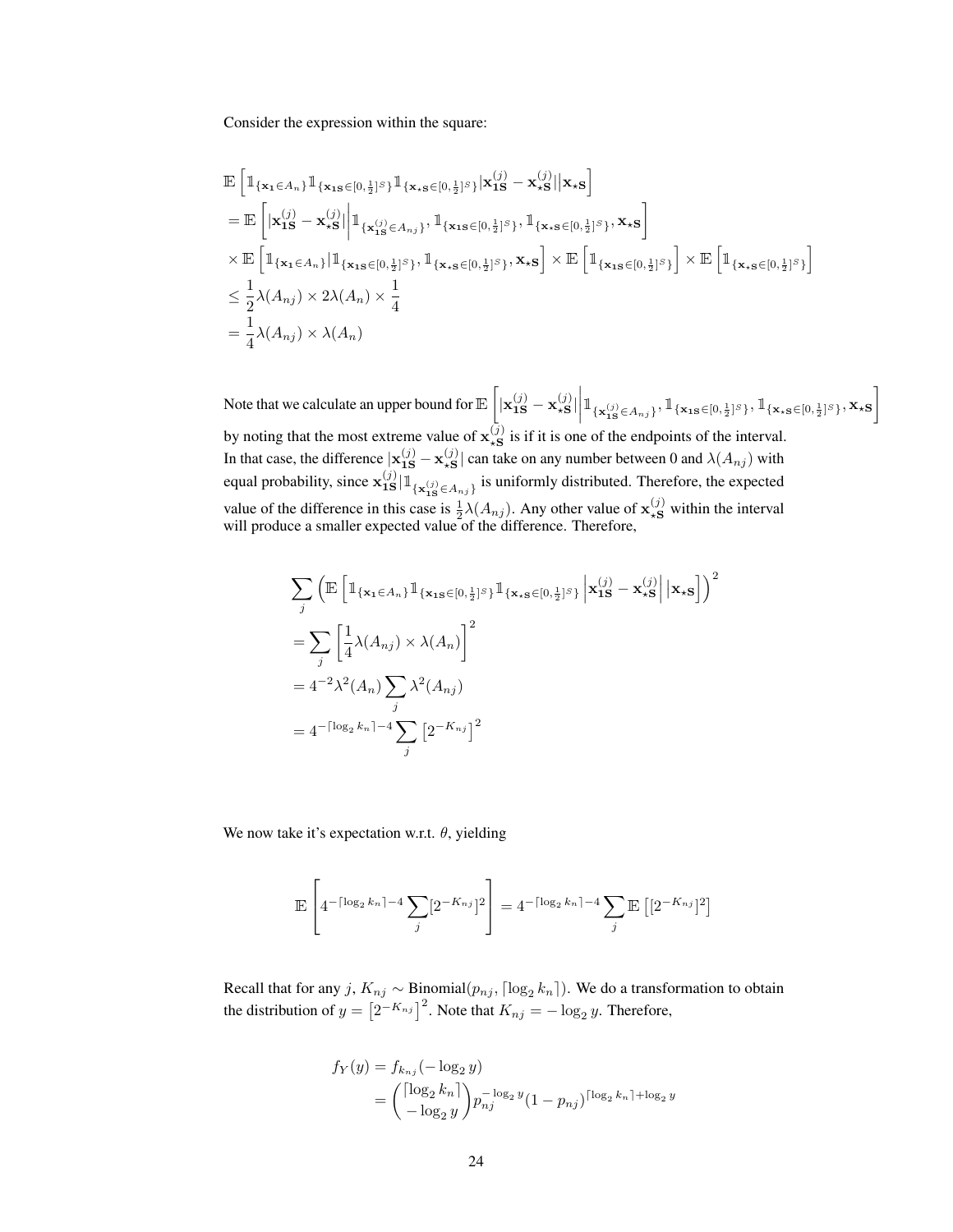Consider the expression within the square:

$$
\begin{aligned}
&\mathbb{E}\left[\mathbb{1}_{\{\mathbf{x_1}\in A_n\}}\mathbb{1}_{\{\mathbf{x_{1S}}\in[0,\frac{1}{2}]^S\}}\mathbb{1}_{\{\mathbf{x_{\star S}}\in[0,\frac{1}{2}]^S\}}|\mathbf{x}_{\mathbf{1S}}^{(j)}-\mathbf{x}_{\star\mathbf{S}}^{(j)}|\big|\mathbf{x_{\star S}}\right] \\
&=\mathbb{E}\left[|\mathbf{x}_{\mathbf{1S}}^{(j)}-\mathbf{x}_{\star\mathbf{S}}^{(j)}|\middle|\mathbb{1}_{\{\mathbf{x}_{\mathbf{1S}}^{(j)}\in A_{nj}\}},\mathbb{1}_{\{\mathbf{x_{1S}}\in[0,\frac{1}{2}]^S\}},\mathbb{1}_{\{\mathbf{x_{\star S}}\in[0,\frac{1}{2}]^S\}},\mathbf{x_{\star S}}\right] \\
&\times\mathbb{E}\left[\mathbb{1}_{\{\mathbf{x_1}\in A_n\}}|\mathbb{1}_{\{\mathbf{x_{1S}}\in[0,\frac{1}{2}]^S\}},\mathbb{1}_{\{\mathbf{x_{\star S}}\in[0,\frac{1}{2}]^S\}},\mathbf{x_{\star S}}\right]\times\mathbb{E}\left[\mathbb{1}_{\{\mathbf{x_{1S}}\in[0,\frac{1}{2}]^S\}}\right]\times\mathbb{E}\left[\mathbb{1}_{\{\mathbf{x_{\star S}}\in[0,\frac{1}{2}]^S\}}\right] \\
&\leq\frac{1}{2}\lambda(A_{nj})\times 2\lambda(A_n)\times\frac{1}{4} \\
&=\frac{1}{4}\lambda(A_{nj})\times\lambda(A_n)
\end{aligned}
$$

Note that we calculate an upper bound for $\mathbb{E}\left[|\mathbf{x}_{\mathbf{1S}}^{(j)}-\mathbf{x}_{\star\mathbf{S}}^{(j)}|\middle|\mathbb{1}_{\{\mathbf{x}_{\mathbf{1S}}^{(j)}\in A_{nj}\}},\mathbb{1}_{\{\mathbf{x_{1S}}\in[0,\frac{1}{2}]^S\}},\mathbb{1}_{\{\mathbf{x_{\star S}}\in[0,\frac{1}{2}]^S\}},\mathbf{x_{\star S}}\right]$ by noting that the most extreme value of $\mathbf{x}_{\star\mathbf{S}}^{(j)}$ is if it is one of the endpoints of the interval. In that case, the difference $|\mathbf{x}_{\mathbf{1S}}^{(j)}-\mathbf{x}_{\star\mathbf{S}}^{(j)}|$ can take on any number between 0 and $\lambda(A_{nj})$ with equal probability, since $\mathbf{x}_{\mathbf{1S}}^{(j)}|\mathbb{1}_{\{\mathbf{x}_{\mathbf{1S}}^{(j)}\in A_{nj}\}}$ is uniformly distributed. Therefore, the expected value of the difference in this case is $\frac{1}{2}\lambda(A_{nj})$. Any other value of $\mathbf{x}_{\star\mathbf{S}}^{(j)}$ within the interval will produce a smaller expected value of the difference. Therefore,

$$
\begin{aligned}
&\sum_j\left(\mathbb{E}\left[\mathbb{1}_{\{\mathbf{x_1}\in A_n\}}\mathbb{1}_{\{\mathbf{x_{1S}}\in[0,\frac{1}{2}]^S\}}\mathbb{1}_{\{\mathbf{x_{\star S}}\in[0,\frac{1}{2}]^S\}}\left|\mathbf{x}_{\mathbf{1S}}^{(j)}-\mathbf{x}_{\star\mathbf{S}}^{(j)}\right|\big|\mathbf{x_{\star S}}\right]\right)^2 \\
&=\sum_j\left[\frac{1}{4}\lambda(A_{nj})\times\lambda(A_n)\right]^2 \\
&=4^{-2}\lambda^2(A_n)\sum_j\lambda^2(A_{nj}) \\
&=4^{-\lceil\log_2 k_n\rceil-4}\sum_j\left[2^{-K_{nj}}\right]^2
\end{aligned}
$$

We now take it's expectation w.r.t. $\theta$, yielding

$$
\mathbb{E}\left[4^{-\lceil\log_2 k_n\rceil-4}\sum_j[2^{-K_{nj}}]^2\right]=4^{-\lceil\log_2 k_n\rceil-4}\sum_j\mathbb{E}\left[[2^{-K_{nj}}]^2\right]
$$

Recall that for any $j$, $K_{nj}\sim\text{Binomial}(p_{nj},\lceil\log_2 k_n\rceil)$. We do a transformation to obtain the distribution of $y=\left[2^{-K_{nj}}\right]^2$. Note that $K_{nj}=-\log_2 y$. Therefore,

$$
\begin{aligned}
f_Y(y)&=f_{k_{nj}}(-\log_2 y) \\
&=\binom{\lceil\log_2 k_n\rceil}{-\log_2 y}p_{nj}^{-\log_2 y}(1-p_{nj})^{\lceil\log_2 k_n\rceil+\log_2 y}
\end{aligned}
$$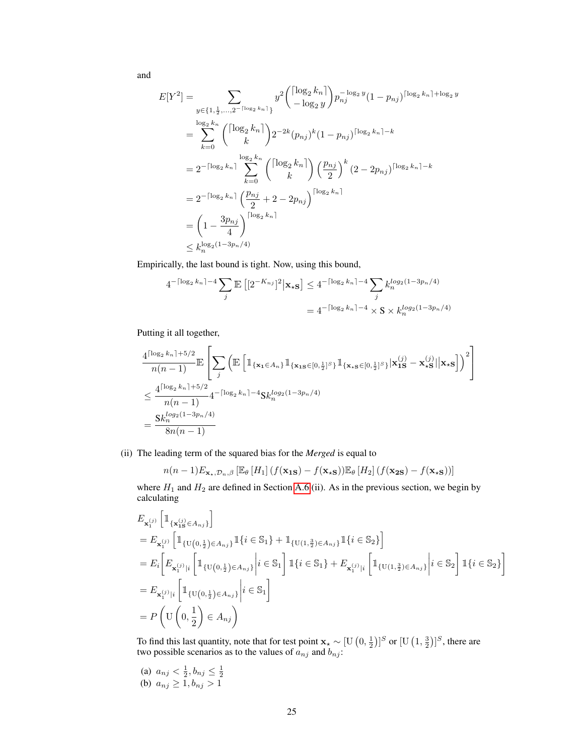and

$$
\begin{aligned}
E[Y^2] &= \sum_{y \in \{1, \frac{1}{2}, \ldots, 2^{-\lceil \log_2 k_n \rceil}\}} y^2 \binom{\lceil \log_2 k_n \rceil}{-\log_2 y} p_{nj}^{-\log_2 y} (1 - p_{nj})^{\lceil \log_2 k_n \rceil + \log_2 y} \\
&= \sum_{k=0}^{\log_2 k_n} \binom{\lceil \log_2 k_n \rceil}{k} 2^{-2k} (p_{nj})^k (1 - p_{nj})^{\lceil \log_2 k_n \rceil - k} \\
&= 2^{-\lceil \log_2 k_n \rceil} \sum_{k=0}^{\log_2 k_n} \binom{\lceil \log_2 k_n \rceil}{k} \left(\frac{p_{nj}}{2}\right)^k (2 - 2p_{nj})^{\lceil \log_2 k_n \rceil - k} \\
&= 2^{-\lceil \log_2 k_n \rceil} \left(\frac{p_{nj}}{2} + 2 - 2p_{nj}\right)^{\lceil \log_2 k_n \rceil} \\
&= \left(1 - \frac{3p_{nj}}{4}\right)^{\lceil \log_2 k_n \rceil} \\
&\leq k_n^{\log_2(1 - 3p_n/4)}
\end{aligned}
$$

Empirically, the last bound is tight. Now, using this bound,

$$
\begin{aligned}
4^{-\lceil \log_2 k_n \rceil - 4} \sum_j \mathbb{E}\left[[2^{-K_{nj}}]^2 \middle| \mathbf{x}_{\star \mathbf{S}}\right] &\leq 4^{-\lceil \log_2 k_n \rceil - 4} \sum_j k_n^{log_2(1 - 3p_n/4)} \\
&= 4^{-\lceil \log_2 k_n \rceil - 4} \times \mathrm{S} \times k_n^{log_2(1 - 3p_n/4)}
\end{aligned}
$$

Putting it all together,

$$
\begin{aligned}
&\frac{4^{\lceil \log_2 k_n \rceil + 5/2}}{n(n-1)} \mathbb{E}\left[\sum_j \left(\mathbb{E}\left[\mathbb{1}_{\{\mathbf{x_1} \in A_n\}} \mathbb{1}_{\{\mathbf{x_{1S}} \in [0, \frac{1}{2}]^S\}} \mathbb{1}_{\{\mathbf{x_{\star S}} \in [0, \frac{1}{2}]^S\}} |\mathbf{x}_{\mathbf{1S}}^{(j)} - \mathbf{x}_{\star \mathbf{S}}^{(j)}| \middle| \mathbf{x_{\star S}}\right]\right)^2\right] \\
&\leq \frac{4^{\lceil \log_2 k_n \rceil + 5/2}}{n(n-1)} 4^{-\lceil \log_2 k_n \rceil - 4} \mathrm{S} k_n^{log_2(1 - 3p_n/4)} \\
&= \frac{\mathrm{S} k_n^{log_2(1 - 3p_n/4)}}{8n(n-1)}
\end{aligned}
$$

(ii) The leading term of the squared bias for the *Merged* is equal to

$$
n(n-1) E_{\mathbf{x}_\star, \mathcal{D}_n, \beta}\left[\mathbb{E}_\theta\left[H_1\right] (f(\mathbf{x_{1S}}) - f(\mathbf{x_{\star S}})) \mathbb{E}_\theta\left[H_2\right] (f(\mathbf{x_{2S}}) - f(\mathbf{x_{\star S}}))\right]
$$

where $H_1$ and $H_2$ are defined in Section A.6 (ii). As in the previous section, we begin by calculating

$$
\begin{aligned}
&E_{\mathbf{x}_1^{(j)}}\left[\mathbb{1}_{\{\mathbf{x}_{\mathbf{1S}}^{(j)} \in A_{nj}\}}\right] \\
&= E_{\mathbf{x}_1^{(j)}}\left[\mathbb{1}_{\{\mathrm{U}(0, \frac{1}{2}) \in A_{nj}\}} \mathbb{1}\{i \in \mathbb{S}_1\} + \mathbb{1}_{\{\mathrm{U}(1, \frac{3}{2}) \in A_{nj}\}} \mathbb{1}\{i \in \mathbb{S}_2\}\right] \\
&= E_i\left[E_{\mathbf{x}_1^{(j)}|i}\left[\mathbb{1}_{\{\mathrm{U}(0, \frac{1}{2}) \in A_{nj}\}} \middle| i \in \mathbb{S}_1\right] \mathbb{1}\{i \in \mathbb{S}_1\} + E_{\mathbf{x}_1^{(j)}|i}\left[\mathbb{1}_{\{\mathrm{U}(1, \frac{3}{2}) \in A_{nj}\}} \middle| i \in \mathbb{S}_2\right] \mathbb{1}\{i \in \mathbb{S}_2\}\right] \\
&= E_{\mathbf{x}_1^{(j)}|i}\left[\mathbb{1}_{\{\mathrm{U}(0, \frac{1}{2}) \in A_{nj}\}} \middle| i \in \mathbb{S}_1\right] \\
&= P\left(\mathrm{U}\left(0, \frac{1}{2}\right) \in A_{nj}\right)
\end{aligned}
$$

To find this last quantity, note that for test point $\mathbf{x}_\star \sim [\mathrm{U}\left(0, \frac{1}{2}\right)]^S$ or $[\mathrm{U}\left(1, \frac{3}{2}\right)]^S$, there are two possible scenarios as to the values of $a_{nj}$ and $b_{nj}$:

(a) $a_{nj} < \frac{1}{2}, b_{nj} \leq \frac{1}{2}$

(b) $a_{nj} \geq 1, b_{nj} > 1$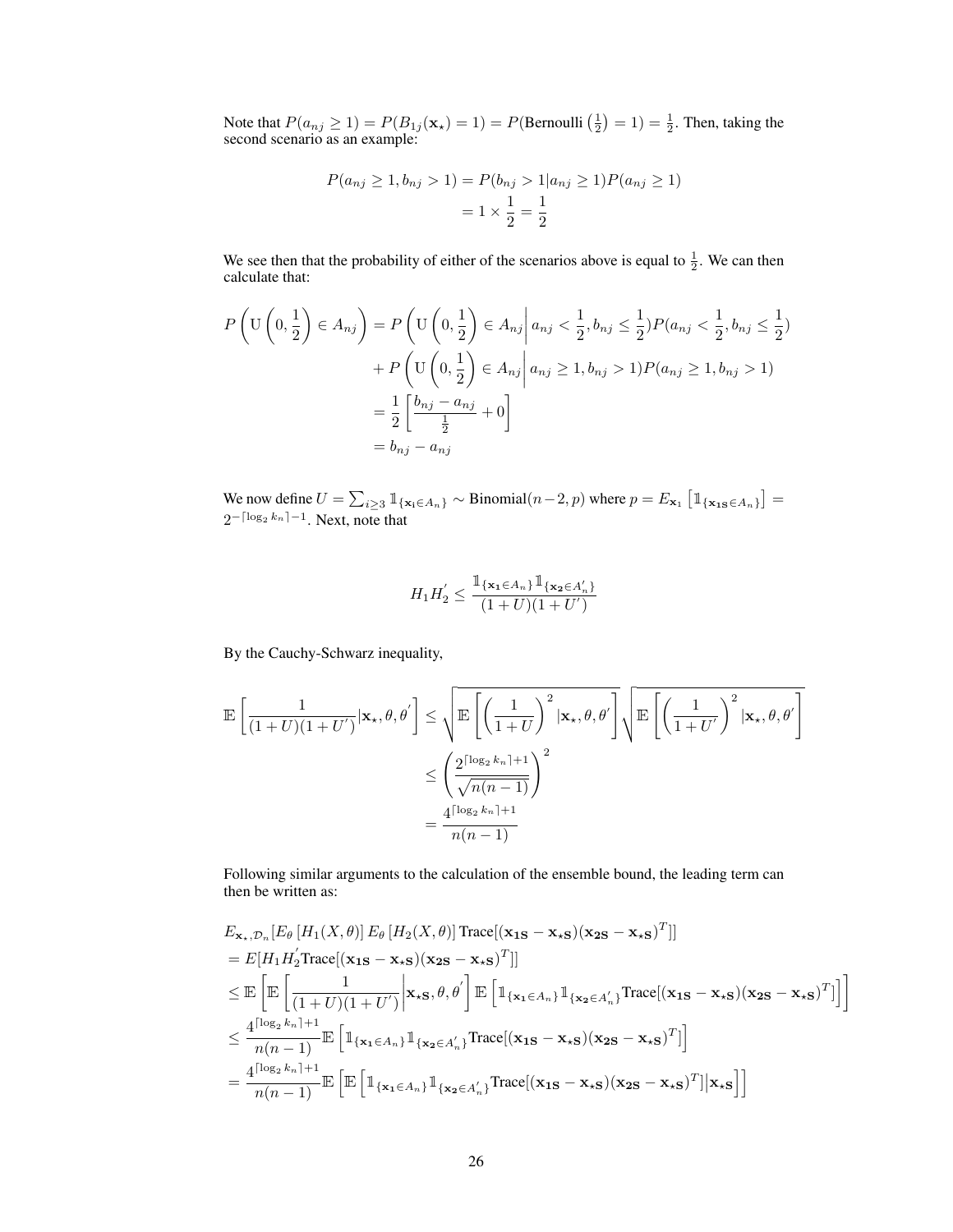Note that $P(a_{nj} \geq 1) = P(B_{1j}(\mathbf{x}_\star) = 1) = P(\text{Bernoulli}\left(\frac{1}{2}\right) = 1) = \frac{1}{2}$. Then, taking the second scenario as an example:

$$
\begin{aligned}
P(a_{nj} \geq 1, b_{nj} > 1) &= P(b_{nj} > 1 | a_{nj} \geq 1) P(a_{nj} \geq 1) \\
&= 1 \times \frac{1}{2} = \frac{1}{2}
\end{aligned}
$$

We see then that the probability of either of the scenarios above is equal to $\frac{1}{2}$. We can then calculate that:

$$
\begin{aligned}
P\left(\mathrm{U}\left(0, \frac{1}{2}\right) \in A_{nj}\right) &= P\left(\mathrm{U}\left(0, \frac{1}{2}\right) \in A_{nj} \middle| a_{nj} < \frac{1}{2}, b_{nj} \leq \frac{1}{2}\right) P(a_{nj} < \frac{1}{2}, b_{nj} \leq \frac{1}{2}) \\
&\quad + P\left(\mathrm{U}\left(0, \frac{1}{2}\right) \in A_{nj} \middle| a_{nj} \geq 1, b_{nj} > 1\right) P(a_{nj} \geq 1, b_{nj} > 1) \\
&= \frac{1}{2}\left[\frac{b_{nj} - a_{nj}}{\frac{1}{2}} + 0\right] \\
&= b_{nj} - a_{nj}
\end{aligned}
$$

We now define $U = \sum_{i \geq 3} \mathbb{1}_{\{\mathbf{x_i} \in A_n\}} \sim \text{Binomial}(n-2, p)$ where $p = E_{\mathbf{x_1}}\left[\mathbb{1}_{\{\mathbf{x_{1S}} \in A_n\}}\right] = 2^{-\lceil \log_2 k_n \rceil - 1}$. Next, note that

$$
H_1 H_2^{'} \leq \frac{\mathbb{1}_{\{\mathbf{x_1} \in A_n\}} \mathbb{1}_{\{\mathbf{x_2} \in A_n^{'}\}}}{(1+U)(1+U^{'})}
$$

By the Cauchy-Schwarz inequality,

$$
\begin{aligned}
\mathbb{E}\left[\frac{1}{(1+U)(1+U^{'})} | \mathbf{x}_\star, \theta, \theta^{'}\right] &\leq \sqrt{\mathbb{E}\left[\left(\frac{1}{1+U}\right)^2 | \mathbf{x}_\star, \theta, \theta^{'}\right]} \sqrt{\mathbb{E}\left[\left(\frac{1}{1+U^{'}}\right)^2 | \mathbf{x}_\star, \theta, \theta^{'}\right]} \\
&\leq \left(\frac{2^{\lceil \log_2 k_n \rceil + 1}}{\sqrt{n(n-1)}}\right)^2 \\
&= \frac{4^{\lceil \log_2 k_n \rceil + 1}}{n(n-1)}
\end{aligned}
$$

Following similar arguments to the calculation of the ensemble bound, the leading term can then be written as:

$$
\begin{aligned}
&E_{\mathbf{x}_\star, \mathcal{D}_n}[E_\theta\left[H_1(X, \theta)\right] E_\theta\left[H_2(X, \theta)\right] \text{Trace}[(\mathbf{x_{1S}} - \mathbf{x_{\star S}})(\mathbf{x_{2S}} - \mathbf{x_{\star S}})^T]] \\
&= E[H_1 H_2^{'} \text{Trace}[(\mathbf{x_{1S}} - \mathbf{x_{\star S}})(\mathbf{x_{2S}} - \mathbf{x_{\star S}})^T]] \\
&\leq \mathbb{E}\left[\mathbb{E}\left[\frac{1}{(1+U)(1+U^{'})} \middle| \mathbf{x_{\star S}}, \theta, \theta^{'}\right] \mathbb{E}\left[\mathbb{1}_{\{\mathbf{x_1} \in A_n\}} \mathbb{1}_{\{\mathbf{x_2} \in A_n^{'}\}} \text{Trace}[(\mathbf{x_{1S}} - \mathbf{x_{\star S}})(\mathbf{x_{2S}} - \mathbf{x_{\star S}})^T]\right]\right] \\
&\leq \frac{4^{\lceil \log_2 k_n \rceil + 1}}{n(n-1)} \mathbb{E}\left[\mathbb{1}_{\{\mathbf{x_1} \in A_n\}} \mathbb{1}_{\{\mathbf{x_2} \in A_n^{'}\}} \text{Trace}[(\mathbf{x_{1S}} - \mathbf{x_{\star S}})(\mathbf{x_{2S}} - \mathbf{x_{\star S}})^T]\right] \\
&= \frac{4^{\lceil \log_2 k_n \rceil + 1}}{n(n-1)} \mathbb{E}\left[\mathbb{E}\left[\mathbb{1}_{\{\mathbf{x_1} \in A_n\}} \mathbb{1}_{\{\mathbf{x_2} \in A_n^{'}\}} \text{Trace}[(\mathbf{x_{1S}} - \mathbf{x_{\star S}})(\mathbf{x_{2S}} - \mathbf{x_{\star S}})^T] \middle| \mathbf{x_{\star S}}\right]\right]
\end{aligned}
$$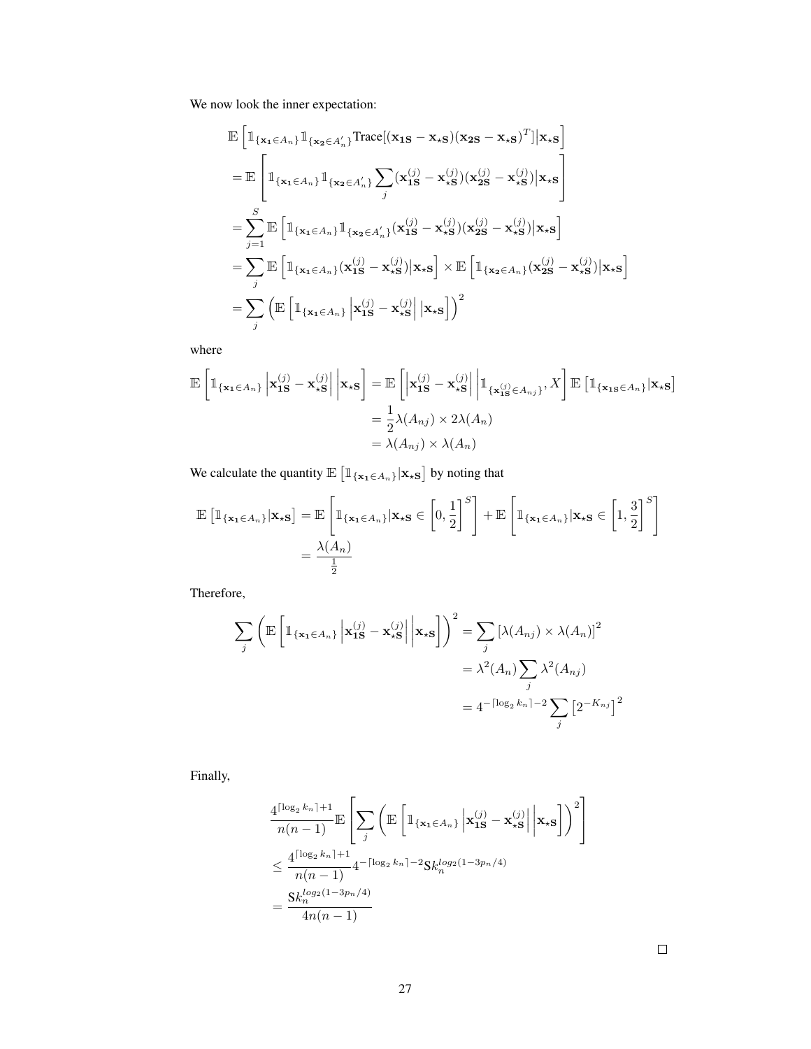We now look the inner expectation:

$$
\begin{aligned}
&\mathbb{E}\left[\mathbb{1}_{\{\mathbf{x_1}\in A_n\}}\mathbb{1}_{\{\mathbf{x_2}\in A_n'\}}\text{Trace}[(\mathbf{x_{1S}}-\mathbf{x_{\star S}})(\mathbf{x_{2S}}-\mathbf{x_{\star S}})^T]\big|\mathbf{x_{\star S}}\right] \\
&=\mathbb{E}\left[\mathbb{1}_{\{\mathbf{x_1}\in A_n\}}\mathbb{1}_{\{\mathbf{x_2}\in A_n'\}}\sum_j(\mathbf{x_{1S}^{(j)}}-\mathbf{x_{\star S}^{(j)}})(\mathbf{x_{2S}^{(j)}}-\mathbf{x_{\star S}^{(j)}})\big|\mathbf{x_{\star S}}\right] \\
&=\sum_{j=1}^{S}\mathbb{E}\left[\mathbb{1}_{\{\mathbf{x_1}\in A_n\}}\mathbb{1}_{\{\mathbf{x_2}\in A_n'\}}(\mathbf{x_{1S}^{(j)}}-\mathbf{x_{\star S}^{(j)}})(\mathbf{x_{2S}^{(j)}}-\mathbf{x_{\star S}^{(j)}})\big|\mathbf{x_{\star S}}\right] \\
&=\sum_j\mathbb{E}\left[\mathbb{1}_{\{\mathbf{x_1}\in A_n\}}(\mathbf{x_{1S}^{(j)}}-\mathbf{x_{\star S}^{(j)}})\big|\mathbf{x_{\star S}}\right]\times\mathbb{E}\left[\mathbb{1}_{\{\mathbf{x_2}\in A_n\}}(\mathbf{x_{2S}^{(j)}}-\mathbf{x_{\star S}^{(j)}})\big|\mathbf{x_{\star S}}\right] \\
&=\sum_j\left(\mathbb{E}\left[\mathbb{1}_{\{\mathbf{x_1}\in A_n\}}\left|\mathbf{x_{1S}^{(j)}}-\mathbf{x_{\star S}^{(j)}}\right|\big|\mathbf{x_{\star S}}\right]\right)^2
\end{aligned}
$$

where

$$
\begin{aligned}
\mathbb{E}\left[\mathbb{1}_{\{\mathbf{x_1}\in A_n\}}\left|\mathbf{x_{1S}^{(j)}}-\mathbf{x_{\star S}^{(j)}}\right|\bigg|\mathbf{x_{\star S}}\right] &= \mathbb{E}\left[\left|\mathbf{x_{1S}^{(j)}}-\mathbf{x_{\star S}^{(j)}}\right|\bigg|\mathbb{1}_{\{\mathbf{x_{1S}^{(j)}}\in A_{nj}\}},X\right]\mathbb{E}\left[\mathbb{1}_{\{\mathbf{x_{1S}}\in A_n\}}|\mathbf{x_{\star S}}\right] \\
&=\frac{1}{2}\lambda(A_{nj})\times 2\lambda(A_n) \\
&=\lambda(A_{nj})\times\lambda(A_n)
\end{aligned}
$$

We calculate the quantity $\mathbb{E}\left[\mathbb{1}_{\{\mathbf{x_1}\in A_n\}}|\mathbf{x_{\star S}}\right]$ by noting that

$$
\begin{aligned}
\mathbb{E}\left[\mathbb{1}_{\{\mathbf{x_1}\in A_n\}}|\mathbf{x_{\star S}}\right] &= \mathbb{E}\left[\mathbb{1}_{\{\mathbf{x_1}\in A_n\}}|\mathbf{x_{\star S}}\in\left[0,\frac{1}{2}\right]^S\right]+\mathbb{E}\left[\mathbb{1}_{\{\mathbf{x_1}\in A_n\}}|\mathbf{x_{\star S}}\in\left[1,\frac{3}{2}\right]^S\right] \\
&=\frac{\lambda(A_n)}{\frac{1}{2}}
\end{aligned}
$$

Therefore,

$$
\begin{aligned}
\sum_j\left(\mathbb{E}\left[\mathbb{1}_{\{\mathbf{x_1}\in A_n\}}\left|\mathbf{x_{1S}^{(j)}}-\mathbf{x_{\star S}^{(j)}}\right|\bigg|\mathbf{x_{\star S}}\right]\right)^2 &= \sum_j\left[\lambda(A_{nj})\times\lambda(A_n)\right]^2 \\
&=\lambda^2(A_n)\sum_j\lambda^2(A_{nj}) \\
&=4^{-\lceil\log_2 k_n\rceil-2}\sum_j\left[2^{-K_{nj}}\right]^2
\end{aligned}
$$

Finally,

$$
\begin{aligned}
&\frac{4^{\lceil\log_2 k_n\rceil+1}}{n(n-1)}\mathbb{E}\left[\sum_j\left(\mathbb{E}\left[\mathbb{1}_{\{\mathbf{x_1}\in A_n\}}\left|\mathbf{x_{1S}^{(j)}}-\mathbf{x_{\star S}^{(j)}}\right|\bigg|\mathbf{x_{\star S}}\right]\right)^2\right] \\
&\leq\frac{4^{\lceil\log_2 k_n\rceil+1}}{n(n-1)}4^{-\lceil\log_2 k_n\rceil-2}\mathrm{S}k_n^{log_2(1-3p_n/4)} \\
&=\frac{\mathrm{S}k_n^{log_2(1-3p_n/4)}}{4n(n-1)}
\end{aligned}
$$

□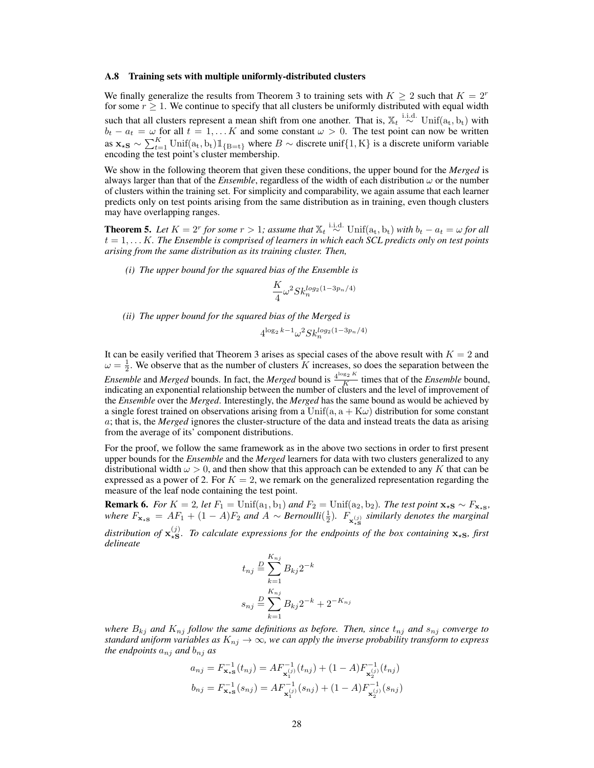### A.8 Training sets with multiple uniformly-distributed clusters

We finally generalize the results from Theorem 3 to training sets with $K \geq 2$ such that $K = 2^r$ for some $r \geq 1$. We continue to specify that all clusters be uniformly distributed with equal width such that all clusters represent a mean shift from one another. That is, $\mathbb{X}_t \overset{\text{i.i.d.}}{\sim} \text{Unif}(\text{a}_t, \text{b}_t)$ with $b_t - a_t = \omega$ for all $t = 1, \dots K$ and some constant $\omega > 0$. The test point can now be written as $\mathbf{x}_{\star\mathbf{S}} \sim \sum_{t=1}^{K} \text{Unif}(\text{a}_t, \text{b}_t) \mathbb{1}_{\{\text{B}=\text{t}\}}$ where $B \sim$ discrete unif$\{1, \text{K}\}$ is a discrete uniform variable encoding the test point's cluster membership.

We show in the following theorem that given these conditions, the upper bound for the *Merged* is always larger than that of the *Ensemble*, regardless of the width of each distribution $\omega$ or the number of clusters within the training set. For simplicity and comparability, we again assume that each learner predicts only on test points arising from the same distribution as in training, even though clusters may have overlapping ranges.

**Theorem 5.** *Let $K = 2^r$ for some $r > 1$; assume that $\mathbb{X}_t \overset{\text{i.i.d.}}{\sim} \text{Unif}(\text{a}_t, \text{b}_t)$ with $b_t - a_t = \omega$ for all $t = 1, \dots K$. The Ensemble is comprised of learners in which each SCL predicts only on test points arising from the same distribution as its training cluster. Then,*

*(i) The upper bound for the squared bias of the Ensemble is*

$$\frac{K}{4}\omega^2 S k_n^{log_2(1-3p_n/4)}$$

*(ii) The upper bound for the squared bias of the Merged is*

$$4^{\log_2 k - 1}\omega^2 S k_n^{log_2(1-3p_n/4)}$$

It can be easily verified that Theorem 3 arises as special cases of the above result with $K = 2$ and $\omega = \frac{1}{2}$. We observe that as the number of clusters $K$ increases, so does the separation between the *Ensemble* and *Merged* bounds. In fact, the *Merged* bound is $\frac{4^{\log_2 K}}{K}$ times that of the *Ensemble* bound, indicating an exponential relationship between the number of clusters and the level of improvement of the *Ensemble* over the *Merged*. Interestingly, the *Merged* has the same bound as would be achieved by a single forest trained on observations arising from a $\text{Unif}(\text{a}, \text{a} + \text{K}\omega)$ distribution for some constant $a$; that is, the *Merged* ignores the cluster-structure of the data and instead treats the data as arising from the average of its' component distributions.

For the proof, we follow the same framework as in the above two sections in order to first present upper bounds for the *Ensemble* and the *Merged* learners for data with two clusters generalized to any distributional width $\omega > 0$, and then show that this approach can be extended to any $K$ that can be expressed as a power of 2. For $K = 2$, we remark on the generalized representation regarding the measure of the leaf node containing the test point.

**Remark 6.** *For $K = 2$, let $F_1 = \text{Unif}(\text{a}_1, \text{b}_1)$ and $F_2 = \text{Unif}(\text{a}_2, \text{b}_2)$. The test point $\mathbf{x}_{\star\mathbf{S}} \sim F_{\mathbf{x}_{\star\mathbf{S}}}$, where $F_{\mathbf{x}_{\star\mathbf{S}}} = AF_1 + (1 - A)F_2$ and $A \sim$ Bernoulli$(\frac{1}{2})$. $F_{\mathbf{x}_{\star\mathbf{S}}^{(j)}}$ similarly denotes the marginal distribution of $\mathbf{x}_{\star\mathbf{S}}^{(j)}$. To calculate expressions for the endpoints of the box containing $\mathbf{x}_{\star\mathbf{S}}$, first delineate*

$$t_{nj} \overset{D}{=} \sum_{k=1}^{K_{nj}} B_{kj} 2^{-k}$$

$$s_{nj} \overset{D}{=} \sum_{k=1}^{K_{nj}} B_{kj} 2^{-k} + 2^{-K_{nj}}$$

*where $B_{kj}$ and $K_{nj}$ follow the same definitions as before. Then, since $t_{nj}$ and $s_{nj}$ converge to standard uniform variables as $K_{nj} \to \infty$, we can apply the inverse probability transform to express the endpoints $a_{nj}$ and $b_{nj}$ as*

$$a_{nj} = F_{\mathbf{x}_{\star\mathbf{S}}}^{-1}(t_{nj}) = AF_{\mathbf{x}_1^{(j)}}^{-1}(t_{nj}) + (1 - A)F_{\mathbf{x}_2^{(j)}}^{-1}(t_{nj})$$

$$b_{nj} = F_{\mathbf{x}_{\star\mathbf{S}}}^{-1}(s_{nj}) = AF_{\mathbf{x}_1^{(j)}}^{-1}(s_{nj}) + (1 - A)F_{\mathbf{x}_2^{(j)}}^{-1}(s_{nj})$$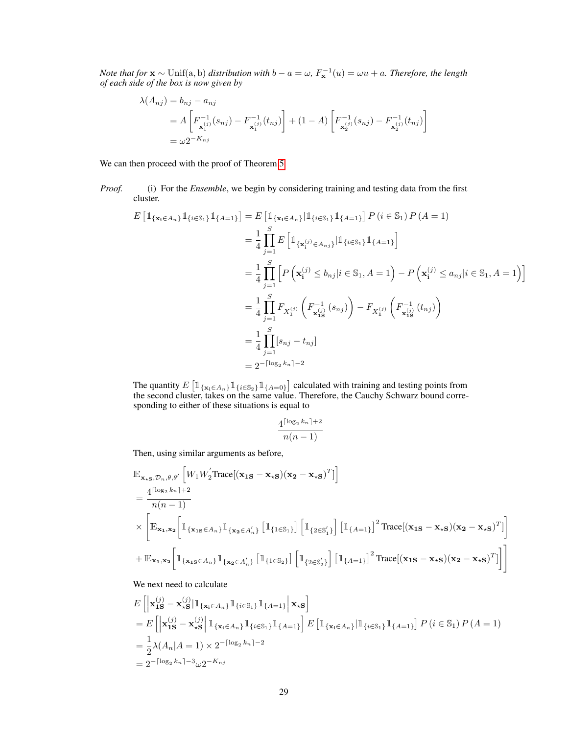*Note that for* $\mathbf{x} \sim \text{Unif}(a, b)$ *distribution with* $b - a = \omega$, $F_{\mathbf{x}}^{-1}(u) = \omega u + a$. *Therefore, the length of each side of the box is now given by*

$$
\begin{aligned}
\lambda(A_{nj}) &= b_{nj} - a_{nj} \\
&= A\left[F^{-1}_{\mathbf{x}_1^{(j)}}(s_{nj}) - F^{-1}_{\mathbf{x}_1^{(j)}}(t_{nj})\right] + (1 - A)\left[F^{-1}_{\mathbf{x}_2^{(j)}}(s_{nj}) - F^{-1}_{\mathbf{x}_2^{(j)}}(t_{nj})\right] \\
&= \omega 2^{-K_{nj}}
\end{aligned}
$$

We can then proceed with the proof of Theorem 5

*Proof.* (i) For the *Ensemble*, we begin by considering training and testing data from the first cluster.

$$
\begin{aligned}
E\left[\mathbb{1}_{\{\mathbf{x_i} \in A_n\}}\mathbb{1}_{\{i \in \mathbb{S}_1\}}\mathbb{1}_{\{A=1\}}\right] &= E\left[\mathbb{1}_{\{\mathbf{x_i} \in A_n\}}|\mathbb{1}_{\{i \in \mathbb{S}_1\}}\mathbb{1}_{\{A=1\}}\right] P\left(i \in \mathbb{S}_1\right) P\left(A = 1\right) \\
&= \frac{1}{4}\prod_{j=1}^{S} E\left[\mathbb{1}_{\{\mathbf{x_i}^{(j)} \in A_{nj}\}}|\mathbb{1}_{\{i \in \mathbb{S}_1\}}\mathbb{1}_{\{A=1\}}\right] \\
&= \frac{1}{4}\prod_{j=1}^{S}\left[P\left(\mathbf{x_i}^{(j)} \leq b_{nj}| i \in \mathbb{S}_1, A = 1\right) - P\left(\mathbf{x_i}^{(j)} \leq a_{nj}| i \in \mathbb{S}_1, A = 1\right)\right] \\
&= \frac{1}{4}\prod_{j=1}^{S} F_{X_1^{(j)}}\left(F^{-1}_{\mathbf{x_{1S}}^{(j)}}(s_{nj})\right) - F_{X_1^{(j)}}\left(F^{-1}_{\mathbf{x_{1S}}^{(j)}}(t_{nj})\right) \\
&= \frac{1}{4}\prod_{j=1}^{S}[s_{nj} - t_{nj}] \\
&= 2^{-\lceil \log_2 k_n \rceil - 2}
\end{aligned}
$$

The quantity $E\left[\mathbb{1}_{\{\mathbf{x_i} \in A_n\}}\mathbb{1}_{\{i \in \mathbb{S}_2\}}\mathbb{1}_{\{A=0\}}\right]$ calculated with training and testing points from the second cluster, takes on the same value. Therefore, the Cauchy Schwarz bound corresponding to either of these situations is equal to

$$
\frac{4^{\lceil \log_2 k_n \rceil + 2}}{n(n-1)}
$$

Then, using similar arguments as before,

$$
\begin{aligned}
&\mathbb{E}_{\mathbf{x_{\star S}}, \mathcal{D}_n, \theta, \theta'}\left[W_1 W_2' \text{Trace}[(\mathbf{x_{1S}} - \mathbf{x_{\star S}})(\mathbf{x_2} - \mathbf{x_{\star S}})^T]\right] \\
&= \frac{4^{\lceil \log_2 k_n \rceil + 2}}{n(n-1)} \\
&\times \Bigg[\mathbb{E}_{\mathbf{x_1}, \mathbf{x_2}}\Bigg[\mathbb{1}_{\{\mathbf{x_{1S}} \in A_n\}}\mathbb{1}_{\{\mathbf{x_2} \in A_n'\}}\left[\mathbb{1}_{\{1 \in \mathbb{S}_1\}}\right]\left[\mathbb{1}_{\{2 \in \mathbb{S}_1'\}}\right]\left[\mathbb{1}_{\{A=1\}}\right]^2 \text{Trace}[(\mathbf{x_{1S}} - \mathbf{x_{\star S}})(\mathbf{x_2} - \mathbf{x_{\star S}})^T]\Bigg] \\
&+ \mathbb{E}_{\mathbf{x_1}, \mathbf{x_2}}\Bigg[\mathbb{1}_{\{\mathbf{x_{1S}} \in A_n\}}\mathbb{1}_{\{\mathbf{x_2} \in A_n'\}}\left[\mathbb{1}_{\{1 \in \mathbb{S}_2\}}\right]\left[\mathbb{1}_{\{2 \in \mathbb{S}_2'\}}\right]\left[\mathbb{1}_{\{A=1\}}\right]^2 \text{Trace}[(\mathbf{x_{1S}} - \mathbf{x_{\star S}})(\mathbf{x_2} - \mathbf{x_{\star S}})^T]\Bigg]\Bigg]
\end{aligned}
$$

We next need to calculate

$$
\begin{aligned}
&E\left[\left|\mathbf{x_{1S}}^{(j)} - \mathbf{x_{\star S}}^{(j)}|\mathbb{1}_{\{\mathbf{x_i} \in A_n\}}\mathbb{1}_{\{i \in \mathbb{S}_1\}}\mathbb{1}_{\{A=1\}}\right| \mathbf{x_{\star S}}\right] \\
&= E\left[\left|\mathbf{x_{1S}}^{(j)} - \mathbf{x_{\star S}}^{(j)}\right|\mathbb{1}_{\{\mathbf{x_i} \in A_n\}}\mathbb{1}_{\{i \in \mathbb{S}_1\}}\mathbb{1}_{\{A=1\}}\right] E\left[\mathbb{1}_{\{\mathbf{x_i} \in A_n\}}|\mathbb{1}_{\{i \in \mathbb{S}_1\}}\mathbb{1}_{\{A=1\}}\right] P\left(i \in \mathbb{S}_1\right) P\left(A = 1\right) \\
&= \frac{1}{2}\lambda(A_n|A = 1) \times 2^{-\lceil \log_2 k_n \rceil - 2} \\
&= 2^{-\lceil \log_2 k_n \rceil - 3}\omega 2^{-K_{nj}}
\end{aligned}
$$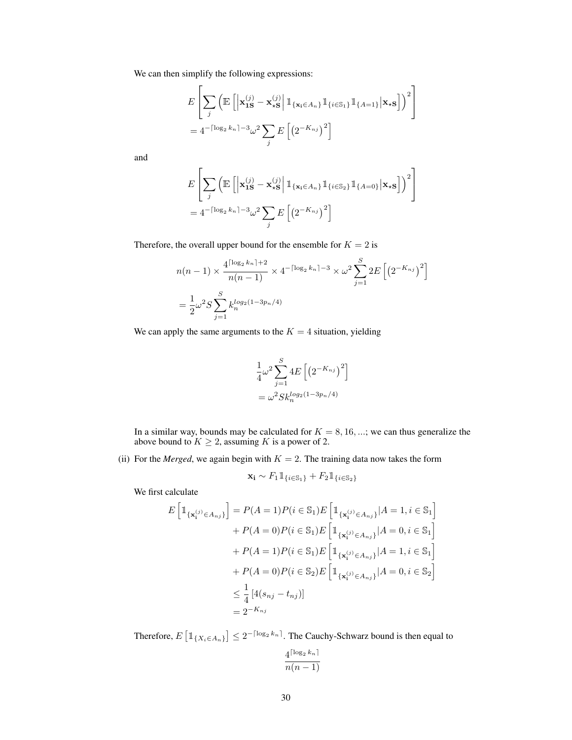We can then simplify the following expressions:

$$
\begin{aligned}
&E\left[\sum_j \left(\mathbb{E}\left[\left|\mathbf{x}_{\mathbf{1S}}^{(j)} - \mathbf{x}_{\star\mathbf{S}}^{(j)}\right| \mathbb{1}_{\{\mathbf{x_i}\in A_n\}}\mathbb{1}_{\{i\in\mathbb{S}_1\}}\mathbb{1}_{\{A=1\}}\big|\mathbf{x}_{\star\mathbf{S}}\right]\right)^2\right] \\
&= 4^{-\lceil \log_2 k_n\rceil - 3}\omega^2 \sum_j E\left[\left(2^{-K_{nj}}\right)^2\right]
\end{aligned}
$$

and

$$
\begin{aligned}
&E\left[\sum_j \left(\mathbb{E}\left[\left|\mathbf{x}_{\mathbf{1S}}^{(j)} - \mathbf{x}_{\star\mathbf{S}}^{(j)}\right| \mathbb{1}_{\{\mathbf{x_i}\in A_n\}}\mathbb{1}_{\{i\in\mathbb{S}_2\}}\mathbb{1}_{\{A=0\}}\big|\mathbf{x}_{\star\mathbf{S}}\right]\right)^2\right] \\
&= 4^{-\lceil \log_2 k_n\rceil - 3}\omega^2 \sum_j E\left[\left(2^{-K_{nj}}\right)^2\right]
\end{aligned}
$$

Therefore, the overall upper bound for the ensemble for $K = 2$ is

$$
\begin{aligned}
&n(n-1) \times \frac{4^{\lceil \log_2 k_n\rceil + 2}}{n(n-1)} \times 4^{-\lceil \log_2 k_n\rceil - 3} \times \omega^2 \sum_{j=1}^{S} 2E\left[\left(2^{-K_{nj}}\right)^2\right] \\
&= \frac{1}{2}\omega^2 S \sum_{j=1}^{S} k_n^{log_2(1-3p_n/4)}
\end{aligned}
$$

We can apply the same arguments to the $K = 4$ situation, yielding

$$
\begin{aligned}
&\frac{1}{4}\omega^2 \sum_{j=1}^{S} 4E\left[\left(2^{-K_{nj}}\right)^2\right] \\
&= \omega^2 S k_n^{log_2(1-3p_n/4)}
\end{aligned}
$$

In a similar way, bounds may be calculated for $K = 8, 16, ...$; we can thus generalize the above bound to $K \geq 2$, assuming $K$ is a power of 2.

(ii) For the *Merged*, we again begin with $K = 2$. The training data now takes the form

$$
\mathbf{x_i} \sim F_1\mathbb{1}_{\{i\in\mathbb{S}_1\}} + F_2\mathbb{1}_{\{i\in\mathbb{S}_2\}}
$$

We first calculate

$$
\begin{aligned}
E\left[\mathbb{1}_{\{\mathbf{x_i}^{(j)}\in A_{nj}\}}\right] &= P(A=1)P(i\in\mathbb{S}_1)E\left[\mathbb{1}_{\{\mathbf{x_i}^{(j)}\in A_{nj}\}}|A=1, i\in\mathbb{S}_1\right] \\
&+ P(A=0)P(i\in\mathbb{S}_1)E\left[\mathbb{1}_{\{\mathbf{x_i}^{(j)}\in A_{nj}\}}|A=0, i\in\mathbb{S}_1\right] \\
&+ P(A=1)P(i\in\mathbb{S}_1)E\left[\mathbb{1}_{\{\mathbf{x_i}^{(j)}\in A_{nj}\}}|A=1, i\in\mathbb{S}_1\right] \\
&+ P(A=0)P(i\in\mathbb{S}_2)E\left[\mathbb{1}_{\{\mathbf{x_i}^{(j)}\in A_{nj}\}}|A=0, i\in\mathbb{S}_2\right] \\
&\leq \frac{1}{4}\left[4(s_{nj} - t_{nj})\right] \\
&= 2^{-K_{nj}}
\end{aligned}
$$

Therefore, $E\left[\mathbb{1}_{\{X_i\in A_n\}}\right] \leq 2^{-\lceil \log_2 k_n\rceil}$. The Cauchy-Schwarz bound is then equal to

$$
\frac{4^{\lceil \log_2 k_n\rceil}}{n(n-1)}
$$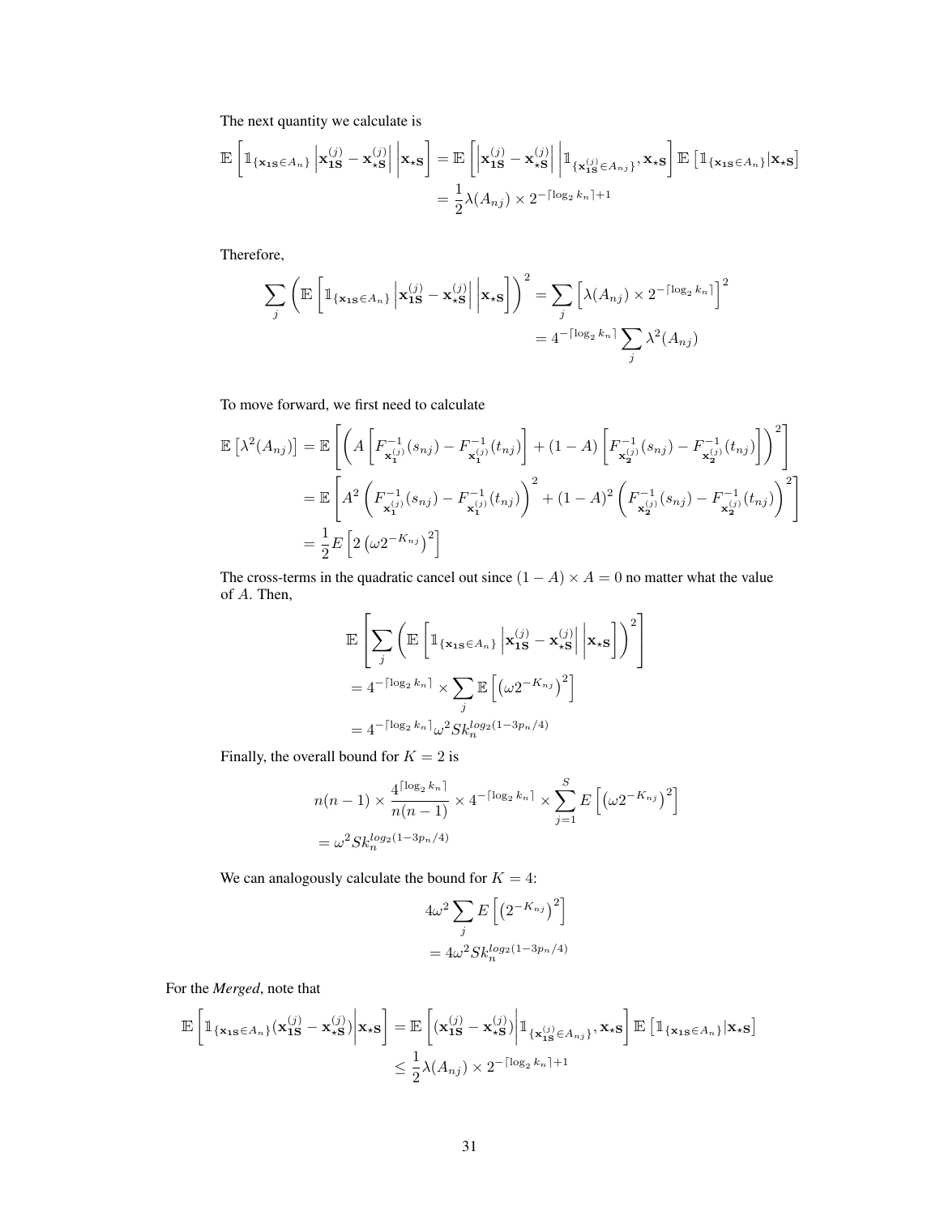The next quantity we calculate is

$$
\begin{aligned}
\mathbb{E}\left[\mathbb{1}_{\{\mathbf{x_{1S}} \in A_n\}} \left|\mathbf{x}_{\mathbf{1S}}^{(j)} - \mathbf{x}_{\star\mathbf{S}}^{(j)}\right| \middle| \mathbf{x}_{\star\mathbf{S}}\right] &= \mathbb{E}\left[\left|\mathbf{x}_{\mathbf{1S}}^{(j)} - \mathbf{x}_{\star\mathbf{S}}^{(j)}\right| \middle| \mathbb{1}_{\{\mathbf{x}_{\mathbf{1S}}^{(j)} \in A_{nj}\}}, \mathbf{x}_{\star\mathbf{S}}\right] \mathbb{E}\left[\mathbb{1}_{\{\mathbf{x_{1S}} \in A_n\}} | \mathbf{x}_{\star\mathbf{S}}\right] \\
&= \frac{1}{2}\lambda(A_{nj}) \times 2^{-\lceil \log_2 k_n \rceil + 1}
\end{aligned}
$$

Therefore,

$$
\begin{aligned}
\sum_j \left(\mathbb{E}\left[\mathbb{1}_{\{\mathbf{x_{1S}} \in A_n\}} \left|\mathbf{x}_{\mathbf{1S}}^{(j)} - \mathbf{x}_{\star\mathbf{S}}^{(j)}\right| \middle| \mathbf{x}_{\star\mathbf{S}}\right]\right)^2 &= \sum_j \left[\lambda(A_{nj}) \times 2^{-\lceil \log_2 k_n \rceil}\right]^2 \\
&= 4^{-\lceil \log_2 k_n \rceil} \sum_j \lambda^2(A_{nj})
\end{aligned}
$$

To move forward, we first need to calculate

$$
\begin{aligned}
\mathbb{E}\left[\lambda^2(A_{nj})\right] &= \mathbb{E}\left[\left(A\left[F^{-1}_{\mathbf{x}_\mathbf{1}^{(j)}}(s_{nj}) - F^{-1}_{\mathbf{x}_\mathbf{1}^{(j)}}(t_{nj})\right] + (1-A)\left[F^{-1}_{\mathbf{x}_\mathbf{2}^{(j)}}(s_{nj}) - F^{-1}_{\mathbf{x}_\mathbf{2}^{(j)}}(t_{nj})\right]\right)^2\right] \\
&= \mathbb{E}\left[A^2\left(F^{-1}_{\mathbf{x}_\mathbf{1}^{(j)}}(s_{nj}) - F^{-1}_{\mathbf{x}_\mathbf{1}^{(j)}}(t_{nj})\right)^2 + (1-A)^2\left(F^{-1}_{\mathbf{x}_\mathbf{2}^{(j)}}(s_{nj}) - F^{-1}_{\mathbf{x}_\mathbf{2}^{(j)}}(t_{nj})\right)^2\right] \\
&= \frac{1}{2}E\left[2\left(\omega 2^{-K_{nj}}\right)^2\right]
\end{aligned}
$$

The cross-terms in the quadratic cancel out since $(1-A) \times A = 0$ no matter what the value of $A$. Then,

$$
\begin{aligned}
&\mathbb{E}\left[\sum_j \left(\mathbb{E}\left[\mathbb{1}_{\{\mathbf{x_{1S}} \in A_n\}} \left|\mathbf{x}_{\mathbf{1S}}^{(j)} - \mathbf{x}_{\star\mathbf{S}}^{(j)}\right| \middle| \mathbf{x}_{\star\mathbf{S}}\right]\right)^2\right] \\
&= 4^{-\lceil \log_2 k_n \rceil} \times \sum_j \mathbb{E}\left[\left(\omega 2^{-K_{nj}}\right)^2\right] \\
&= 4^{-\lceil \log_2 k_n \rceil} \omega^2 S k_n^{log_2(1-3p_n/4)}
\end{aligned}
$$

Finally, the overall bound for $K = 2$ is

$$
\begin{aligned}
&n(n-1) \times \frac{4^{\lceil \log_2 k_n \rceil}}{n(n-1)} \times 4^{-\lceil \log_2 k_n \rceil} \times \sum_{j=1}^{S} E\left[\left(\omega 2^{-K_{nj}}\right)^2\right] \\
&= \omega^2 S k_n^{log_2(1-3p_n/4)}
\end{aligned}
$$

We can analogously calculate the bound for $K = 4$:

$$
\begin{aligned}
&4\omega^2 \sum_j E\left[\left(2^{-K_{nj}}\right)^2\right] \\
&= 4\omega^2 S k_n^{log_2(1-3p_n/4)}
\end{aligned}
$$

For the *Merged*, note that

$$
\begin{aligned}
\mathbb{E}\left[\mathbb{1}_{\{\mathbf{x_{1S}} \in A_n\}} (\mathbf{x}_{\mathbf{1S}}^{(j)} - \mathbf{x}_{\star\mathbf{S}}^{(j)}) \middle| \mathbf{x}_{\star\mathbf{S}}\right] &= \mathbb{E}\left[(\mathbf{x}_{\mathbf{1S}}^{(j)} - \mathbf{x}_{\star\mathbf{S}}^{(j)}) \middle| \mathbb{1}_{\{\mathbf{x}_{\mathbf{1S}}^{(j)} \in A_{nj}\}}, \mathbf{x}_{\star\mathbf{S}}\right] \mathbb{E}\left[\mathbb{1}_{\{\mathbf{x_{1S}} \in A_n\}} | \mathbf{x}_{\star\mathbf{S}}\right] \\
&\leq \frac{1}{2}\lambda(A_{nj}) \times 2^{-\lceil \log_2 k_n \rceil + 1}
\end{aligned}
$$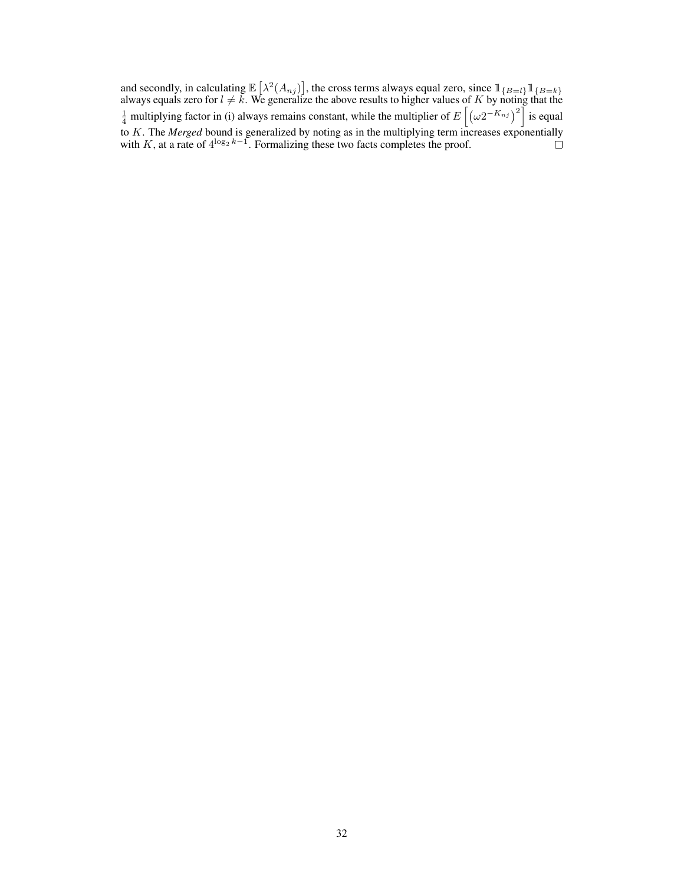and secondly, in calculating $\mathbb{E}\left[\lambda^2(A_{nj})\right]$, the cross terms always equal zero, since $\mathbb{1}_{\{B=l\}}\mathbb{1}_{\{B=k\}}$ always equals zero for $l \neq k$. We generalize the above results to higher values of $K$ by noting that the $\frac{1}{4}$ multiplying factor in (i) always remains constant, while the multiplier of $E\left[\left(\omega 2^{-K_{nj}}\right)^2\right]$ is equal to $K$. The ***Merged*** bound is generalized by noting as in the multiplying term increases exponentially with $K$, at a rate of $4^{\log_2 k - 1}$. Formalizing these two facts completes the proof. $\square$